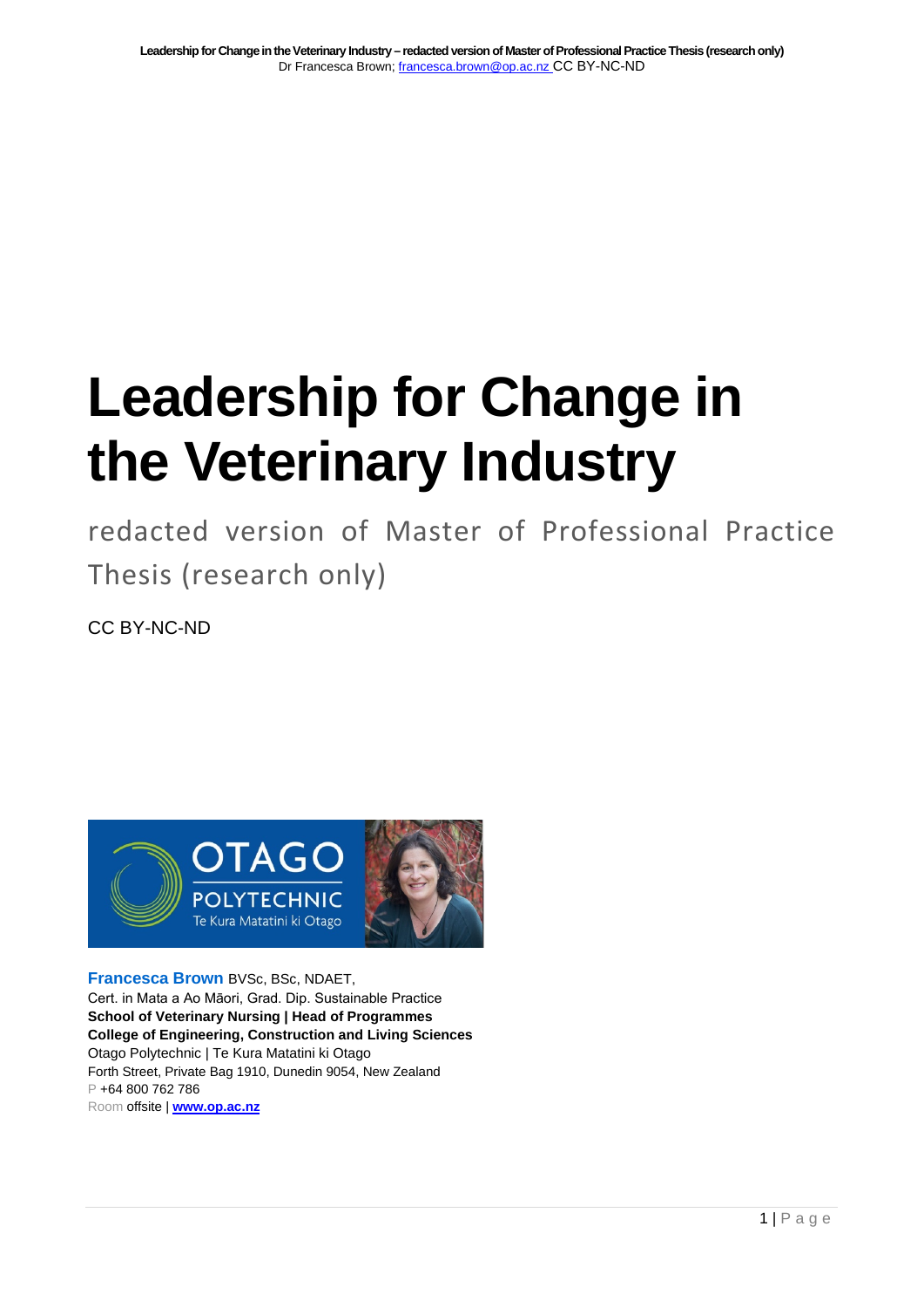# Leadership for Change in the Veterinary Industry

redacted version of Master of Professional Practice Thesis (research only)

CC BY-NC-ND

**Francesca Brown** BVSc, BSc, NDAET,
Cert. in Mata a Ao Māori, Grad. Dip. Sustainable Practice
**School of Veterinary Nursing | Head of Programmes**
**College of Engineering, Construction and Living Sciences**
Otago Polytechnic | Te Kura Matatini ki Otago
Forth Street, Private Bag 1910, Dunedin 9054, New Zealand
P +64 800 762 786
Room offsite | **www.op.ac.nz**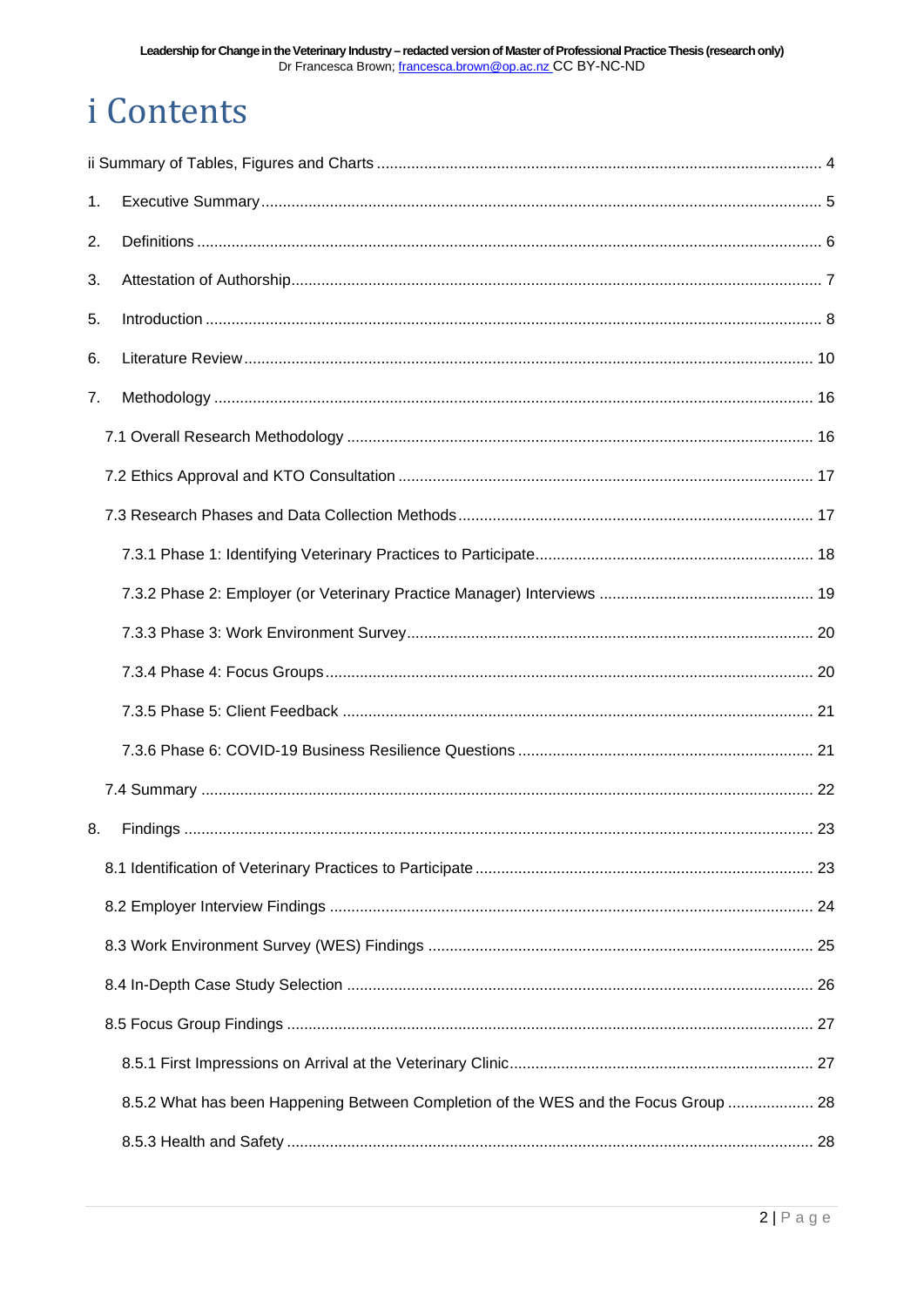# i Contents

ii Summary of Tables, Figures and Charts .......... 4

1. Executive Summary .......... 5

2. Definitions .......... 6

3. Attestation of Authorship .......... 7

5. Introduction .......... 8

6. Literature Review .......... 10

7. Methodology .......... 16

    7.1 Overall Research Methodology .......... 16

    7.2 Ethics Approval and KTO Consultation .......... 17

    7.3 Research Phases and Data Collection Methods .......... 17

        7.3.1 Phase 1: Identifying Veterinary Practices to Participate .......... 18

        7.3.2 Phase 2: Employer (or Veterinary Practice Manager) Interviews .......... 19

        7.3.3 Phase 3: Work Environment Survey .......... 20

        7.3.4 Phase 4: Focus Groups .......... 20

        7.3.5 Phase 5: Client Feedback .......... 21

        7.3.6 Phase 6: COVID-19 Business Resilience Questions .......... 21

    7.4 Summary .......... 22

8. Findings .......... 23

    8.1 Identification of Veterinary Practices to Participate .......... 23

    8.2 Employer Interview Findings .......... 24

    8.3 Work Environment Survey (WES) Findings .......... 25

    8.4 In-Depth Case Study Selection .......... 26

    8.5 Focus Group Findings .......... 27

        8.5.1 First Impressions on Arrival at the Veterinary Clinic .......... 27

        8.5.2 What has been Happening Between Completion of the WES and the Focus Group .......... 28

        8.5.3 Health and Safety .......... 28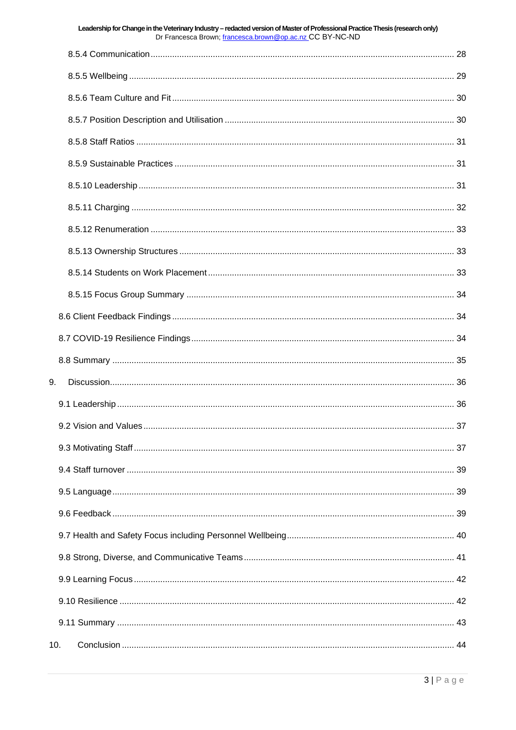8.5.4 Communication ... 28

8.5.5 Wellbeing ... 29

8.5.6 Team Culture and Fit ... 30

8.5.7 Position Description and Utilisation ... 30

8.5.8 Staff Ratios ... 31

8.5.9 Sustainable Practices ... 31

8.5.10 Leadership ... 31

8.5.11 Charging ... 32

8.5.12 Renumeration ... 33

8.5.13 Ownership Structures ... 33

8.5.14 Students on Work Placement ... 33

8.5.15 Focus Group Summary ... 34

8.6 Client Feedback Findings ... 34

8.7 COVID-19 Resilience Findings ... 34

8.8 Summary ... 35

9. Discussion ... 36

9.1 Leadership ... 36

9.2 Vision and Values ... 37

9.3 Motivating Staff ... 37

9.4 Staff turnover ... 39

9.5 Language ... 39

9.6 Feedback ... 39

9.7 Health and Safety Focus including Personnel Wellbeing ... 40

9.8 Strong, Diverse, and Communicative Teams ... 41

9.9 Learning Focus ... 42

9.10 Resilience ... 42

9.11 Summary ... 43

10. Conclusion ... 44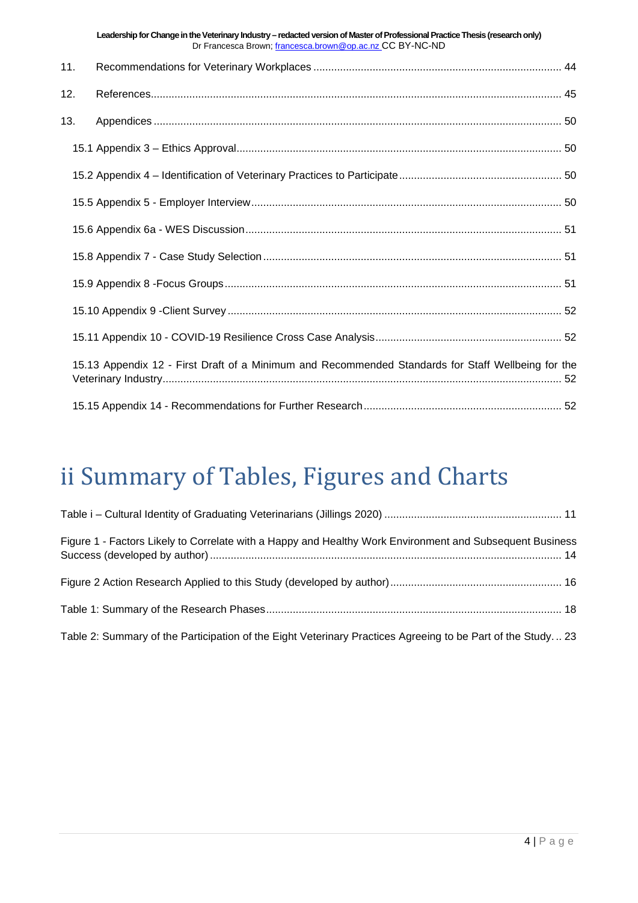11. Recommendations for Veterinary Workplaces ........................................................................................ 44

12. References........................................................................................................................................ 45

13. Appendices ...................................................................................................................................... 50

15.1 Appendix 3 – Ethics Approval............................................................................................................ 50

15.2 Appendix 4 – Identification of Veterinary Practices to Participate ....................................................... 50

15.5 Appendix 5 - Employer Interview ........................................................................................................ 50

15.6 Appendix 6a - WES Discussion .......................................................................................................... 51

15.8 Appendix 7 - Case Study Selection .................................................................................................... 51

15.9 Appendix 8 -Focus Groups ................................................................................................................. 51

15.10 Appendix 9 -Client Survey ................................................................................................................ 52

15.11 Appendix 10 - COVID-19 Resilience Cross Case Analysis ............................................................... 52

15.13 Appendix 12 - First Draft of a Minimum and Recommended Standards for Staff Wellbeing for the Veterinary Industry ...................................................................................................................................... 52

15.15 Appendix 14 - Recommendations for Further Research .................................................................. 52

# ii Summary of Tables, Figures and Charts

Table i – Cultural Identity of Graduating Veterinarians (Jillings 2020) ........................................................... 11

Figure 1 - Factors Likely to Correlate with a Happy and Healthy Work Environment and Subsequent Business Success (developed by author) ...................................................................................................................... 14

Figure 2 Action Research Applied to this Study (developed by author) ......................................................... 16

Table 1: Summary of the Research Phases .................................................................................................... 18

Table 2: Summary of the Participation of the Eight Veterinary Practices Agreeing to be Part of the Study... 23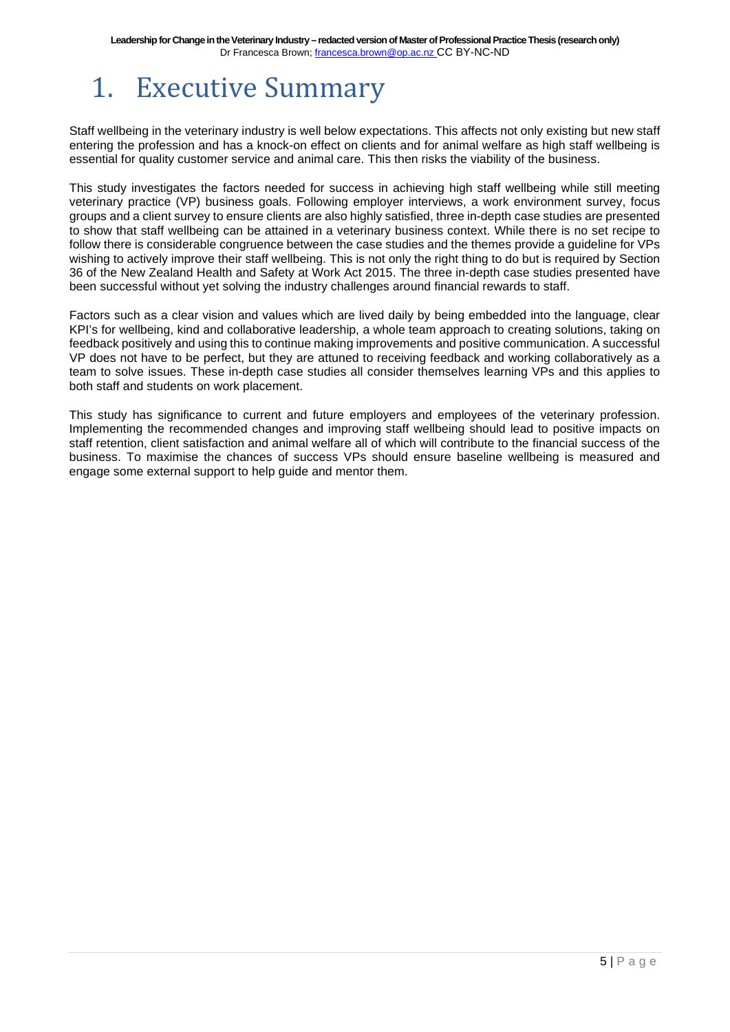# 1. Executive Summary

Staff wellbeing in the veterinary industry is well below expectations. This affects not only existing but new staff entering the profession and has a knock-on effect on clients and for animal welfare as high staff wellbeing is essential for quality customer service and animal care. This then risks the viability of the business.

This study investigates the factors needed for success in achieving high staff wellbeing while still meeting veterinary practice (VP) business goals. Following employer interviews, a work environment survey, focus groups and a client survey to ensure clients are also highly satisfied, three in-depth case studies are presented to show that staff wellbeing can be attained in a veterinary business context. While there is no set recipe to follow there is considerable congruence between the case studies and the themes provide a guideline for VPs wishing to actively improve their staff wellbeing. This is not only the right thing to do but is required by Section 36 of the New Zealand Health and Safety at Work Act 2015. The three in-depth case studies presented have been successful without yet solving the industry challenges around financial rewards to staff.

Factors such as a clear vision and values which are lived daily by being embedded into the language, clear KPI's for wellbeing, kind and collaborative leadership, a whole team approach to creating solutions, taking on feedback positively and using this to continue making improvements and positive communication. A successful VP does not have to be perfect, but they are attuned to receiving feedback and working collaboratively as a team to solve issues. These in-depth case studies all consider themselves learning VPs and this applies to both staff and students on work placement.

This study has significance to current and future employers and employees of the veterinary profession. Implementing the recommended changes and improving staff wellbeing should lead to positive impacts on staff retention, client satisfaction and animal welfare all of which will contribute to the financial success of the business. To maximise the chances of success VPs should ensure baseline wellbeing is measured and engage some external support to help guide and mentor them.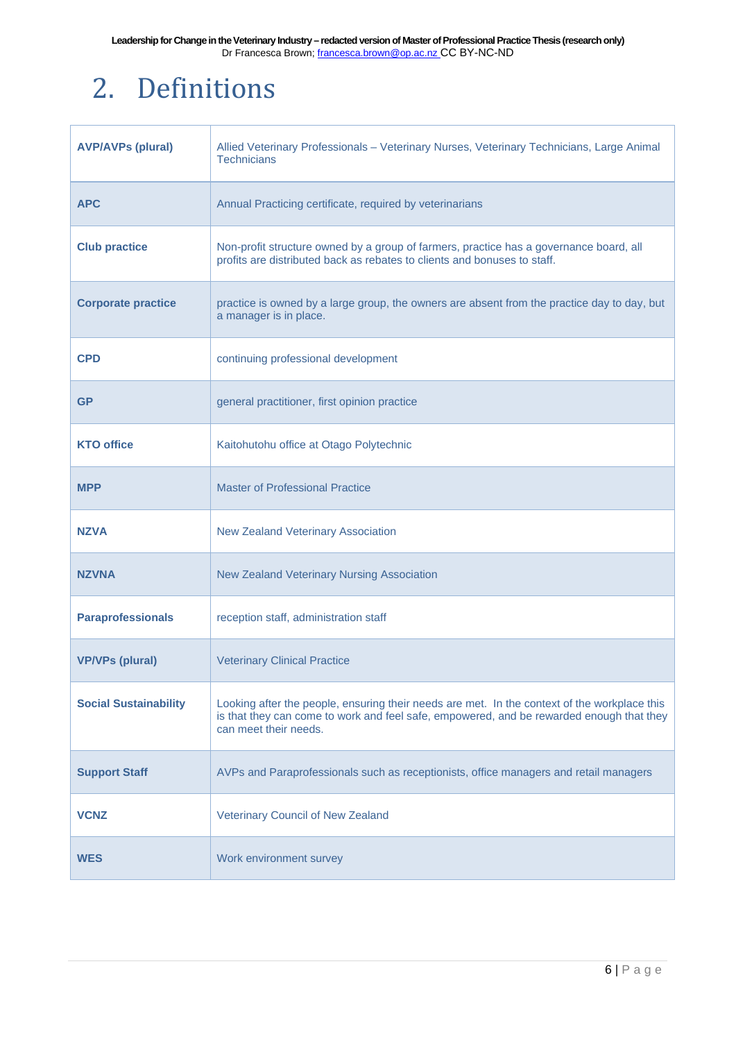# 2. Definitions

| | |
|---|---|
| **AVP/AVPs (plural)** | Allied Veterinary Professionals – Veterinary Nurses, Veterinary Technicians, Large Animal Technicians |
| **APC** | Annual Practicing certificate, required by veterinarians |
| **Club practice** | Non-profit structure owned by a group of farmers, practice has a governance board, all profits are distributed back as rebates to clients and bonuses to staff. |
| **Corporate practice** | practice is owned by a large group, the owners are absent from the practice day to day, but a manager is in place. |
| **CPD** | continuing professional development |
| **GP** | general practitioner, first opinion practice |
| **KTO office** | Kaitohutohu office at Otago Polytechnic |
| **MPP** | Master of Professional Practice |
| **NZVA** | New Zealand Veterinary Association |
| **NZVNA** | New Zealand Veterinary Nursing Association |
| **Paraprofessionals** | reception staff, administration staff |
| **VP/VPs (plural)** | Veterinary Clinical Practice |
| **Social Sustainability** | Looking after the people, ensuring their needs are met. In the context of the workplace this is that they can come to work and feel safe, empowered, and be rewarded enough that they can meet their needs. |
| **Support Staff** | AVPs and Paraprofessionals such as receptionists, office managers and retail managers |
| **VCNZ** | Veterinary Council of New Zealand |
| **WES** | Work environment survey |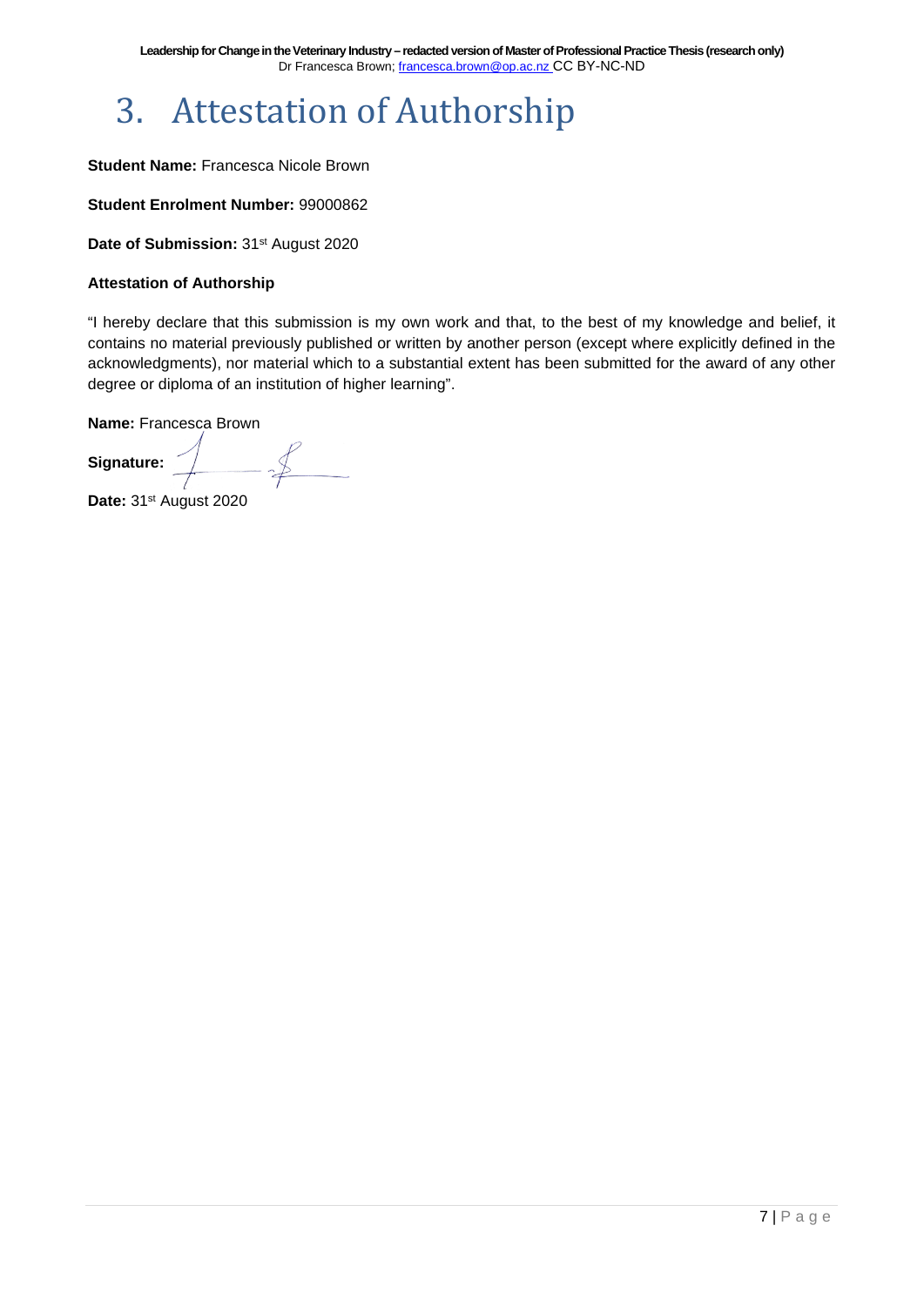# 3. Attestation of Authorship

**Student Name:** Francesca Nicole Brown

**Student Enrolment Number:** 99000862

**Date of Submission:** 31st August 2020

**Attestation of Authorship**

"I hereby declare that this submission is my own work and that, to the best of my knowledge and belief, it contains no material previously published or written by another person (except where explicitly defined in the acknowledgments), nor material which to a substantial extent has been submitted for the award of any other degree or diploma of an institution of higher learning".

**Name:** Francesca Brown

**Signature:**

**Date:** 31st August 2020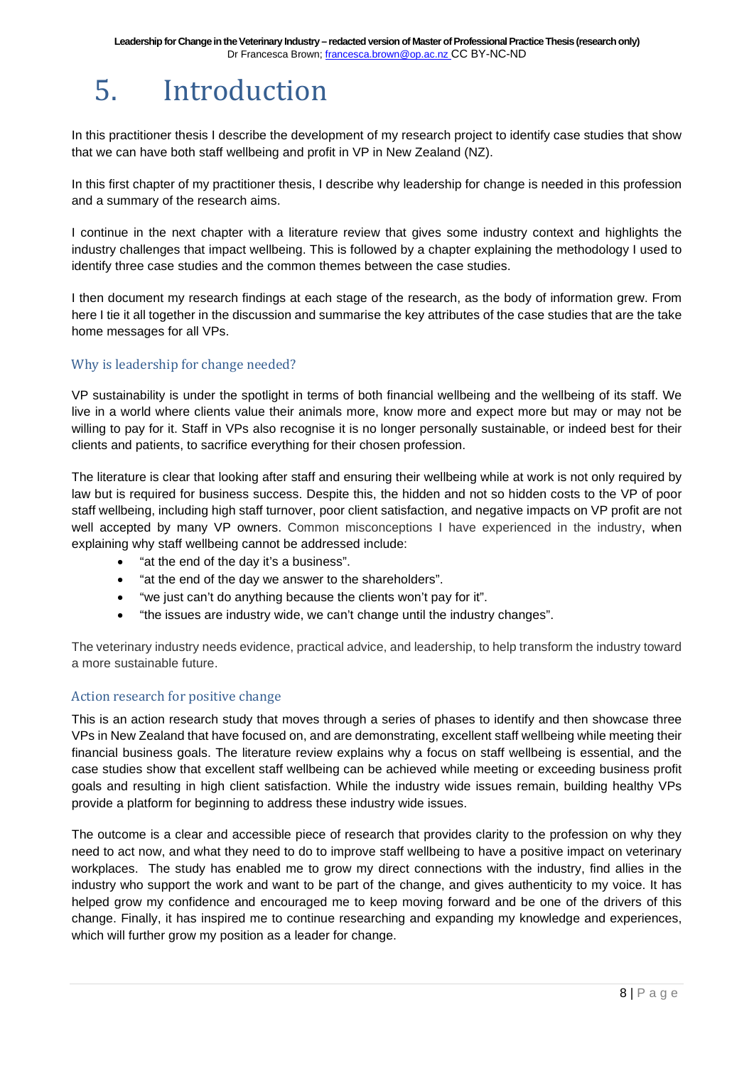# 5. Introduction

In this practitioner thesis I describe the development of my research project to identify case studies that show that we can have both staff wellbeing and profit in VP in New Zealand (NZ).

In this first chapter of my practitioner thesis, I describe why leadership for change is needed in this profession and a summary of the research aims.

I continue in the next chapter with a literature review that gives some industry context and highlights the industry challenges that impact wellbeing. This is followed by a chapter explaining the methodology I used to identify three case studies and the common themes between the case studies.

I then document my research findings at each stage of the research, as the body of information grew. From here I tie it all together in the discussion and summarise the key attributes of the case studies that are the take home messages for all VPs.

## Why is leadership for change needed?

VP sustainability is under the spotlight in terms of both financial wellbeing and the wellbeing of its staff. We live in a world where clients value their animals more, know more and expect more but may or may not be willing to pay for it. Staff in VPs also recognise it is no longer personally sustainable, or indeed best for their clients and patients, to sacrifice everything for their chosen profession.

The literature is clear that looking after staff and ensuring their wellbeing while at work is not only required by law but is required for business success. Despite this, the hidden and not so hidden costs to the VP of poor staff wellbeing, including high staff turnover, poor client satisfaction, and negative impacts on VP profit are not well accepted by many VP owners. Common misconceptions I have experienced in the industry, when explaining why staff wellbeing cannot be addressed include:

- "at the end of the day it's a business".
- "at the end of the day we answer to the shareholders".
- "we just can't do anything because the clients won't pay for it".
- "the issues are industry wide, we can't change until the industry changes".

The veterinary industry needs evidence, practical advice, and leadership, to help transform the industry toward a more sustainable future.

## Action research for positive change

This is an action research study that moves through a series of phases to identify and then showcase three VPs in New Zealand that have focused on, and are demonstrating, excellent staff wellbeing while meeting their financial business goals. The literature review explains why a focus on staff wellbeing is essential, and the case studies show that excellent staff wellbeing can be achieved while meeting or exceeding business profit goals and resulting in high client satisfaction. While the industry wide issues remain, building healthy VPs provide a platform for beginning to address these industry wide issues.

The outcome is a clear and accessible piece of research that provides clarity to the profession on why they need to act now, and what they need to do to improve staff wellbeing to have a positive impact on veterinary workplaces. The study has enabled me to grow my direct connections with the industry, find allies in the industry who support the work and want to be part of the change, and gives authenticity to my voice. It has helped grow my confidence and encouraged me to keep moving forward and be one of the drivers of this change. Finally, it has inspired me to continue researching and expanding my knowledge and experiences, which will further grow my position as a leader for change.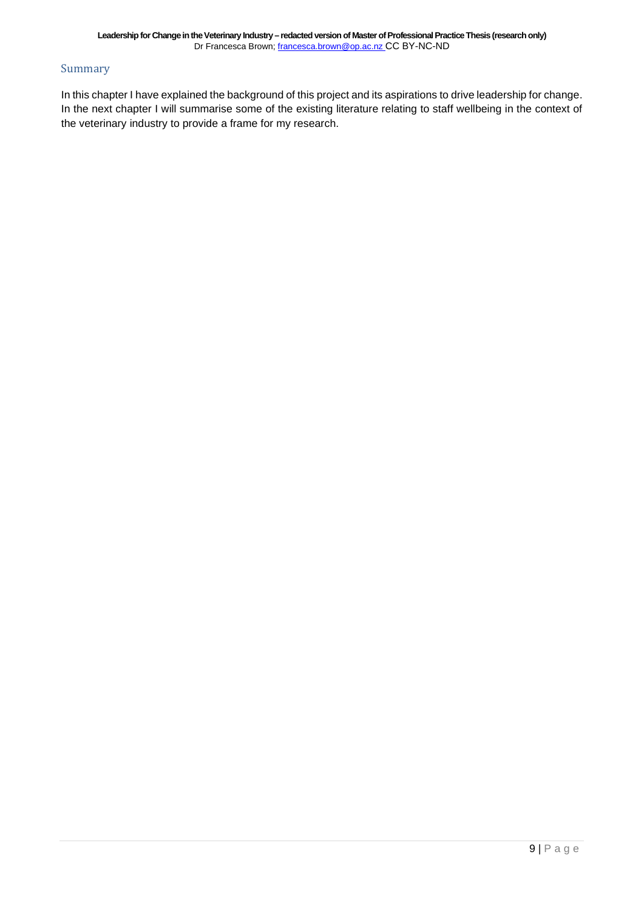## Summary

In this chapter I have explained the background of this project and its aspirations to drive leadership for change. In the next chapter I will summarise some of the existing literature relating to staff wellbeing in the context of the veterinary industry to provide a frame for my research.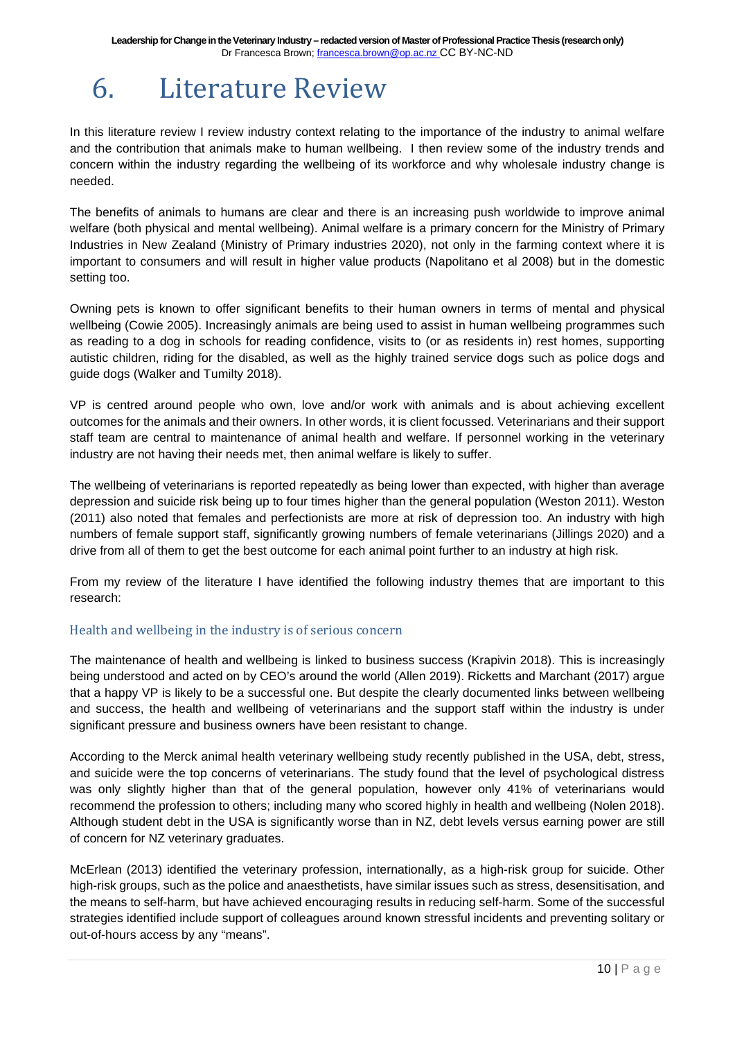# 6. Literature Review

In this literature review I review industry context relating to the importance of the industry to animal welfare and the contribution that animals make to human wellbeing. I then review some of the industry trends and concern within the industry regarding the wellbeing of its workforce and why wholesale industry change is needed.

The benefits of animals to humans are clear and there is an increasing push worldwide to improve animal welfare (both physical and mental wellbeing). Animal welfare is a primary concern for the Ministry of Primary Industries in New Zealand (Ministry of Primary industries 2020), not only in the farming context where it is important to consumers and will result in higher value products (Napolitano et al 2008) but in the domestic setting too.

Owning pets is known to offer significant benefits to their human owners in terms of mental and physical wellbeing (Cowie 2005). Increasingly animals are being used to assist in human wellbeing programmes such as reading to a dog in schools for reading confidence, visits to (or as residents in) rest homes, supporting autistic children, riding for the disabled, as well as the highly trained service dogs such as police dogs and guide dogs (Walker and Tumilty 2018).

VP is centred around people who own, love and/or work with animals and is about achieving excellent outcomes for the animals and their owners. In other words, it is client focussed. Veterinarians and their support staff team are central to maintenance of animal health and welfare. If personnel working in the veterinary industry are not having their needs met, then animal welfare is likely to suffer.

The wellbeing of veterinarians is reported repeatedly as being lower than expected, with higher than average depression and suicide risk being up to four times higher than the general population (Weston 2011). Weston (2011) also noted that females and perfectionists are more at risk of depression too. An industry with high numbers of female support staff, significantly growing numbers of female veterinarians (Jillings 2020) and a drive from all of them to get the best outcome for each animal point further to an industry at high risk.

From my review of the literature I have identified the following industry themes that are important to this research:

### Health and wellbeing in the industry is of serious concern

The maintenance of health and wellbeing is linked to business success (Krapivin 2018). This is increasingly being understood and acted on by CEO's around the world (Allen 2019). Ricketts and Marchant (2017) argue that a happy VP is likely to be a successful one. But despite the clearly documented links between wellbeing and success, the health and wellbeing of veterinarians and the support staff within the industry is under significant pressure and business owners have been resistant to change.

According to the Merck animal health veterinary wellbeing study recently published in the USA, debt, stress, and suicide were the top concerns of veterinarians. The study found that the level of psychological distress was only slightly higher than that of the general population, however only 41% of veterinarians would recommend the profession to others; including many who scored highly in health and wellbeing (Nolen 2018). Although student debt in the USA is significantly worse than in NZ, debt levels versus earning power are still of concern for NZ veterinary graduates.

McErlean (2013) identified the veterinary profession, internationally, as a high-risk group for suicide. Other high-risk groups, such as the police and anaesthetists, have similar issues such as stress, desensitisation, and the means to self-harm, but have achieved encouraging results in reducing self-harm. Some of the successful strategies identified include support of colleagues around known stressful incidents and preventing solitary or out-of-hours access by any "means".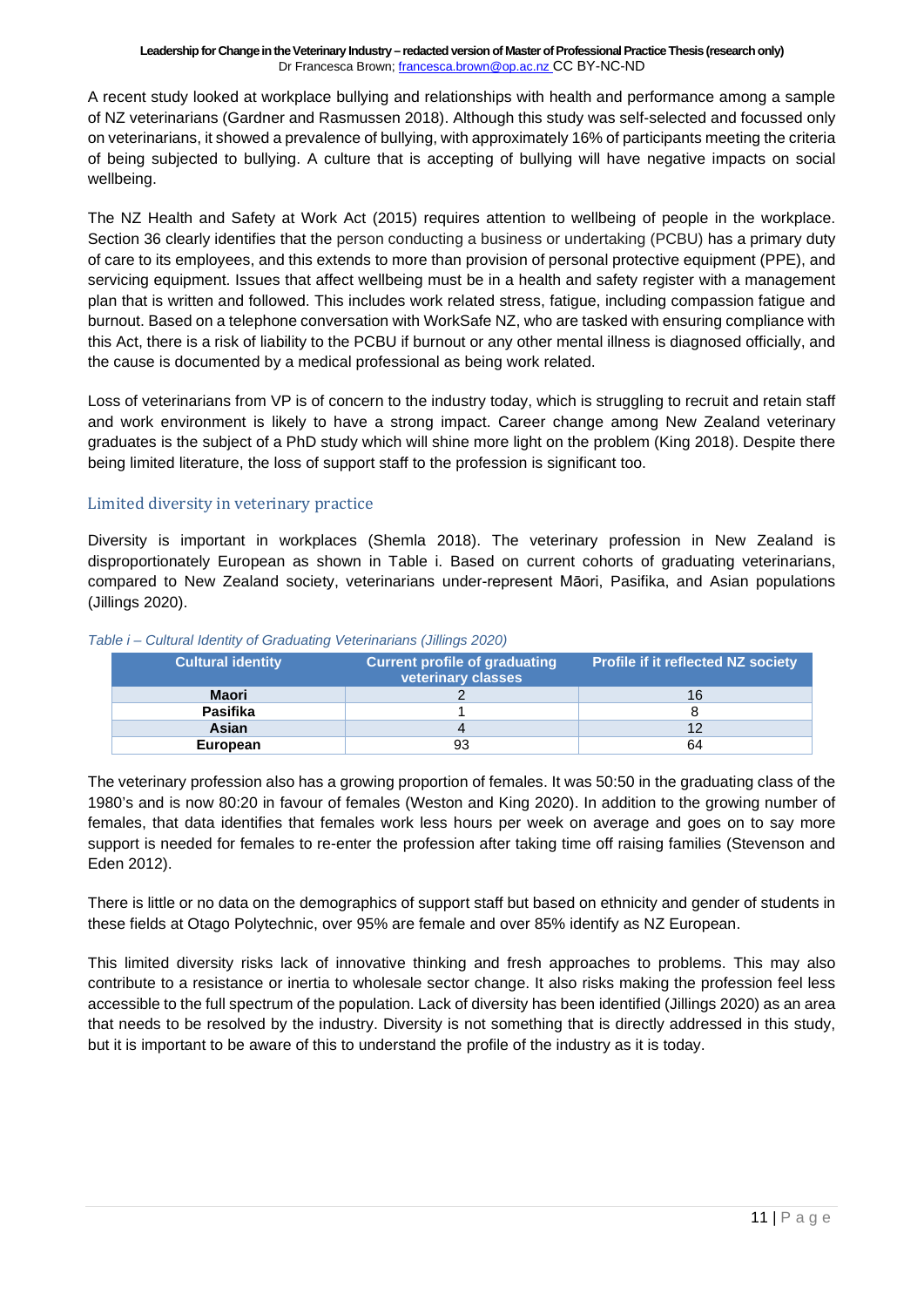A recent study looked at workplace bullying and relationships with health and performance among a sample of NZ veterinarians (Gardner and Rasmussen 2018). Although this study was self-selected and focussed only on veterinarians, it showed a prevalence of bullying, with approximately 16% of participants meeting the criteria of being subjected to bullying. A culture that is accepting of bullying will have negative impacts on social wellbeing.

The NZ Health and Safety at Work Act (2015) requires attention to wellbeing of people in the workplace. Section 36 clearly identifies that the person conducting a business or undertaking (PCBU) has a primary duty of care to its employees, and this extends to more than provision of personal protective equipment (PPE), and servicing equipment. Issues that affect wellbeing must be in a health and safety register with a management plan that is written and followed. This includes work related stress, fatigue, including compassion fatigue and burnout. Based on a telephone conversation with WorkSafe NZ, who are tasked with ensuring compliance with this Act, there is a risk of liability to the PCBU if burnout or any other mental illness is diagnosed officially, and the cause is documented by a medical professional as being work related.

Loss of veterinarians from VP is of concern to the industry today, which is struggling to recruit and retain staff and work environment is likely to have a strong impact. Career change among New Zealand veterinary graduates is the subject of a PhD study which will shine more light on the problem (King 2018). Despite there being limited literature, the loss of support staff to the profession is significant too.

## Limited diversity in veterinary practice

Diversity is important in workplaces (Shemla 2018). The veterinary profession in New Zealand is disproportionately European as shown in Table i. Based on current cohorts of graduating veterinarians, compared to New Zealand society, veterinarians under-represent Māori, Pasifika, and Asian populations (Jillings 2020).

*Table i – Cultural Identity of Graduating Veterinarians (Jillings 2020)*

| Cultural identity | Current profile of graduating veterinary classes | Profile if it reflected NZ society |
|---|---|---|
| **Maori** | 2 | 16 |
| **Pasifika** | 1 | 8 |
| **Asian** | 4 | 12 |
| **European** | 93 | 64 |

The veterinary profession also has a growing proportion of females. It was 50:50 in the graduating class of the 1980's and is now 80:20 in favour of females (Weston and King 2020). In addition to the growing number of females, that data identifies that females work less hours per week on average and goes on to say more support is needed for females to re-enter the profession after taking time off raising families (Stevenson and Eden 2012).

There is little or no data on the demographics of support staff but based on ethnicity and gender of students in these fields at Otago Polytechnic, over 95% are female and over 85% identify as NZ European.

This limited diversity risks lack of innovative thinking and fresh approaches to problems. This may also contribute to a resistance or inertia to wholesale sector change. It also risks making the profession feel less accessible to the full spectrum of the population. Lack of diversity has been identified (Jillings 2020) as an area that needs to be resolved by the industry. Diversity is not something that is directly addressed in this study, but it is important to be aware of this to understand the profile of the industry as it is today.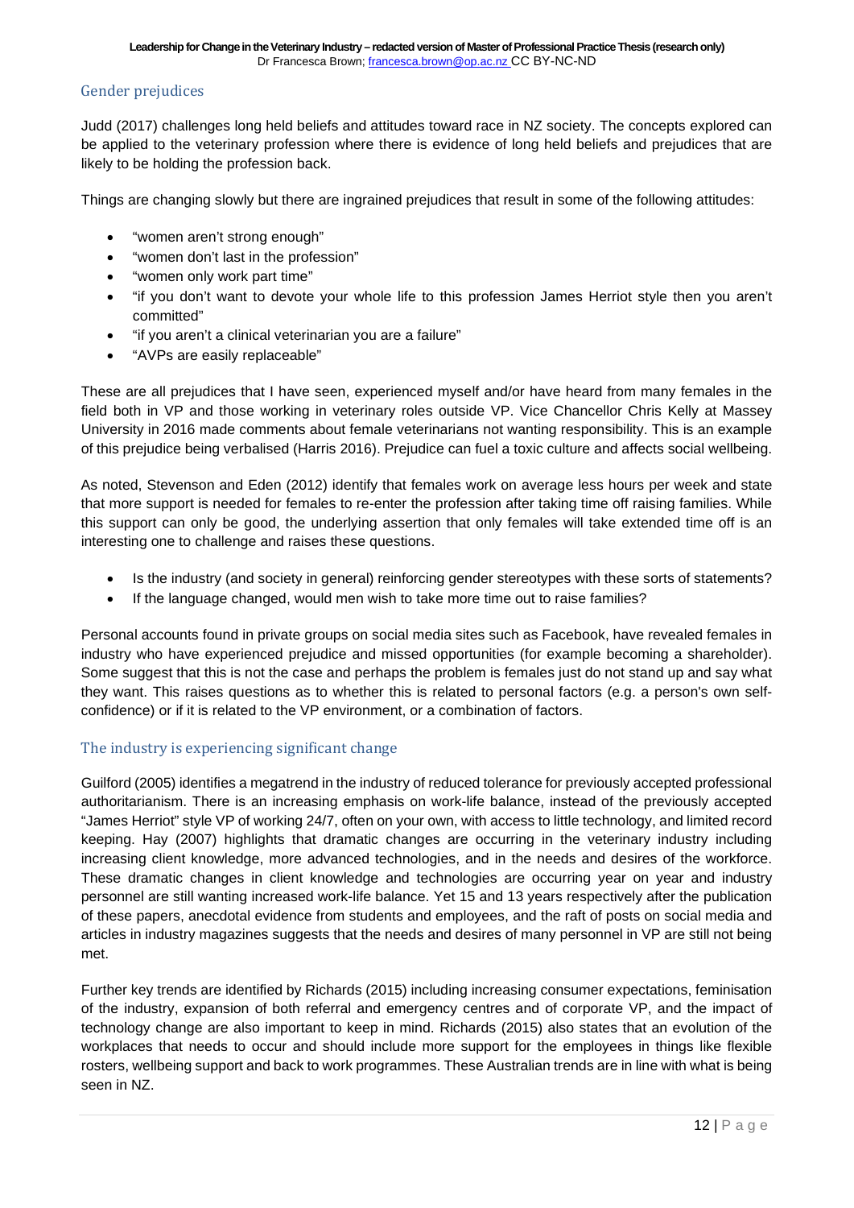## Gender prejudices

Judd (2017) challenges long held beliefs and attitudes toward race in NZ society. The concepts explored can be applied to the veterinary profession where there is evidence of long held beliefs and prejudices that are likely to be holding the profession back.

Things are changing slowly but there are ingrained prejudices that result in some of the following attitudes:

- "women aren't strong enough"
- "women don't last in the profession"
- "women only work part time"
- "if you don't want to devote your whole life to this profession James Herriot style then you aren't committed"
- "if you aren't a clinical veterinarian you are a failure"
- "AVPs are easily replaceable"

These are all prejudices that I have seen, experienced myself and/or have heard from many females in the field both in VP and those working in veterinary roles outside VP. Vice Chancellor Chris Kelly at Massey University in 2016 made comments about female veterinarians not wanting responsibility. This is an example of this prejudice being verbalised (Harris 2016). Prejudice can fuel a toxic culture and affects social wellbeing.

As noted, Stevenson and Eden (2012) identify that females work on average less hours per week and state that more support is needed for females to re-enter the profession after taking time off raising families. While this support can only be good, the underlying assertion that only females will take extended time off is an interesting one to challenge and raises these questions.

- Is the industry (and society in general) reinforcing gender stereotypes with these sorts of statements?
- If the language changed, would men wish to take more time out to raise families?

Personal accounts found in private groups on social media sites such as Facebook, have revealed females in industry who have experienced prejudice and missed opportunities (for example becoming a shareholder). Some suggest that this is not the case and perhaps the problem is females just do not stand up and say what they want. This raises questions as to whether this is related to personal factors (e.g. a person's own self-confidence) or if it is related to the VP environment, or a combination of factors.

## The industry is experiencing significant change

Guilford (2005) identifies a megatrend in the industry of reduced tolerance for previously accepted professional authoritarianism. There is an increasing emphasis on work-life balance, instead of the previously accepted "James Herriot" style VP of working 24/7, often on your own, with access to little technology, and limited record keeping. Hay (2007) highlights that dramatic changes are occurring in the veterinary industry including increasing client knowledge, more advanced technologies, and in the needs and desires of the workforce. These dramatic changes in client knowledge and technologies are occurring year on year and industry personnel are still wanting increased work-life balance. Yet 15 and 13 years respectively after the publication of these papers, anecdotal evidence from students and employees, and the raft of posts on social media and articles in industry magazines suggests that the needs and desires of many personnel in VP are still not being met.

Further key trends are identified by Richards (2015) including increasing consumer expectations, feminisation of the industry, expansion of both referral and emergency centres and of corporate VP, and the impact of technology change are also important to keep in mind. Richards (2015) also states that an evolution of the workplaces that needs to occur and should include more support for the employees in things like flexible rosters, wellbeing support and back to work programmes. These Australian trends are in line with what is being seen in NZ.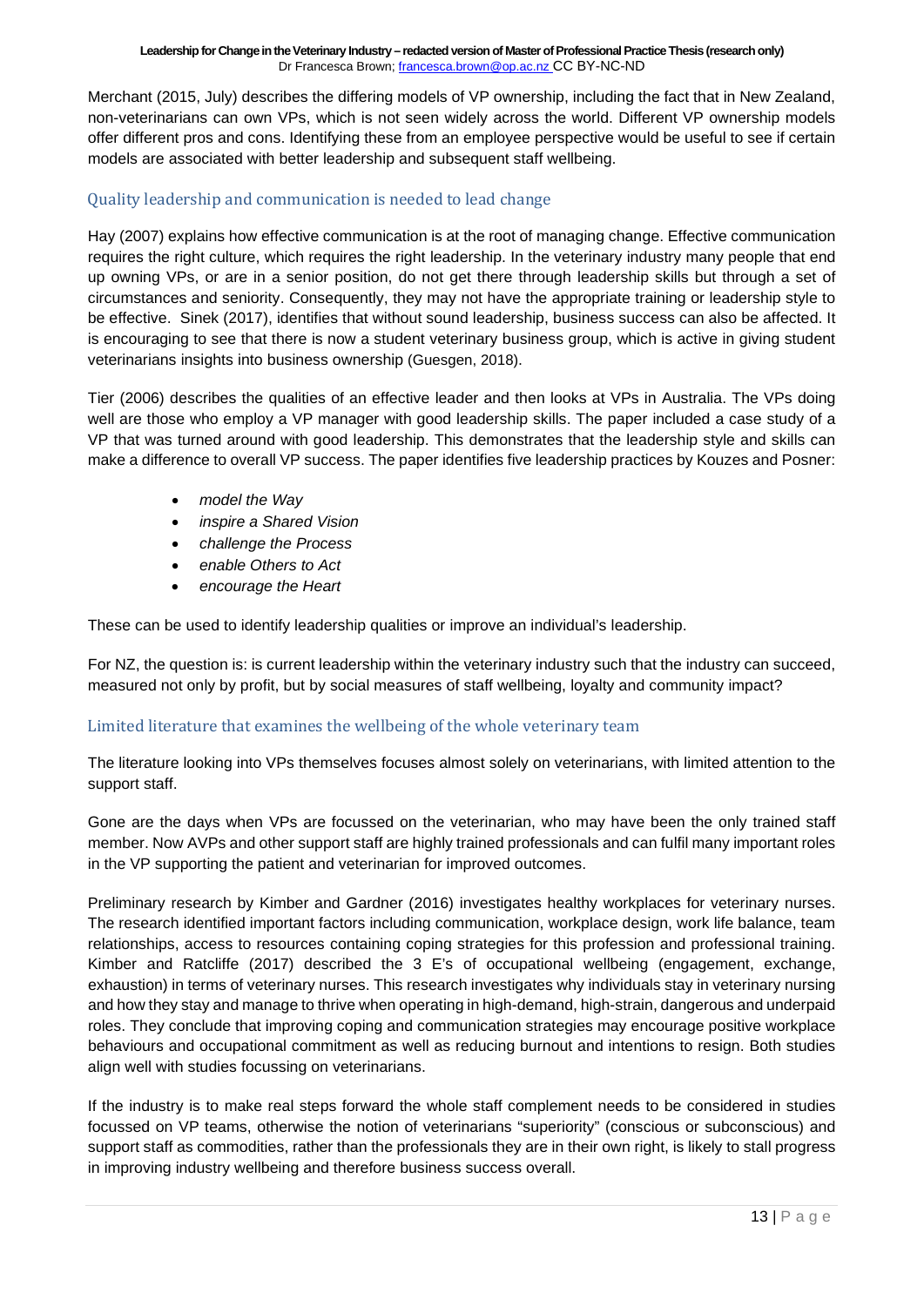Merchant (2015, July) describes the differing models of VP ownership, including the fact that in New Zealand, non-veterinarians can own VPs, which is not seen widely across the world. Different VP ownership models offer different pros and cons. Identifying these from an employee perspective would be useful to see if certain models are associated with better leadership and subsequent staff wellbeing.

### Quality leadership and communication is needed to lead change

Hay (2007) explains how effective communication is at the root of managing change. Effective communication requires the right culture, which requires the right leadership. In the veterinary industry many people that end up owning VPs, or are in a senior position, do not get there through leadership skills but through a set of circumstances and seniority. Consequently, they may not have the appropriate training or leadership style to be effective. Sinek (2017), identifies that without sound leadership, business success can also be affected. It is encouraging to see that there is now a student veterinary business group, which is active in giving student veterinarians insights into business ownership (Guesgen, 2018).

Tier (2006) describes the qualities of an effective leader and then looks at VPs in Australia. The VPs doing well are those who employ a VP manager with good leadership skills. The paper included a case study of a VP that was turned around with good leadership. This demonstrates that the leadership style and skills can make a difference to overall VP success. The paper identifies five leadership practices by Kouzes and Posner:

- *model the Way*
- *inspire a Shared Vision*
- *challenge the Process*
- *enable Others to Act*
- *encourage the Heart*

These can be used to identify leadership qualities or improve an individual's leadership.

For NZ, the question is: is current leadership within the veterinary industry such that the industry can succeed, measured not only by profit, but by social measures of staff wellbeing, loyalty and community impact?

### Limited literature that examines the wellbeing of the whole veterinary team

The literature looking into VPs themselves focuses almost solely on veterinarians, with limited attention to the support staff.

Gone are the days when VPs are focussed on the veterinarian, who may have been the only trained staff member. Now AVPs and other support staff are highly trained professionals and can fulfil many important roles in the VP supporting the patient and veterinarian for improved outcomes.

Preliminary research by Kimber and Gardner (2016) investigates healthy workplaces for veterinary nurses. The research identified important factors including communication, workplace design, work life balance, team relationships, access to resources containing coping strategies for this profession and professional training. Kimber and Ratcliffe (2017) described the 3 E's of occupational wellbeing (engagement, exchange, exhaustion) in terms of veterinary nurses. This research investigates why individuals stay in veterinary nursing and how they stay and manage to thrive when operating in high-demand, high-strain, dangerous and underpaid roles. They conclude that improving coping and communication strategies may encourage positive workplace behaviours and occupational commitment as well as reducing burnout and intentions to resign. Both studies align well with studies focussing on veterinarians.

If the industry is to make real steps forward the whole staff complement needs to be considered in studies focussed on VP teams, otherwise the notion of veterinarians "superiority" (conscious or subconscious) and support staff as commodities, rather than the professionals they are in their own right, is likely to stall progress in improving industry wellbeing and therefore business success overall.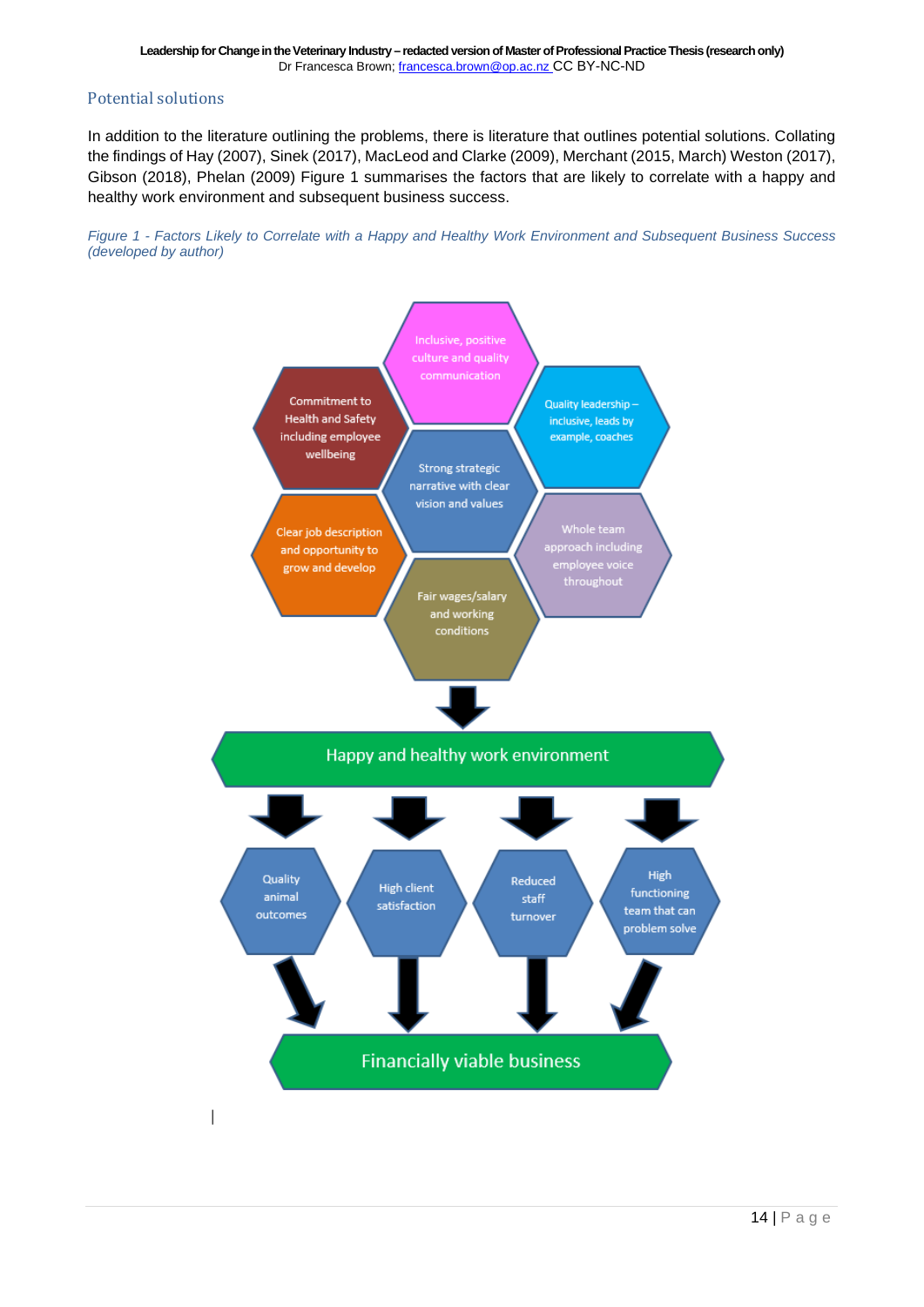## Potential solutions

In addition to the literature outlining the problems, there is literature that outlines potential solutions. Collating the findings of Hay (2007), Sinek (2017), MacLeod and Clarke (2009), Merchant (2015, March) Weston (2017), Gibson (2018), Phelan (2009) Figure 1 summarises the factors that are likely to correlate with a happy and healthy work environment and subsequent business success.

*Figure 1 - Factors Likely to Correlate with a Happy and Healthy Work Environment and Subsequent Business Success (developed by author)*

- Inclusive, positive culture and quality communication
- Commitment to Health and Safety including employee wellbeing
- Quality leadership – inclusive, leads by example, coaches
- Strong strategic narrative with clear vision and values
- Clear job description and opportunity to grow and develop
- Whole team approach including employee voice throughout
- Fair wages/salary and working conditions

↓

**Happy and healthy work environment**

↓

- Quality animal outcomes
- High client satisfaction
- Reduced staff turnover
- High functioning team that can problem solve

↓

**Financially viable business**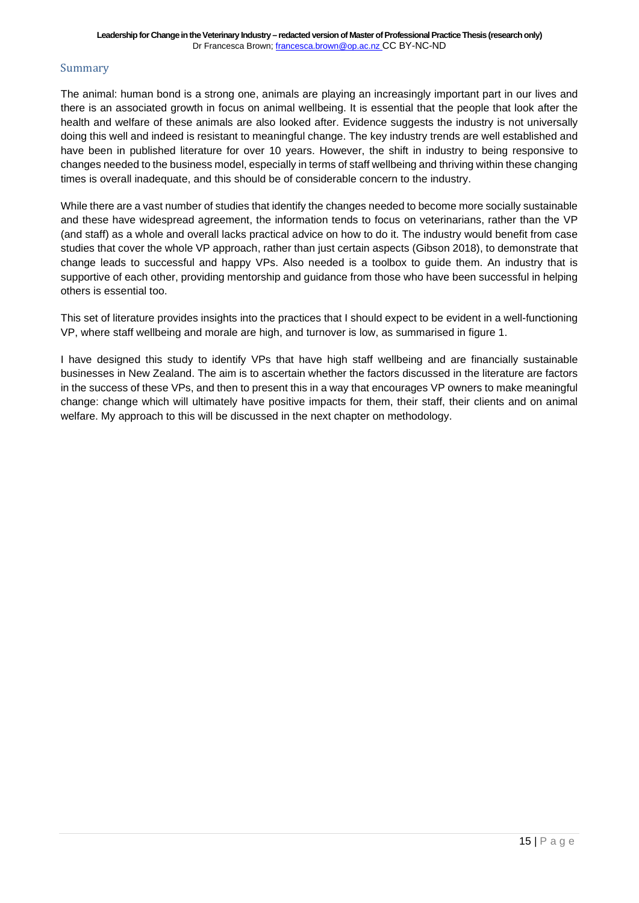## Summary

The animal: human bond is a strong one, animals are playing an increasingly important part in our lives and there is an associated growth in focus on animal wellbeing. It is essential that the people that look after the health and welfare of these animals are also looked after. Evidence suggests the industry is not universally doing this well and indeed is resistant to meaningful change. The key industry trends are well established and have been in published literature for over 10 years. However, the shift in industry to being responsive to changes needed to the business model, especially in terms of staff wellbeing and thriving within these changing times is overall inadequate, and this should be of considerable concern to the industry.

While there are a vast number of studies that identify the changes needed to become more socially sustainable and these have widespread agreement, the information tends to focus on veterinarians, rather than the VP (and staff) as a whole and overall lacks practical advice on how to do it. The industry would benefit from case studies that cover the whole VP approach, rather than just certain aspects (Gibson 2018), to demonstrate that change leads to successful and happy VPs. Also needed is a toolbox to guide them. An industry that is supportive of each other, providing mentorship and guidance from those who have been successful in helping others is essential too.

This set of literature provides insights into the practices that I should expect to be evident in a well-functioning VP, where staff wellbeing and morale are high, and turnover is low, as summarised in figure 1.

I have designed this study to identify VPs that have high staff wellbeing and are financially sustainable businesses in New Zealand. The aim is to ascertain whether the factors discussed in the literature are factors in the success of these VPs, and then to present this in a way that encourages VP owners to make meaningful change: change which will ultimately have positive impacts for them, their staff, their clients and on animal welfare. My approach to this will be discussed in the next chapter on methodology.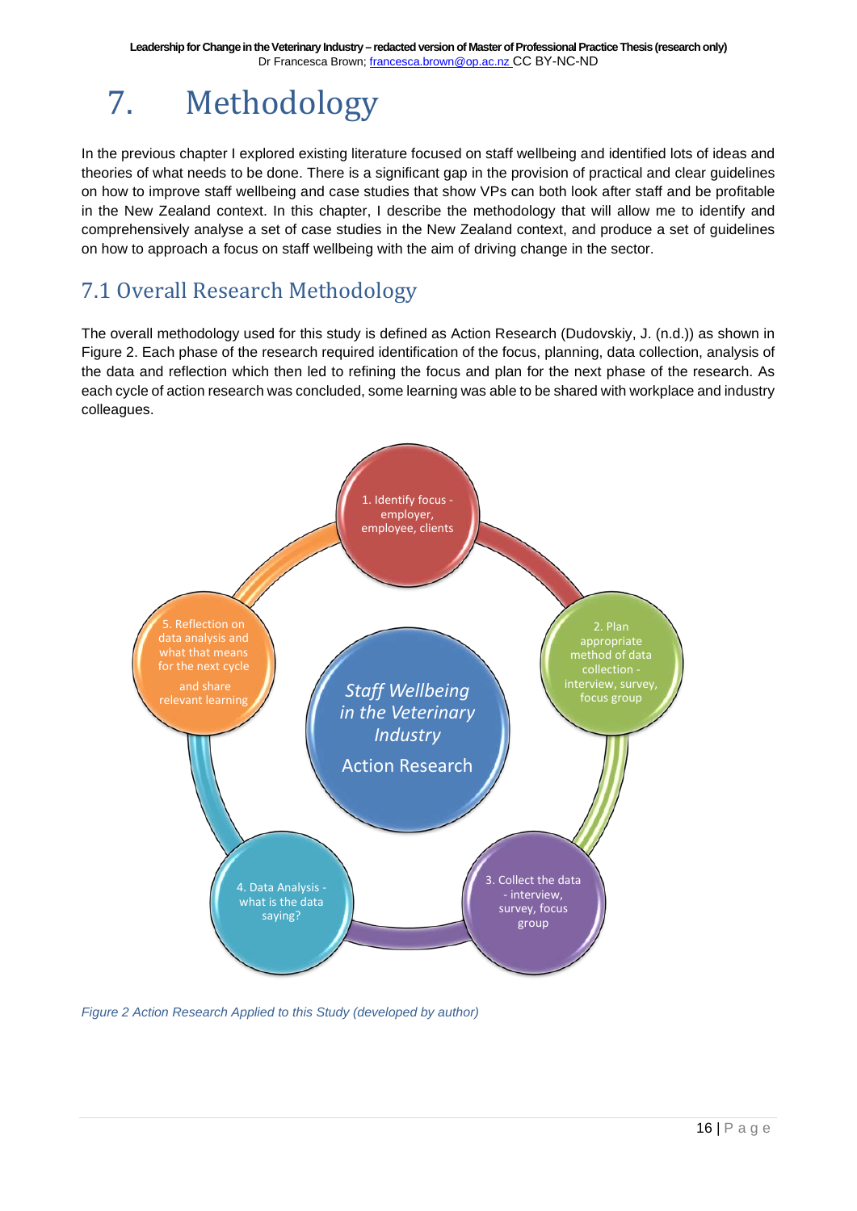# 7. Methodology

In the previous chapter I explored existing literature focused on staff wellbeing and identified lots of ideas and theories of what needs to be done. There is a significant gap in the provision of practical and clear guidelines on how to improve staff wellbeing and case studies that show VPs can both look after staff and be profitable in the New Zealand context. In this chapter, I describe the methodology that will allow me to identify and comprehensively analyse a set of case studies in the New Zealand context, and produce a set of guidelines on how to approach a focus on staff wellbeing with the aim of driving change in the sector.

## 7.1 Overall Research Methodology

The overall methodology used for this study is defined as Action Research (Dudovskiy, J. (n.d.)) as shown in Figure 2. Each phase of the research required identification of the focus, planning, data collection, analysis of the data and reflection which then led to refining the focus and plan for the next phase of the research. As each cycle of action research was concluded, some learning was able to be shared with workplace and industry colleagues.

*Staff Wellbeing in the Veterinary Industry*

Action Research

1. Identify focus - employer, employee, clients
2. Plan appropriate method of data collection - interview, survey, focus group
3. Collect the data - interview, survey, focus group
4. Data Analysis - what is the data saying?
5. Reflection on data analysis and what that means for the next cycle and share relevant learning

*Figure 2 Action Research Applied to this Study (developed by author)*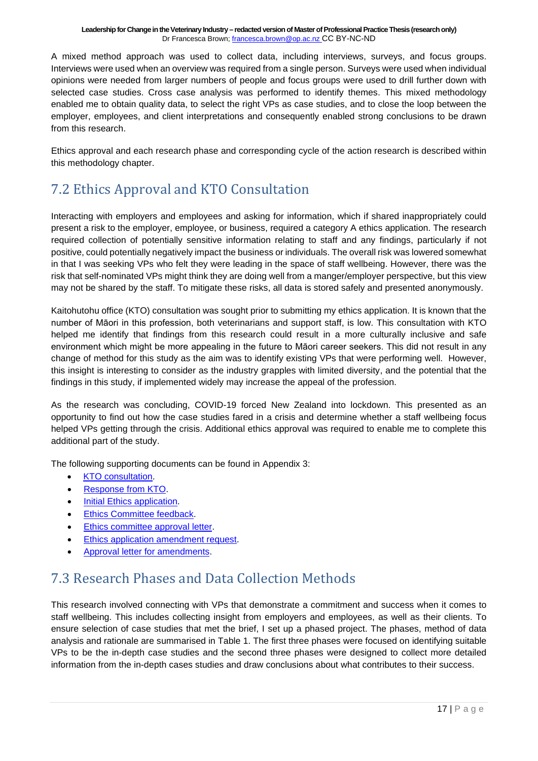A mixed method approach was used to collect data, including interviews, surveys, and focus groups. Interviews were used when an overview was required from a single person. Surveys were used when individual opinions were needed from larger numbers of people and focus groups were used to drill further down with selected case studies. Cross case analysis was performed to identify themes. This mixed methodology enabled me to obtain quality data, to select the right VPs as case studies, and to close the loop between the employer, employees, and client interpretations and consequently enabled strong conclusions to be drawn from this research.

Ethics approval and each research phase and corresponding cycle of the action research is described within this methodology chapter.

## 7.2 Ethics Approval and KTO Consultation

Interacting with employers and employees and asking for information, which if shared inappropriately could present a risk to the employer, employee, or business, required a category A ethics application. The research required collection of potentially sensitive information relating to staff and any findings, particularly if not positive, could potentially negatively impact the business or individuals. The overall risk was lowered somewhat in that I was seeking VPs who felt they were leading in the space of staff wellbeing. However, there was the risk that self-nominated VPs might think they are doing well from a manger/employer perspective, but this view may not be shared by the staff. To mitigate these risks, all data is stored safely and presented anonymously.

Kaitohutohu office (KTO) consultation was sought prior to submitting my ethics application. It is known that the number of Māori in this profession, both veterinarians and support staff, is low. This consultation with KTO helped me identify that findings from this research could result in a more culturally inclusive and safe environment which might be more appealing in the future to Māori career seekers. This did not result in any change of method for this study as the aim was to identify existing VPs that were performing well. However, this insight is interesting to consider as the industry grapples with limited diversity, and the potential that the findings in this study, if implemented widely may increase the appeal of the profession.

As the research was concluding, COVID-19 forced New Zealand into lockdown. This presented as an opportunity to find out how the case studies fared in a crisis and determine whether a staff wellbeing focus helped VPs getting through the crisis. Additional ethics approval was required to enable me to complete this additional part of the study.

The following supporting documents can be found in Appendix 3:

- KTO consultation.
- Response from KTO.
- Initial Ethics application.
- Ethics Committee feedback.
- Ethics committee approval letter.
- Ethics application amendment request.
- Approval letter for amendments.

## 7.3 Research Phases and Data Collection Methods

This research involved connecting with VPs that demonstrate a commitment and success when it comes to staff wellbeing. This includes collecting insight from employers and employees, as well as their clients. To ensure selection of case studies that met the brief, I set up a phased project. The phases, method of data analysis and rationale are summarised in Table 1. The first three phases were focused on identifying suitable VPs to be the in-depth case studies and the second three phases were designed to collect more detailed information from the in-depth cases studies and draw conclusions about what contributes to their success.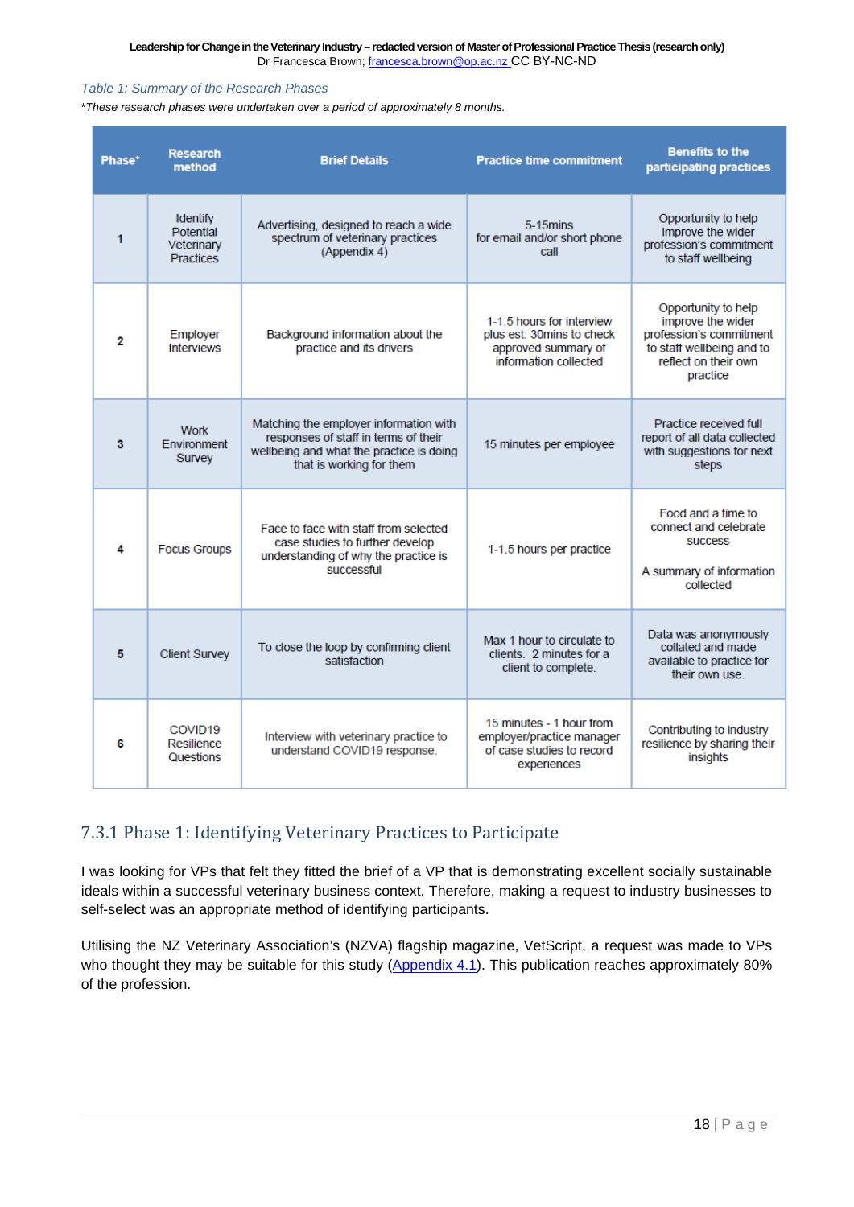*Table 1: Summary of the Research Phases*

*These research phases were undertaken over a period of approximately 8 months.*

| Phase* | Research method | Brief Details | Practice time commitment | Benefits to the participating practices |
|---|---|---|---|---|
| 1 | Identify Potential Veterinary Practices | Advertising, designed to reach a wide spectrum of veterinary practices (Appendix 4) | 5-15mins for email and/or short phone call | Opportunity to help improve the wider profession's commitment to staff wellbeing |
| 2 | Employer Interviews | Background information about the practice and its drivers | 1-1.5 hours for interview plus est. 30mins to check approved summary of information collected | Opportunity to help improve the wider profession's commitment to staff wellbeing and to reflect on their own practice |
| 3 | Work Environment Survey | Matching the employer information with responses of staff in terms of their wellbeing and what the practice is doing that is working for them | 15 minutes per employee | Practice received full report of all data collected with suggestions for next steps |
| 4 | Focus Groups | Face to face with staff from selected case studies to further develop understanding of why the practice is successful | 1-1.5 hours per practice | Food and a time to connect and celebrate success<br><br>A summary of information collected |
| 5 | Client Survey | To close the loop by confirming client satisfaction | Max 1 hour to circulate to clients. 2 minutes for a client to complete. | Data was anonymously collated and made available to practice for their own use. |
| 6 | COVID19 Resilience Questions | Interview with veterinary practice to understand COVID19 response. | 15 minutes - 1 hour from employer/practice manager of case studies to record experiences | Contributing to industry resilience by sharing their insights |

### 7.3.1 Phase 1: Identifying Veterinary Practices to Participate

I was looking for VPs that felt they fitted the brief of a VP that is demonstrating excellent socially sustainable ideals within a successful veterinary business context. Therefore, making a request to industry businesses to self-select was an appropriate method of identifying participants.

Utilising the NZ Veterinary Association's (NZVA) flagship magazine, VetScript, a request was made to VPs who thought they may be suitable for this study (Appendix 4.1). This publication reaches approximately 80% of the profession.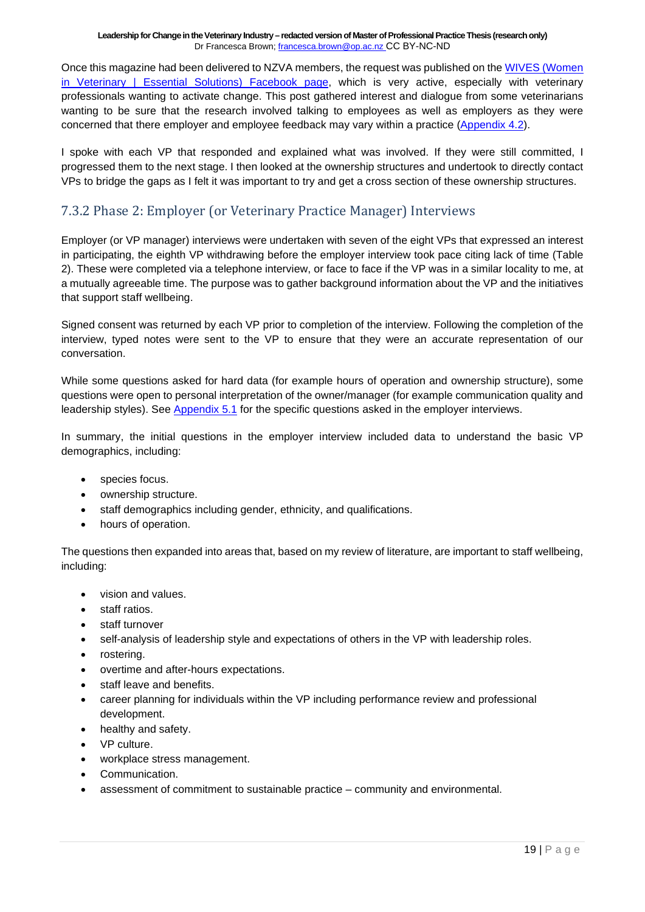Once this magazine had been delivered to NZVA members, the request was published on the [WIVES (Women in Veterinary | Essential Solutions) Facebook page](), which is very active, especially with veterinary professionals wanting to activate change. This post gathered interest and dialogue from some veterinarians wanting to be sure that the research involved talking to employees as well as employers as they were concerned that there employer and employee feedback may vary within a practice ([Appendix 4.2]()).

I spoke with each VP that responded and explained what was involved. If they were still committed, I progressed them to the next stage. I then looked at the ownership structures and undertook to directly contact VPs to bridge the gaps as I felt it was important to try and get a cross section of these ownership structures.

### 7.3.2 Phase 2: Employer (or Veterinary Practice Manager) Interviews

Employer (or VP manager) interviews were undertaken with seven of the eight VPs that expressed an interest in participating, the eighth VP withdrawing before the employer interview took pace citing lack of time (Table 2). These were completed via a telephone interview, or face to face if the VP was in a similar locality to me, at a mutually agreeable time. The purpose was to gather background information about the VP and the initiatives that support staff wellbeing.

Signed consent was returned by each VP prior to completion of the interview. Following the completion of the interview, typed notes were sent to the VP to ensure that they were an accurate representation of our conversation.

While some questions asked for hard data (for example hours of operation and ownership structure), some questions were open to personal interpretation of the owner/manager (for example communication quality and leadership styles). See [Appendix 5.1]() for the specific questions asked in the employer interviews.

In summary, the initial questions in the employer interview included data to understand the basic VP demographics, including:

- species focus.
- ownership structure.
- staff demographics including gender, ethnicity, and qualifications.
- hours of operation.

The questions then expanded into areas that, based on my review of literature, are important to staff wellbeing, including:

- vision and values.
- staff ratios.
- staff turnover
- self-analysis of leadership style and expectations of others in the VP with leadership roles.
- rostering.
- overtime and after-hours expectations.
- staff leave and benefits.
- career planning for individuals within the VP including performance review and professional development.
- healthy and safety.
- VP culture.
- workplace stress management.
- Communication.
- assessment of commitment to sustainable practice – community and environmental.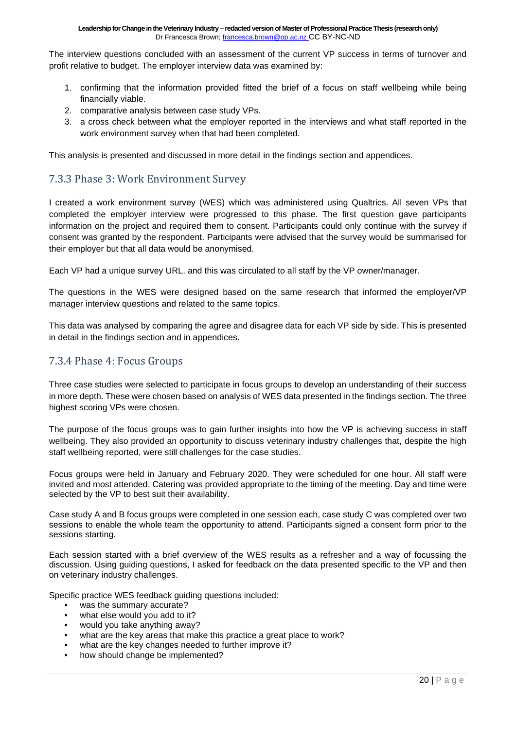The interview questions concluded with an assessment of the current VP success in terms of turnover and profit relative to budget. The employer interview data was examined by:

1. confirming that the information provided fitted the brief of a focus on staff wellbeing while being financially viable.
2. comparative analysis between case study VPs.
3. a cross check between what the employer reported in the interviews and what staff reported in the work environment survey when that had been completed.

This analysis is presented and discussed in more detail in the findings section and appendices.

### 7.3.3 Phase 3: Work Environment Survey

I created a work environment survey (WES) which was administered using Qualtrics. All seven VPs that completed the employer interview were progressed to this phase. The first question gave participants information on the project and required them to consent. Participants could only continue with the survey if consent was granted by the respondent. Participants were advised that the survey would be summarised for their employer but that all data would be anonymised.

Each VP had a unique survey URL, and this was circulated to all staff by the VP owner/manager.

The questions in the WES were designed based on the same research that informed the employer/VP manager interview questions and related to the same topics.

This data was analysed by comparing the agree and disagree data for each VP side by side. This is presented in detail in the findings section and in appendices.

### 7.3.4 Phase 4: Focus Groups

Three case studies were selected to participate in focus groups to develop an understanding of their success in more depth. These were chosen based on analysis of WES data presented in the findings section. The three highest scoring VPs were chosen.

The purpose of the focus groups was to gain further insights into how the VP is achieving success in staff wellbeing. They also provided an opportunity to discuss veterinary industry challenges that, despite the high staff wellbeing reported, were still challenges for the case studies.

Focus groups were held in January and February 2020. They were scheduled for one hour. All staff were invited and most attended. Catering was provided appropriate to the timing of the meeting. Day and time were selected by the VP to best suit their availability.

Case study A and B focus groups were completed in one session each, case study C was completed over two sessions to enable the whole team the opportunity to attend. Participants signed a consent form prior to the sessions starting.

Each session started with a brief overview of the WES results as a refresher and a way of focussing the discussion. Using guiding questions, I asked for feedback on the data presented specific to the VP and then on veterinary industry challenges.

Specific practice WES feedback guiding questions included:

- was the summary accurate?
- what else would you add to it?
- would you take anything away?
- what are the key areas that make this practice a great place to work?
- what are the key changes needed to further improve it?
- how should change be implemented?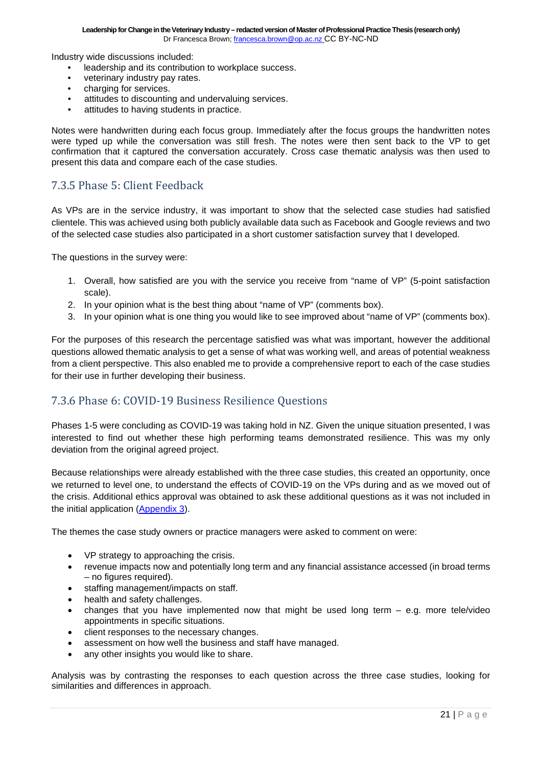Industry wide discussions included:

- leadership and its contribution to workplace success.
- veterinary industry pay rates.
- charging for services.
- attitudes to discounting and undervaluing services.
- attitudes to having students in practice.

Notes were handwritten during each focus group. Immediately after the focus groups the handwritten notes were typed up while the conversation was still fresh. The notes were then sent back to the VP to get confirmation that it captured the conversation accurately. Cross case thematic analysis was then used to present this data and compare each of the case studies.

### 7.3.5 Phase 5: Client Feedback

As VPs are in the service industry, it was important to show that the selected case studies had satisfied clientele. This was achieved using both publicly available data such as Facebook and Google reviews and two of the selected case studies also participated in a short customer satisfaction survey that I developed.

The questions in the survey were:

1. Overall, how satisfied are you with the service you receive from "name of VP" (5-point satisfaction scale).
2. In your opinion what is the best thing about "name of VP" (comments box).
3. In your opinion what is one thing you would like to see improved about "name of VP" (comments box).

For the purposes of this research the percentage satisfied was what was important, however the additional questions allowed thematic analysis to get a sense of what was working well, and areas of potential weakness from a client perspective. This also enabled me to provide a comprehensive report to each of the case studies for their use in further developing their business.

### 7.3.6 Phase 6: COVID-19 Business Resilience Questions

Phases 1-5 were concluding as COVID-19 was taking hold in NZ. Given the unique situation presented, I was interested to find out whether these high performing teams demonstrated resilience. This was my only deviation from the original agreed project.

Because relationships were already established with the three case studies, this created an opportunity, once we returned to level one, to understand the effects of COVID-19 on the VPs during and as we moved out of the crisis. Additional ethics approval was obtained to ask these additional questions as it was not included in the initial application (Appendix 3).

The themes the case study owners or practice managers were asked to comment on were:

- VP strategy to approaching the crisis.
- revenue impacts now and potentially long term and any financial assistance accessed (in broad terms – no figures required).
- staffing management/impacts on staff.
- health and safety challenges.
- changes that you have implemented now that might be used long term – e.g. more tele/video appointments in specific situations.
- client responses to the necessary changes.
- assessment on how well the business and staff have managed.
- any other insights you would like to share.

Analysis was by contrasting the responses to each question across the three case studies, looking for similarities and differences in approach.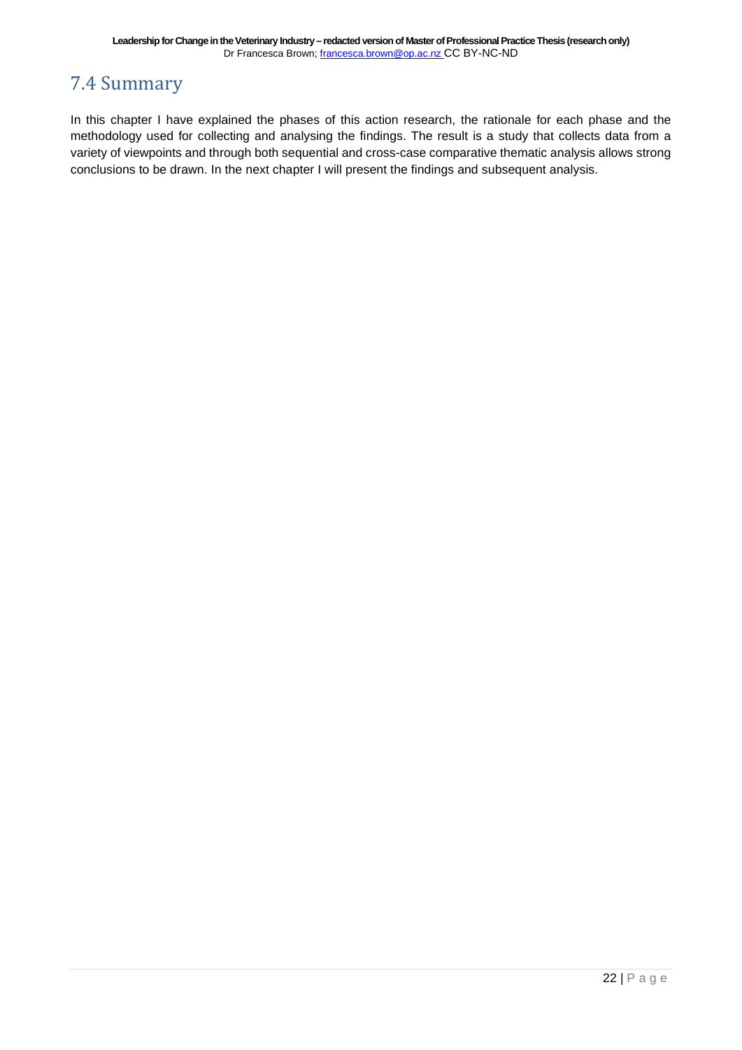## 7.4 Summary

In this chapter I have explained the phases of this action research, the rationale for each phase and the methodology used for collecting and analysing the findings. The result is a study that collects data from a variety of viewpoints and through both sequential and cross-case comparative thematic analysis allows strong conclusions to be drawn. In the next chapter I will present the findings and subsequent analysis.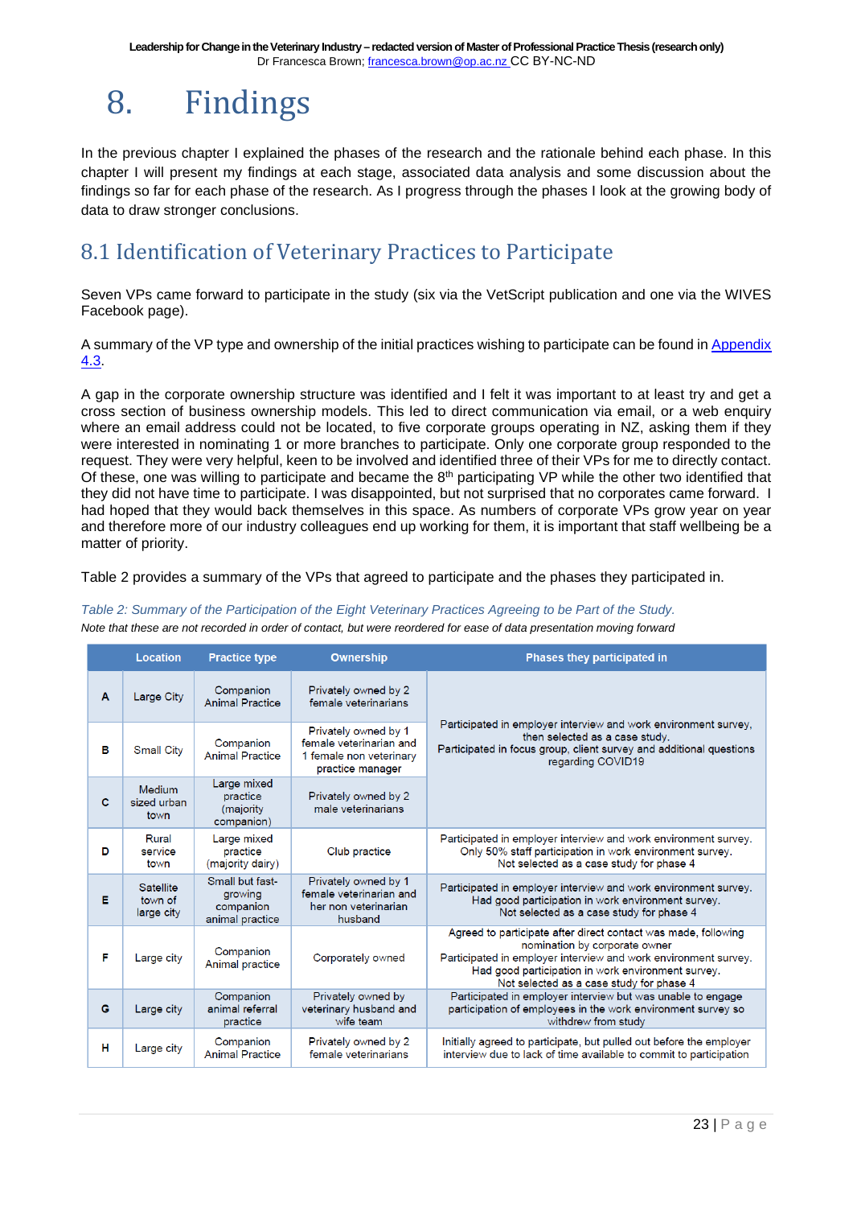# 8. Findings

In the previous chapter I explained the phases of the research and the rationale behind each phase. In this chapter I will present my findings at each stage, associated data analysis and some discussion about the findings so far for each phase of the research. As I progress through the phases I look at the growing body of data to draw stronger conclusions.

## 8.1 Identification of Veterinary Practices to Participate

Seven VPs came forward to participate in the study (six via the VetScript publication and one via the WIVES Facebook page).

A summary of the VP type and ownership of the initial practices wishing to participate can be found in Appendix 4.3.

A gap in the corporate ownership structure was identified and I felt it was important to at least try and get a cross section of business ownership models. This led to direct communication via email, or a web enquiry where an email address could not be located, to five corporate groups operating in NZ, asking them if they were interested in nominating 1 or more branches to participate. Only one corporate group responded to the request. They were very helpful, keen to be involved and identified three of their VPs for me to directly contact. Of these, one was willing to participate and became the 8th participating VP while the other two identified that they did not have time to participate. I was disappointed, but not surprised that no corporates came forward. I had hoped that they would back themselves in this space. As numbers of corporate VPs grow year on year and therefore more of our industry colleagues end up working for them, it is important that staff wellbeing be a matter of priority.

Table 2 provides a summary of the VPs that agreed to participate and the phases they participated in.

*Table 2: Summary of the Participation of the Eight Veterinary Practices Agreeing to be Part of the Study.*

*Note that these are not recorded in order of contact, but were reordered for ease of data presentation moving forward*

| | Location | Practice type | Ownership | Phases they participated in |
|---|---|---|---|---|
| A | Large City | Companion Animal Practice | Privately owned by 2 female veterinarians | Participated in employer interview and work environment survey, then selected as a case study. Participated in focus group, client survey and additional questions regarding COVID19 |
| B | Small City | Companion Animal Practice | Privately owned by 1 female veterinarian and 1 female non veterinary practice manager | |
| C | Medium sized urban town | Large mixed practice (majority companion) | Privately owned by 2 male veterinarians | |
| D | Rural service town | Large mixed practice (majority dairy) | Club practice | Participated in employer interview and work environment survey. Only 50% staff participation in work environment survey. Not selected as a case study for phase 4 |
| E | Satellite town of large city | Small but fast-growing companion animal practice | Privately owned by 1 female veterinarian and her non veterinarian husband | Participated in employer interview and work environment survey. Had good participation in work environment survey. Not selected as a case study for phase 4 |
| F | Large city | Companion Animal practice | Corporately owned | Agreed to participate after direct contact was made, following nomination by corporate owner. Participated in employer interview and work environment survey. Had good participation in work environment survey. Not selected as a case study for phase 4 |
| G | Large city | Companion animal referral practice | Privately owned by veterinary husband and wife team | Participated in employer interview but was unable to engage participation of employees in the work environment survey so withdrew from study |
| H | Large city | Companion Animal Practice | Privately owned by 2 female veterinarians | Initially agreed to participate, but pulled out before the employer interview due to lack of time available to commit to participation |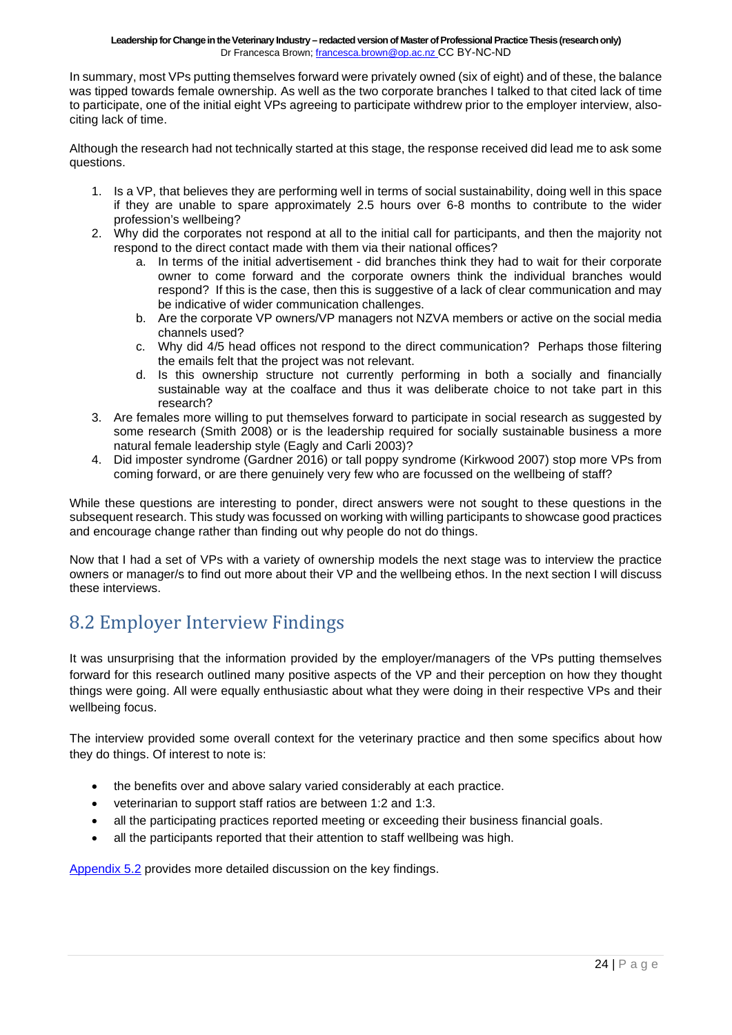In summary, most VPs putting themselves forward were privately owned (six of eight) and of these, the balance was tipped towards female ownership. As well as the two corporate branches I talked to that cited lack of time to participate, one of the initial eight VPs agreeing to participate withdrew prior to the employer interview, also-citing lack of time.

Although the research had not technically started at this stage, the response received did lead me to ask some questions.

1. Is a VP, that believes they are performing well in terms of social sustainability, doing well in this space if they are unable to spare approximately 2.5 hours over 6-8 months to contribute to the wider profession's wellbeing?
2. Why did the corporates not respond at all to the initial call for participants, and then the majority not respond to the direct contact made with them via their national offices?
    a. In terms of the initial advertisement - did branches think they had to wait for their corporate owner to come forward and the corporate owners think the individual branches would respond? If this is the case, then this is suggestive of a lack of clear communication and may be indicative of wider communication challenges.
    b. Are the corporate VP owners/VP managers not NZVA members or active on the social media channels used?
    c. Why did 4/5 head offices not respond to the direct communication? Perhaps those filtering the emails felt that the project was not relevant.
    d. Is this ownership structure not currently performing in both a socially and financially sustainable way at the coalface and thus it was deliberate choice to not take part in this research?
3. Are females more willing to put themselves forward to participate in social research as suggested by some research (Smith 2008) or is the leadership required for socially sustainable business a more natural female leadership style (Eagly and Carli 2003)?
4. Did imposter syndrome (Gardner 2016) or tall poppy syndrome (Kirkwood 2007) stop more VPs from coming forward, or are there genuinely very few who are focussed on the wellbeing of staff?

While these questions are interesting to ponder, direct answers were not sought to these questions in the subsequent research. This study was focussed on working with willing participants to showcase good practices and encourage change rather than finding out why people do not do things.

Now that I had a set of VPs with a variety of ownership models the next stage was to interview the practice owners or manager/s to find out more about their VP and the wellbeing ethos. In the next section I will discuss these interviews.

## 8.2 Employer Interview Findings

It was unsurprising that the information provided by the employer/managers of the VPs putting themselves forward for this research outlined many positive aspects of the VP and their perception on how they thought things were going. All were equally enthusiastic about what they were doing in their respective VPs and their wellbeing focus.

The interview provided some overall context for the veterinary practice and then some specifics about how they do things. Of interest to note is:

- the benefits over and above salary varied considerably at each practice.
- veterinarian to support staff ratios are between 1:2 and 1:3.
- all the participating practices reported meeting or exceeding their business financial goals.
- all the participants reported that their attention to staff wellbeing was high.

Appendix 5.2 provides more detailed discussion on the key findings.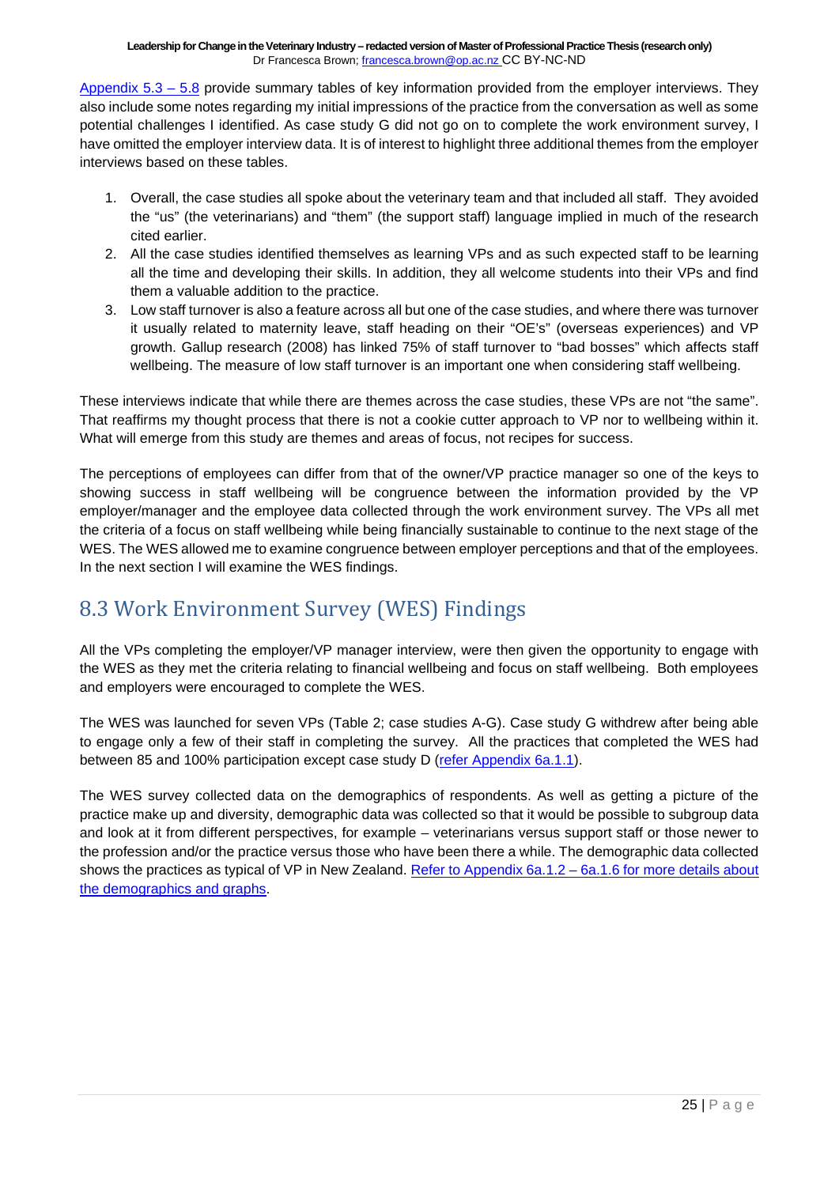Appendix 5.3 – 5.8 provide summary tables of key information provided from the employer interviews. They also include some notes regarding my initial impressions of the practice from the conversation as well as some potential challenges I identified. As case study G did not go on to complete the work environment survey, I have omitted the employer interview data. It is of interest to highlight three additional themes from the employer interviews based on these tables.

1. Overall, the case studies all spoke about the veterinary team and that included all staff. They avoided the "us" (the veterinarians) and "them" (the support staff) language implied in much of the research cited earlier.
2. All the case studies identified themselves as learning VPs and as such expected staff to be learning all the time and developing their skills. In addition, they all welcome students into their VPs and find them a valuable addition to the practice.
3. Low staff turnover is also a feature across all but one of the case studies, and where there was turnover it usually related to maternity leave, staff heading on their "OE's" (overseas experiences) and VP growth. Gallup research (2008) has linked 75% of staff turnover to "bad bosses" which affects staff wellbeing. The measure of low staff turnover is an important one when considering staff wellbeing.

These interviews indicate that while there are themes across the case studies, these VPs are not "the same". That reaffirms my thought process that there is not a cookie cutter approach to VP nor to wellbeing within it. What will emerge from this study are themes and areas of focus, not recipes for success.

The perceptions of employees can differ from that of the owner/VP practice manager so one of the keys to showing success in staff wellbeing will be congruence between the information provided by the VP employer/manager and the employee data collected through the work environment survey. The VPs all met the criteria of a focus on staff wellbeing while being financially sustainable to continue to the next stage of the WES. The WES allowed me to examine congruence between employer perceptions and that of the employees. In the next section I will examine the WES findings.

## 8.3 Work Environment Survey (WES) Findings

All the VPs completing the employer/VP manager interview, were then given the opportunity to engage with the WES as they met the criteria relating to financial wellbeing and focus on staff wellbeing. Both employees and employers were encouraged to complete the WES.

The WES was launched for seven VPs (Table 2; case studies A-G). Case study G withdrew after being able to engage only a few of their staff in completing the survey. All the practices that completed the WES had between 85 and 100% participation except case study D (refer Appendix 6a.1.1).

The WES survey collected data on the demographics of respondents. As well as getting a picture of the practice make up and diversity, demographic data was collected so that it would be possible to subgroup data and look at it from different perspectives, for example – veterinarians versus support staff or those newer to the profession and/or the practice versus those who have been there a while. The demographic data collected shows the practices as typical of VP in New Zealand. Refer to Appendix 6a.1.2 – 6a.1.6 for more details about the demographics and graphs.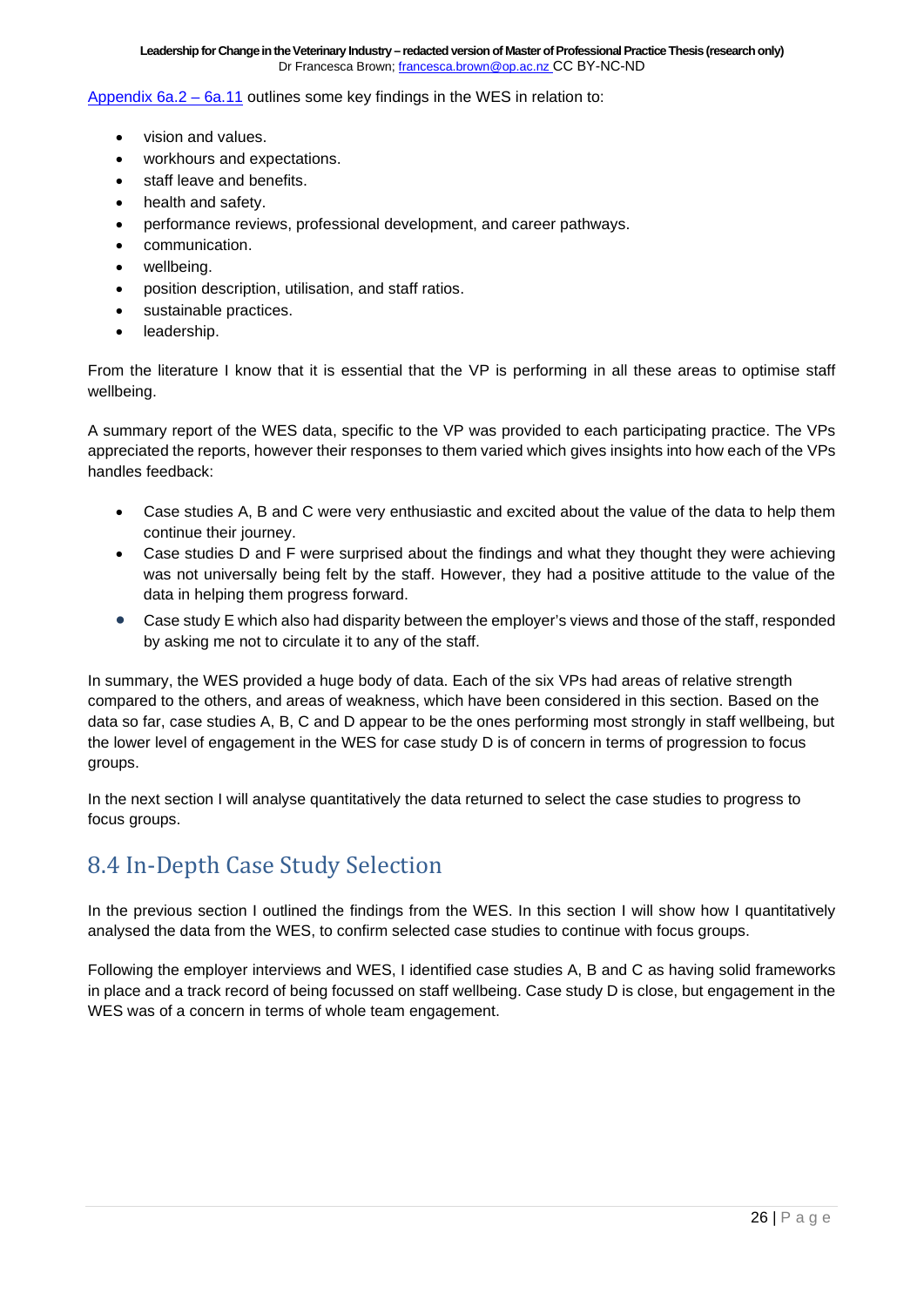Appendix 6a.2 – 6a.11 outlines some key findings in the WES in relation to:

- vision and values.
- workhours and expectations.
- staff leave and benefits.
- health and safety.
- performance reviews, professional development, and career pathways.
- communication.
- wellbeing.
- position description, utilisation, and staff ratios.
- sustainable practices.
- leadership.

From the literature I know that it is essential that the VP is performing in all these areas to optimise staff wellbeing.

A summary report of the WES data, specific to the VP was provided to each participating practice. The VPs appreciated the reports, however their responses to them varied which gives insights into how each of the VPs handles feedback:

- Case studies A, B and C were very enthusiastic and excited about the value of the data to help them continue their journey.
- Case studies D and F were surprised about the findings and what they thought they were achieving was not universally being felt by the staff. However, they had a positive attitude to the value of the data in helping them progress forward.
- Case study E which also had disparity between the employer's views and those of the staff, responded by asking me not to circulate it to any of the staff.

In summary, the WES provided a huge body of data. Each of the six VPs had areas of relative strength compared to the others, and areas of weakness, which have been considered in this section. Based on the data so far, case studies A, B, C and D appear to be the ones performing most strongly in staff wellbeing, but the lower level of engagement in the WES for case study D is of concern in terms of progression to focus groups.

In the next section I will analyse quantitatively the data returned to select the case studies to progress to focus groups.

## 8.4 In-Depth Case Study Selection

In the previous section I outlined the findings from the WES. In this section I will show how I quantitatively analysed the data from the WES, to confirm selected case studies to continue with focus groups.

Following the employer interviews and WES, I identified case studies A, B and C as having solid frameworks in place and a track record of being focussed on staff wellbeing. Case study D is close, but engagement in the WES was of a concern in terms of whole team engagement.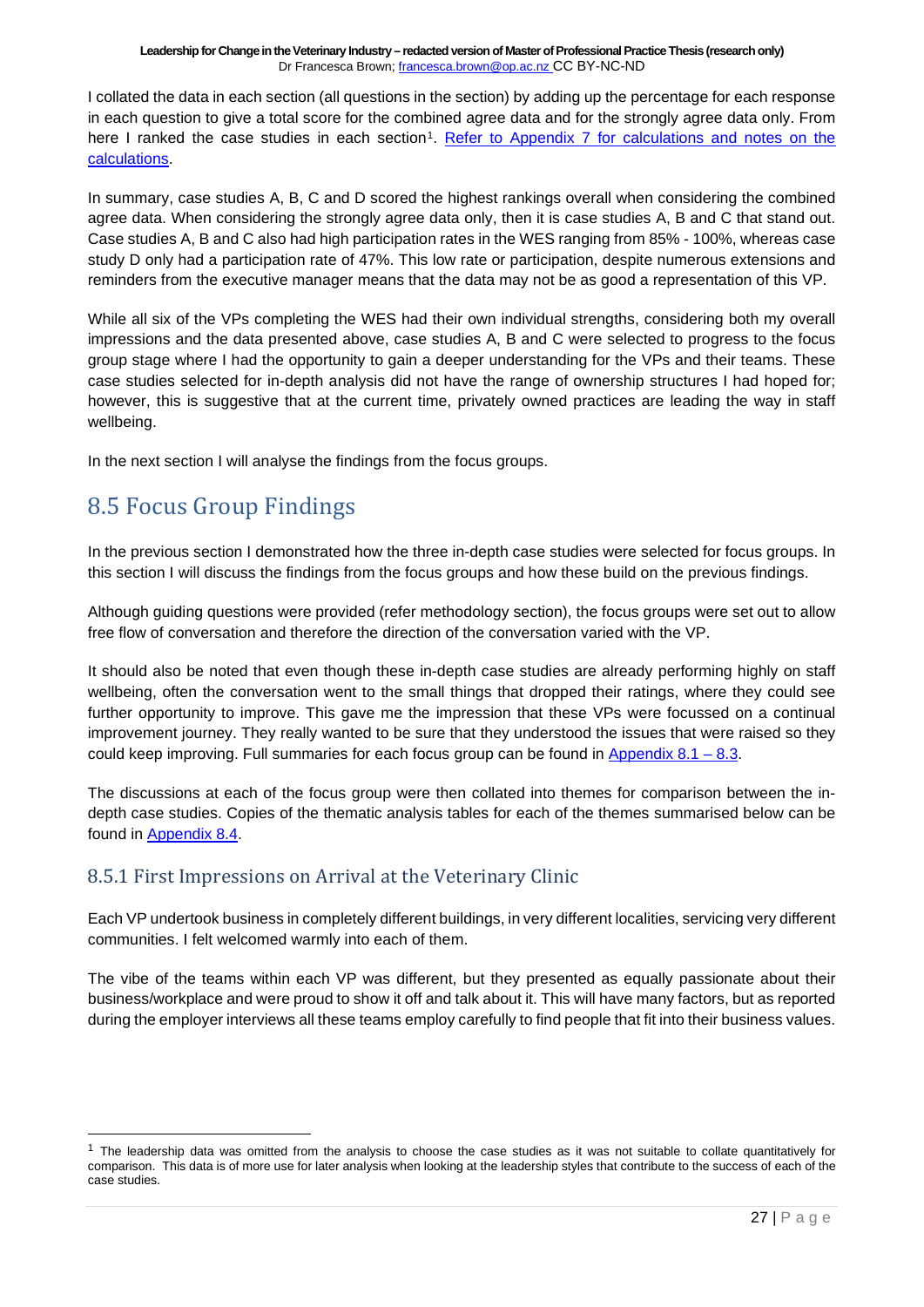I collated the data in each section (all questions in the section) by adding up the percentage for each response in each question to give a total score for the combined agree data and for the strongly agree data only. From here I ranked the case studies in each section[1]. Refer to Appendix 7 for calculations and notes on the calculations.

In summary, case studies A, B, C and D scored the highest rankings overall when considering the combined agree data. When considering the strongly agree data only, then it is case studies A, B and C that stand out. Case studies A, B and C also had high participation rates in the WES ranging from 85% - 100%, whereas case study D only had a participation rate of 47%. This low rate or participation, despite numerous extensions and reminders from the executive manager means that the data may not be as good a representation of this VP.

While all six of the VPs completing the WES had their own individual strengths, considering both my overall impressions and the data presented above, case studies A, B and C were selected to progress to the focus group stage where I had the opportunity to gain a deeper understanding for the VPs and their teams. These case studies selected for in-depth analysis did not have the range of ownership structures I had hoped for; however, this is suggestive that at the current time, privately owned practices are leading the way in staff wellbeing.

In the next section I will analyse the findings from the focus groups.

## 8.5 Focus Group Findings

In the previous section I demonstrated how the three in-depth case studies were selected for focus groups. In this section I will discuss the findings from the focus groups and how these build on the previous findings.

Although guiding questions were provided (refer methodology section), the focus groups were set out to allow free flow of conversation and therefore the direction of the conversation varied with the VP.

It should also be noted that even though these in-depth case studies are already performing highly on staff wellbeing, often the conversation went to the small things that dropped their ratings, where they could see further opportunity to improve. This gave me the impression that these VPs were focussed on a continual improvement journey. They really wanted to be sure that they understood the issues that were raised so they could keep improving. Full summaries for each focus group can be found in Appendix 8.1 – 8.3.

The discussions at each of the focus group were then collated into themes for comparison between the in-depth case studies. Copies of the thematic analysis tables for each of the themes summarised below can be found in Appendix 8.4.

### 8.5.1 First Impressions on Arrival at the Veterinary Clinic

Each VP undertook business in completely different buildings, in very different localities, servicing very different communities. I felt welcomed warmly into each of them.

The vibe of the teams within each VP was different, but they presented as equally passionate about their business/workplace and were proud to show it off and talk about it. This will have many factors, but as reported during the employer interviews all these teams employ carefully to find people that fit into their business values.

---

[1] The leadership data was omitted from the analysis to choose the case studies as it was not suitable to collate quantitatively for comparison. This data is of more use for later analysis when looking at the leadership styles that contribute to the success of each of the case studies.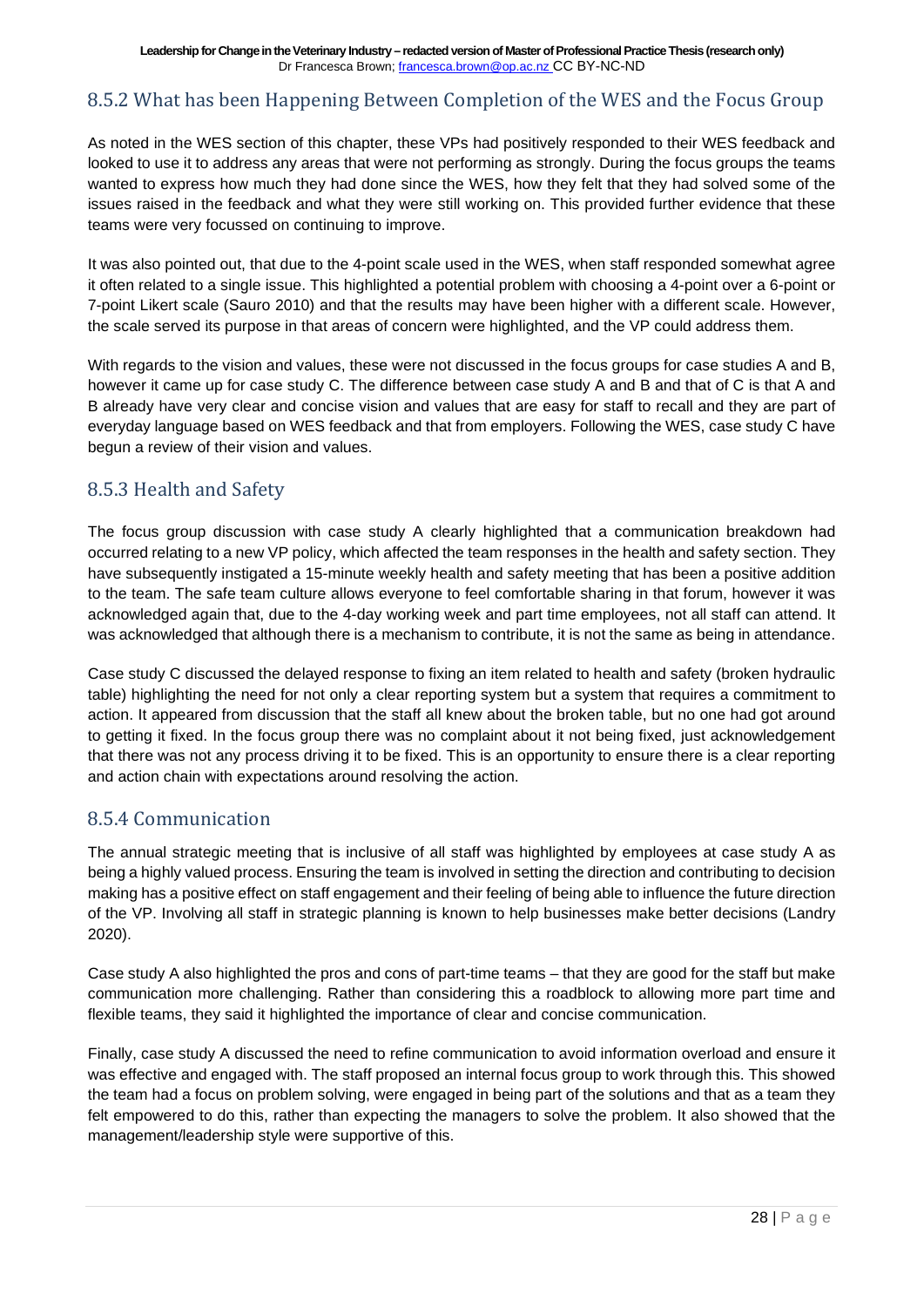### 8.5.2 What has been Happening Between Completion of the WES and the Focus Group

As noted in the WES section of this chapter, these VPs had positively responded to their WES feedback and looked to use it to address any areas that were not performing as strongly. During the focus groups the teams wanted to express how much they had done since the WES, how they felt that they had solved some of the issues raised in the feedback and what they were still working on. This provided further evidence that these teams were very focussed on continuing to improve.

It was also pointed out, that due to the 4-point scale used in the WES, when staff responded somewhat agree it often related to a single issue. This highlighted a potential problem with choosing a 4-point over a 6-point or 7-point Likert scale (Sauro 2010) and that the results may have been higher with a different scale. However, the scale served its purpose in that areas of concern were highlighted, and the VP could address them.

With regards to the vision and values, these were not discussed in the focus groups for case studies A and B, however it came up for case study C. The difference between case study A and B and that of C is that A and B already have very clear and concise vision and values that are easy for staff to recall and they are part of everyday language based on WES feedback and that from employers. Following the WES, case study C have begun a review of their vision and values.

### 8.5.3 Health and Safety

The focus group discussion with case study A clearly highlighted that a communication breakdown had occurred relating to a new VP policy, which affected the team responses in the health and safety section. They have subsequently instigated a 15-minute weekly health and safety meeting that has been a positive addition to the team. The safe team culture allows everyone to feel comfortable sharing in that forum, however it was acknowledged again that, due to the 4-day working week and part time employees, not all staff can attend. It was acknowledged that although there is a mechanism to contribute, it is not the same as being in attendance.

Case study C discussed the delayed response to fixing an item related to health and safety (broken hydraulic table) highlighting the need for not only a clear reporting system but a system that requires a commitment to action. It appeared from discussion that the staff all knew about the broken table, but no one had got around to getting it fixed. In the focus group there was no complaint about it not being fixed, just acknowledgement that there was not any process driving it to be fixed. This is an opportunity to ensure there is a clear reporting and action chain with expectations around resolving the action.

### 8.5.4 Communication

The annual strategic meeting that is inclusive of all staff was highlighted by employees at case study A as being a highly valued process. Ensuring the team is involved in setting the direction and contributing to decision making has a positive effect on staff engagement and their feeling of being able to influence the future direction of the VP. Involving all staff in strategic planning is known to help businesses make better decisions (Landry 2020).

Case study A also highlighted the pros and cons of part-time teams – that they are good for the staff but make communication more challenging. Rather than considering this a roadblock to allowing more part time and flexible teams, they said it highlighted the importance of clear and concise communication.

Finally, case study A discussed the need to refine communication to avoid information overload and ensure it was effective and engaged with. The staff proposed an internal focus group to work through this. This showed the team had a focus on problem solving, were engaged in being part of the solutions and that as a team they felt empowered to do this, rather than expecting the managers to solve the problem. It also showed that the management/leadership style were supportive of this.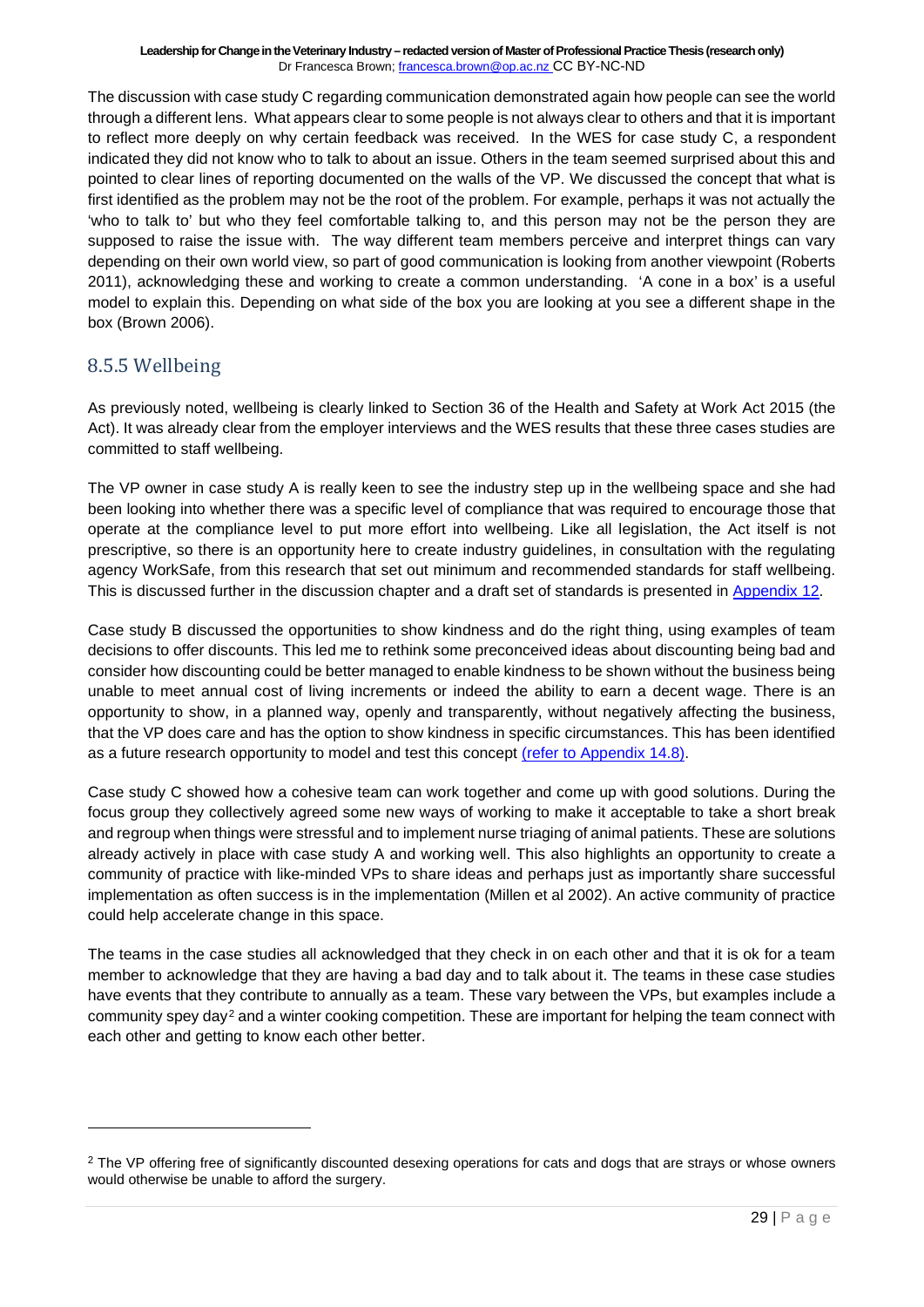The discussion with case study C regarding communication demonstrated again how people can see the world through a different lens. What appears clear to some people is not always clear to others and that it is important to reflect more deeply on why certain feedback was received. In the WES for case study C, a respondent indicated they did not know who to talk to about an issue. Others in the team seemed surprised about this and pointed to clear lines of reporting documented on the walls of the VP. We discussed the concept that what is first identified as the problem may not be the root of the problem. For example, perhaps it was not actually the 'who to talk to' but who they feel comfortable talking to, and this person may not be the person they are supposed to raise the issue with. The way different team members perceive and interpret things can vary depending on their own world view, so part of good communication is looking from another viewpoint (Roberts 2011), acknowledging these and working to create a common understanding. 'A cone in a box' is a useful model to explain this. Depending on what side of the box you are looking at you see a different shape in the box (Brown 2006).

### 8.5.5 Wellbeing

As previously noted, wellbeing is clearly linked to Section 36 of the Health and Safety at Work Act 2015 (the Act). It was already clear from the employer interviews and the WES results that these three cases studies are committed to staff wellbeing.

The VP owner in case study A is really keen to see the industry step up in the wellbeing space and she had been looking into whether there was a specific level of compliance that was required to encourage those that operate at the compliance level to put more effort into wellbeing. Like all legislation, the Act itself is not prescriptive, so there is an opportunity here to create industry guidelines, in consultation with the regulating agency WorkSafe, from this research that set out minimum and recommended standards for staff wellbeing. This is discussed further in the discussion chapter and a draft set of standards is presented in Appendix 12.

Case study B discussed the opportunities to show kindness and do the right thing, using examples of team decisions to offer discounts. This led me to rethink some preconceived ideas about discounting being bad and consider how discounting could be better managed to enable kindness to be shown without the business being unable to meet annual cost of living increments or indeed the ability to earn a decent wage. There is an opportunity to show, in a planned way, openly and transparently, without negatively affecting the business, that the VP does care and has the option to show kindness in specific circumstances. This has been identified as a future research opportunity to model and test this concept (refer to Appendix 14.8).

Case study C showed how a cohesive team can work together and come up with good solutions. During the focus group they collectively agreed some new ways of working to make it acceptable to take a short break and regroup when things were stressful and to implement nurse triaging of animal patients. These are solutions already actively in place with case study A and working well. This also highlights an opportunity to create a community of practice with like-minded VPs to share ideas and perhaps just as importantly share successful implementation as often success is in the implementation (Millen et al 2002). An active community of practice could help accelerate change in this space.

The teams in the case studies all acknowledged that they check in on each other and that it is ok for a team member to acknowledge that they are having a bad day and to talk about it. The teams in these case studies have events that they contribute to annually as a team. These vary between the VPs, but examples include a community spey day[2] and a winter cooking competition. These are important for helping the team connect with each other and getting to know each other better.

---

[2] The VP offering free of significantly discounted desexing operations for cats and dogs that are strays or whose owners would otherwise be unable to afford the surgery.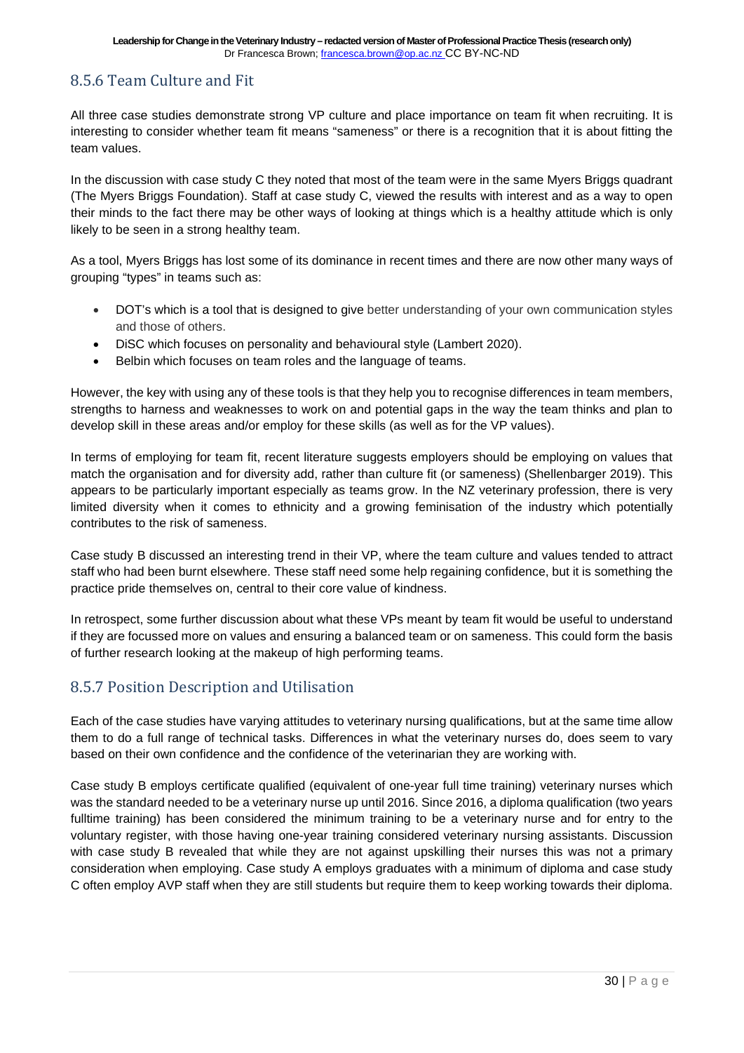### 8.5.6 Team Culture and Fit

All three case studies demonstrate strong VP culture and place importance on team fit when recruiting. It is interesting to consider whether team fit means "sameness" or there is a recognition that it is about fitting the team values.

In the discussion with case study C they noted that most of the team were in the same Myers Briggs quadrant (The Myers Briggs Foundation). Staff at case study C, viewed the results with interest and as a way to open their minds to the fact there may be other ways of looking at things which is a healthy attitude which is only likely to be seen in a strong healthy team.

As a tool, Myers Briggs has lost some of its dominance in recent times and there are now other many ways of grouping "types" in teams such as:

- DOT's which is a tool that is designed to give better understanding of your own communication styles and those of others.
- DiSC which focuses on personality and behavioural style (Lambert 2020).
- Belbin which focuses on team roles and the language of teams.

However, the key with using any of these tools is that they help you to recognise differences in team members, strengths to harness and weaknesses to work on and potential gaps in the way the team thinks and plan to develop skill in these areas and/or employ for these skills (as well as for the VP values).

In terms of employing for team fit, recent literature suggests employers should be employing on values that match the organisation and for diversity add, rather than culture fit (or sameness) (Shellenbarger 2019). This appears to be particularly important especially as teams grow. In the NZ veterinary profession, there is very limited diversity when it comes to ethnicity and a growing feminisation of the industry which potentially contributes to the risk of sameness.

Case study B discussed an interesting trend in their VP, where the team culture and values tended to attract staff who had been burnt elsewhere. These staff need some help regaining confidence, but it is something the practice pride themselves on, central to their core value of kindness.

In retrospect, some further discussion about what these VPs meant by team fit would be useful to understand if they are focussed more on values and ensuring a balanced team or on sameness. This could form the basis of further research looking at the makeup of high performing teams.

### 8.5.7 Position Description and Utilisation

Each of the case studies have varying attitudes to veterinary nursing qualifications, but at the same time allow them to do a full range of technical tasks. Differences in what the veterinary nurses do, does seem to vary based on their own confidence and the confidence of the veterinarian they are working with.

Case study B employs certificate qualified (equivalent of one-year full time training) veterinary nurses which was the standard needed to be a veterinary nurse up until 2016. Since 2016, a diploma qualification (two years fulltime training) has been considered the minimum training to be a veterinary nurse and for entry to the voluntary register, with those having one-year training considered veterinary nursing assistants. Discussion with case study B revealed that while they are not against upskilling their nurses this was not a primary consideration when employing. Case study A employs graduates with a minimum of diploma and case study C often employ AVP staff when they are still students but require them to keep working towards their diploma.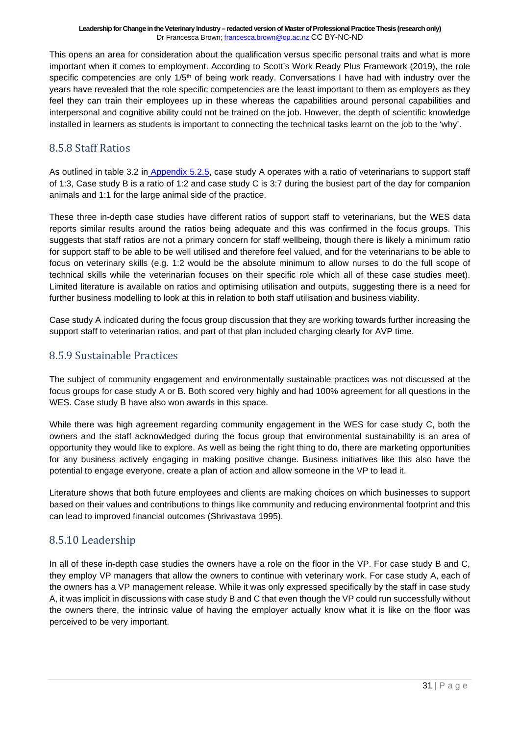This opens an area for consideration about the qualification versus specific personal traits and what is more important when it comes to employment. According to Scott's Work Ready Plus Framework (2019), the role specific competencies are only 1/5th of being work ready. Conversations I have had with industry over the years have revealed that the role specific competencies are the least important to them as employers as they feel they can train their employees up in these whereas the capabilities around personal capabilities and interpersonal and cognitive ability could not be trained on the job. However, the depth of scientific knowledge installed in learners as students is important to connecting the technical tasks learnt on the job to the 'why'.

## 8.5.8 Staff Ratios

As outlined in table 3.2 in Appendix 5.2.5, case study A operates with a ratio of veterinarians to support staff of 1:3, Case study B is a ratio of 1:2 and case study C is 3:7 during the busiest part of the day for companion animals and 1:1 for the large animal side of the practice.

These three in-depth case studies have different ratios of support staff to veterinarians, but the WES data reports similar results around the ratios being adequate and this was confirmed in the focus groups. This suggests that staff ratios are not a primary concern for staff wellbeing, though there is likely a minimum ratio for support staff to be able to be well utilised and therefore feel valued, and for the veterinarians to be able to focus on veterinary skills (e.g. 1:2 would be the absolute minimum to allow nurses to do the full scope of technical skills while the veterinarian focuses on their specific role which all of these case studies meet). Limited literature is available on ratios and optimising utilisation and outputs, suggesting there is a need for further business modelling to look at this in relation to both staff utilisation and business viability.

Case study A indicated during the focus group discussion that they are working towards further increasing the support staff to veterinarian ratios, and part of that plan included charging clearly for AVP time.

## 8.5.9 Sustainable Practices

The subject of community engagement and environmentally sustainable practices was not discussed at the focus groups for case study A or B. Both scored very highly and had 100% agreement for all questions in the WES. Case study B have also won awards in this space.

While there was high agreement regarding community engagement in the WES for case study C, both the owners and the staff acknowledged during the focus group that environmental sustainability is an area of opportunity they would like to explore. As well as being the right thing to do, there are marketing opportunities for any business actively engaging in making positive change. Business initiatives like this also have the potential to engage everyone, create a plan of action and allow someone in the VP to lead it.

Literature shows that both future employees and clients are making choices on which businesses to support based on their values and contributions to things like community and reducing environmental footprint and this can lead to improved financial outcomes (Shrivastava 1995).

## 8.5.10 Leadership

In all of these in-depth case studies the owners have a role on the floor in the VP. For case study B and C, they employ VP managers that allow the owners to continue with veterinary work. For case study A, each of the owners has a VP management release. While it was only expressed specifically by the staff in case study A, it was implicit in discussions with case study B and C that even though the VP could run successfully without the owners there, the intrinsic value of having the employer actually know what it is like on the floor was perceived to be very important.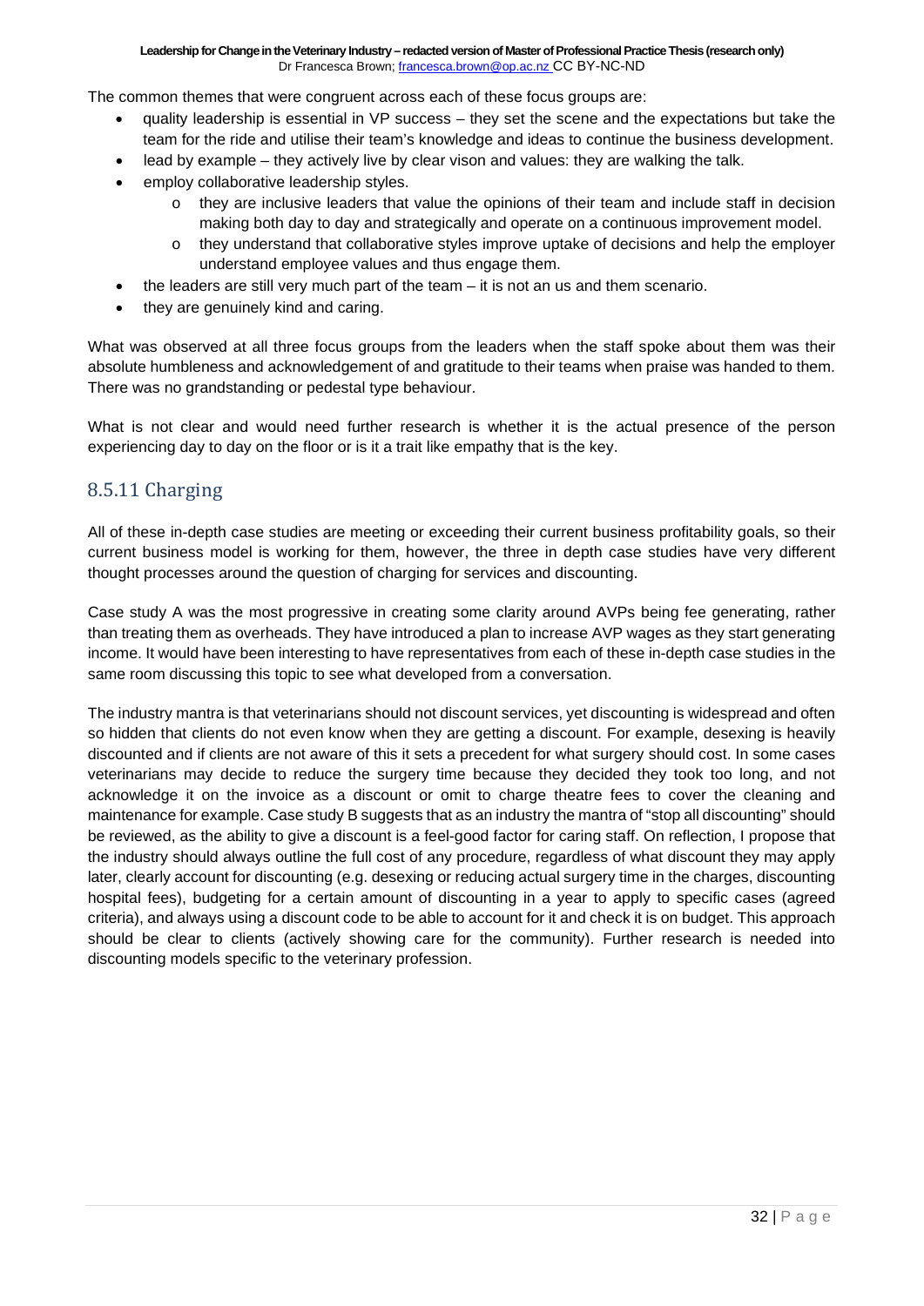The common themes that were congruent across each of these focus groups are:

- quality leadership is essential in VP success – they set the scene and the expectations but take the team for the ride and utilise their team's knowledge and ideas to continue the business development.
- lead by example – they actively live by clear vison and values: they are walking the talk.
- employ collaborative leadership styles.
  - they are inclusive leaders that value the opinions of their team and include staff in decision making both day to day and strategically and operate on a continuous improvement model.
  - they understand that collaborative styles improve uptake of decisions and help the employer understand employee values and thus engage them.
- the leaders are still very much part of the team – it is not an us and them scenario.
- they are genuinely kind and caring.

What was observed at all three focus groups from the leaders when the staff spoke about them was their absolute humbleness and acknowledgement of and gratitude to their teams when praise was handed to them. There was no grandstanding or pedestal type behaviour.

What is not clear and would need further research is whether it is the actual presence of the person experiencing day to day on the floor or is it a trait like empathy that is the key.

### 8.5.11 Charging

All of these in-depth case studies are meeting or exceeding their current business profitability goals, so their current business model is working for them, however, the three in depth case studies have very different thought processes around the question of charging for services and discounting.

Case study A was the most progressive in creating some clarity around AVPs being fee generating, rather than treating them as overheads. They have introduced a plan to increase AVP wages as they start generating income. It would have been interesting to have representatives from each of these in-depth case studies in the same room discussing this topic to see what developed from a conversation.

The industry mantra is that veterinarians should not discount services, yet discounting is widespread and often so hidden that clients do not even know when they are getting a discount. For example, desexing is heavily discounted and if clients are not aware of this it sets a precedent for what surgery should cost. In some cases veterinarians may decide to reduce the surgery time because they decided they took too long, and not acknowledge it on the invoice as a discount or omit to charge theatre fees to cover the cleaning and maintenance for example. Case study B suggests that as an industry the mantra of "stop all discounting" should be reviewed, as the ability to give a discount is a feel-good factor for caring staff. On reflection, I propose that the industry should always outline the full cost of any procedure, regardless of what discount they may apply later, clearly account for discounting (e.g. desexing or reducing actual surgery time in the charges, discounting hospital fees), budgeting for a certain amount of discounting in a year to apply to specific cases (agreed criteria), and always using a discount code to be able to account for it and check it is on budget. This approach should be clear to clients (actively showing care for the community). Further research is needed into discounting models specific to the veterinary profession.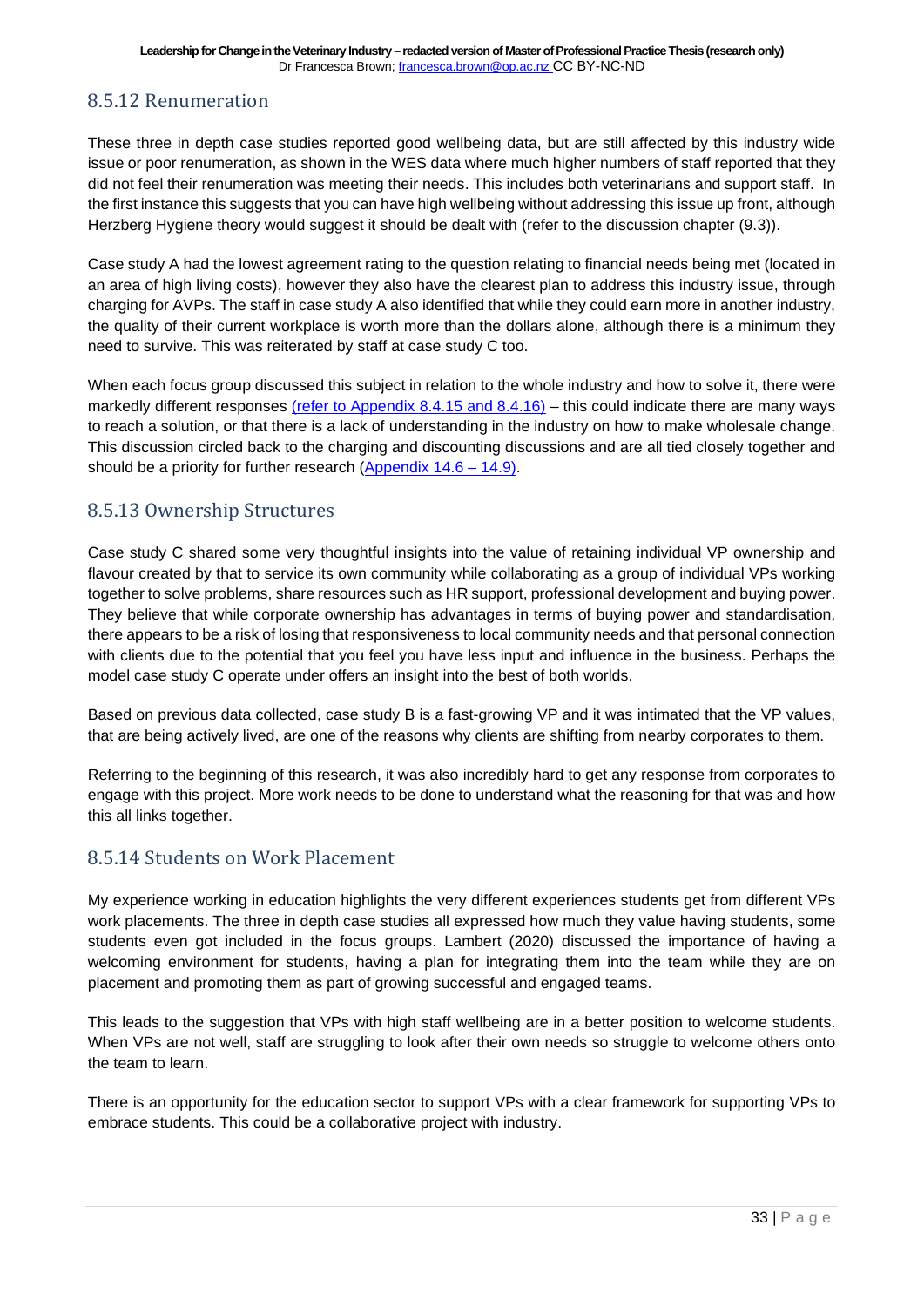## 8.5.12 Renumeration

These three in depth case studies reported good wellbeing data, but are still affected by this industry wide issue or poor renumeration, as shown in the WES data where much higher numbers of staff reported that they did not feel their renumeration was meeting their needs. This includes both veterinarians and support staff. In the first instance this suggests that you can have high wellbeing without addressing this issue up front, although Herzberg Hygiene theory would suggest it should be dealt with (refer to the discussion chapter (9.3)).

Case study A had the lowest agreement rating to the question relating to financial needs being met (located in an area of high living costs), however they also have the clearest plan to address this industry issue, through charging for AVPs. The staff in case study A also identified that while they could earn more in another industry, the quality of their current workplace is worth more than the dollars alone, although there is a minimum they need to survive. This was reiterated by staff at case study C too.

When each focus group discussed this subject in relation to the whole industry and how to solve it, there were markedly different responses (refer to Appendix 8.4.15 and 8.4.16) – this could indicate there are many ways to reach a solution, or that there is a lack of understanding in the industry on how to make wholesale change. This discussion circled back to the charging and discounting discussions and are all tied closely together and should be a priority for further research (Appendix 14.6 – 14.9).

## 8.5.13 Ownership Structures

Case study C shared some very thoughtful insights into the value of retaining individual VP ownership and flavour created by that to service its own community while collaborating as a group of individual VPs working together to solve problems, share resources such as HR support, professional development and buying power. They believe that while corporate ownership has advantages in terms of buying power and standardisation, there appears to be a risk of losing that responsiveness to local community needs and that personal connection with clients due to the potential that you feel you have less input and influence in the business. Perhaps the model case study C operate under offers an insight into the best of both worlds.

Based on previous data collected, case study B is a fast-growing VP and it was intimated that the VP values, that are being actively lived, are one of the reasons why clients are shifting from nearby corporates to them.

Referring to the beginning of this research, it was also incredibly hard to get any response from corporates to engage with this project. More work needs to be done to understand what the reasoning for that was and how this all links together.

## 8.5.14 Students on Work Placement

My experience working in education highlights the very different experiences students get from different VPs work placements. The three in depth case studies all expressed how much they value having students, some students even got included in the focus groups. Lambert (2020) discussed the importance of having a welcoming environment for students, having a plan for integrating them into the team while they are on placement and promoting them as part of growing successful and engaged teams.

This leads to the suggestion that VPs with high staff wellbeing are in a better position to welcome students. When VPs are not well, staff are struggling to look after their own needs so struggle to welcome others onto the team to learn.

There is an opportunity for the education sector to support VPs with a clear framework for supporting VPs to embrace students. This could be a collaborative project with industry.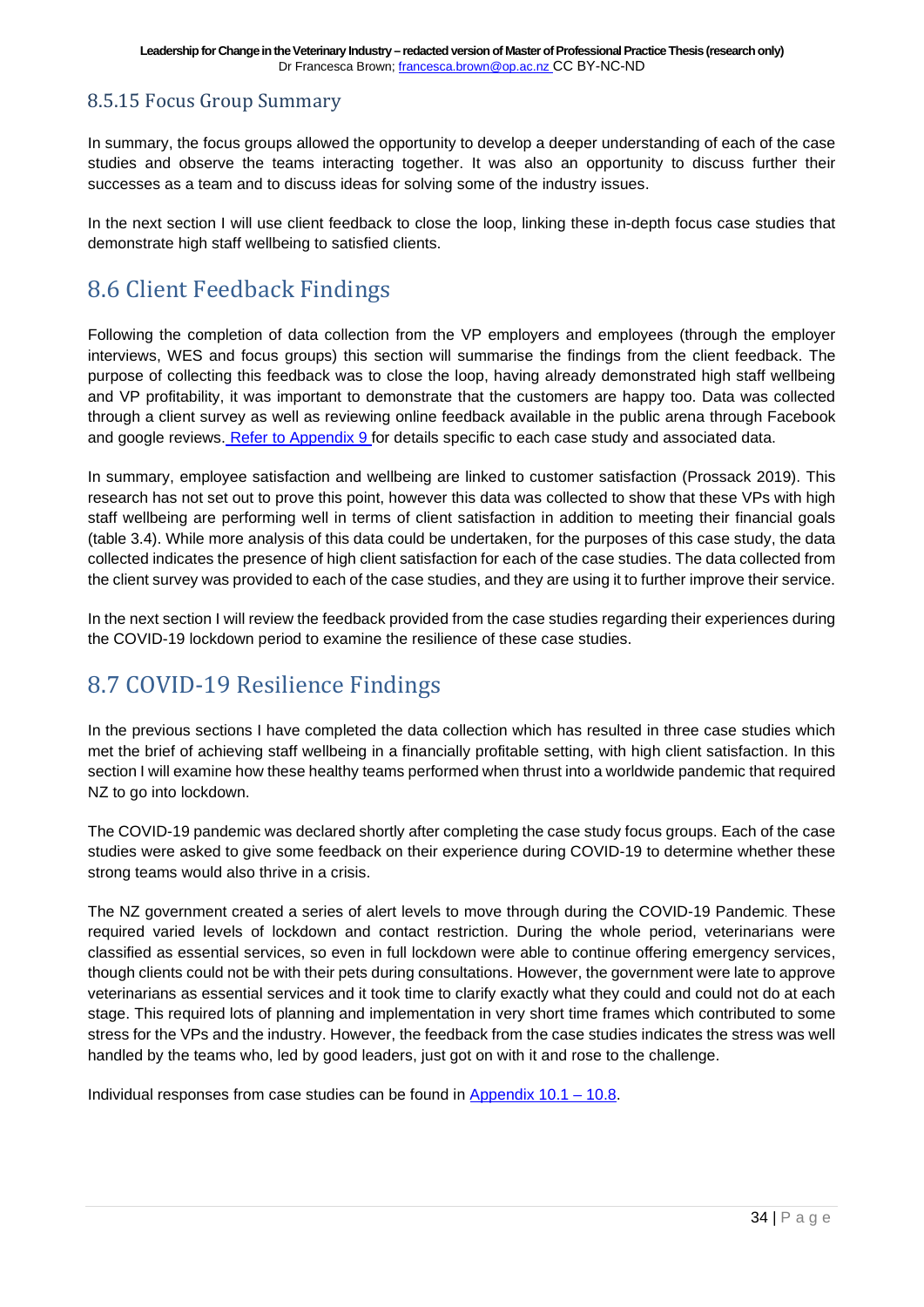### 8.5.15 Focus Group Summary

In summary, the focus groups allowed the opportunity to develop a deeper understanding of each of the case studies and observe the teams interacting together. It was also an opportunity to discuss further their successes as a team and to discuss ideas for solving some of the industry issues.

In the next section I will use client feedback to close the loop, linking these in-depth focus case studies that demonstrate high staff wellbeing to satisfied clients.

## 8.6 Client Feedback Findings

Following the completion of data collection from the VP employers and employees (through the employer interviews, WES and focus groups) this section will summarise the findings from the client feedback. The purpose of collecting this feedback was to close the loop, having already demonstrated high staff wellbeing and VP profitability, it was important to demonstrate that the customers are happy too. Data was collected through a client survey as well as reviewing online feedback available in the public arena through Facebook and google reviews. Refer to Appendix 9 for details specific to each case study and associated data.

In summary, employee satisfaction and wellbeing are linked to customer satisfaction (Prossack 2019). This research has not set out to prove this point, however this data was collected to show that these VPs with high staff wellbeing are performing well in terms of client satisfaction in addition to meeting their financial goals (table 3.4). While more analysis of this data could be undertaken, for the purposes of this case study, the data collected indicates the presence of high client satisfaction for each of the case studies. The data collected from the client survey was provided to each of the case studies, and they are using it to further improve their service.

In the next section I will review the feedback provided from the case studies regarding their experiences during the COVID-19 lockdown period to examine the resilience of these case studies.

## 8.7 COVID-19 Resilience Findings

In the previous sections I have completed the data collection which has resulted in three case studies which met the brief of achieving staff wellbeing in a financially profitable setting, with high client satisfaction. In this section I will examine how these healthy teams performed when thrust into a worldwide pandemic that required NZ to go into lockdown.

The COVID-19 pandemic was declared shortly after completing the case study focus groups. Each of the case studies were asked to give some feedback on their experience during COVID-19 to determine whether these strong teams would also thrive in a crisis.

The NZ government created a series of alert levels to move through during the COVID-19 Pandemic. These required varied levels of lockdown and contact restriction. During the whole period, veterinarians were classified as essential services, so even in full lockdown were able to continue offering emergency services, though clients could not be with their pets during consultations. However, the government were late to approve veterinarians as essential services and it took time to clarify exactly what they could and could not do at each stage. This required lots of planning and implementation in very short time frames which contributed to some stress for the VPs and the industry. However, the feedback from the case studies indicates the stress was well handled by the teams who, led by good leaders, just got on with it and rose to the challenge.

Individual responses from case studies can be found in Appendix 10.1 – 10.8.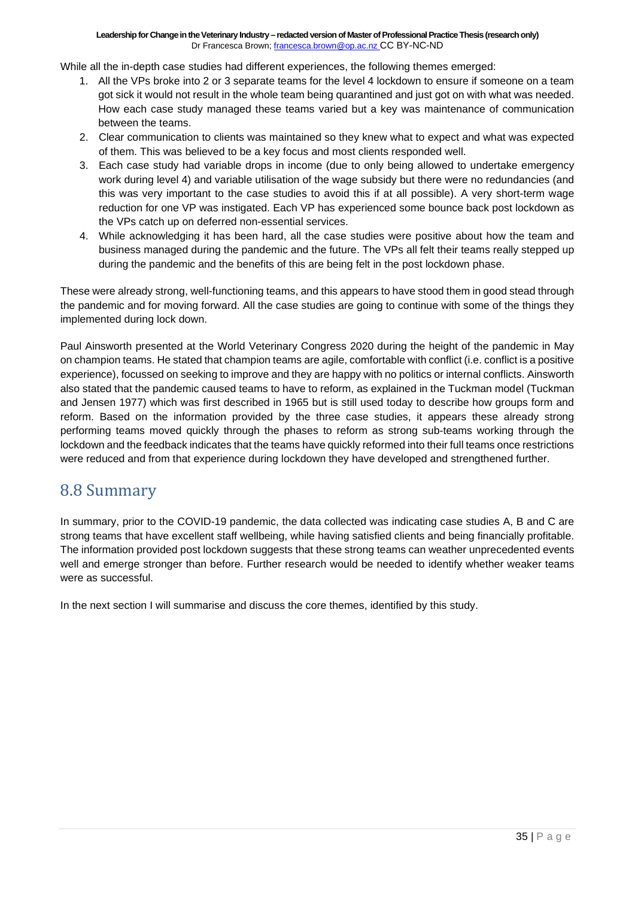While all the in-depth case studies had different experiences, the following themes emerged:

1. All the VPs broke into 2 or 3 separate teams for the level 4 lockdown to ensure if someone on a team got sick it would not result in the whole team being quarantined and just got on with what was needed. How each case study managed these teams varied but a key was maintenance of communication between the teams.
2. Clear communication to clients was maintained so they knew what to expect and what was expected of them. This was believed to be a key focus and most clients responded well.
3. Each case study had variable drops in income (due to only being allowed to undertake emergency work during level 4) and variable utilisation of the wage subsidy but there were no redundancies (and this was very important to the case studies to avoid this if at all possible). A very short-term wage reduction for one VP was instigated. Each VP has experienced some bounce back post lockdown as the VPs catch up on deferred non-essential services.
4. While acknowledging it has been hard, all the case studies were positive about how the team and business managed during the pandemic and the future. The VPs all felt their teams really stepped up during the pandemic and the benefits of this are being felt in the post lockdown phase.

These were already strong, well-functioning teams, and this appears to have stood them in good stead through the pandemic and for moving forward. All the case studies are going to continue with some of the things they implemented during lock down.

Paul Ainsworth presented at the World Veterinary Congress 2020 during the height of the pandemic in May on champion teams. He stated that champion teams are agile, comfortable with conflict (i.e. conflict is a positive experience), focussed on seeking to improve and they are happy with no politics or internal conflicts. Ainsworth also stated that the pandemic caused teams to have to reform, as explained in the Tuckman model (Tuckman and Jensen 1977) which was first described in 1965 but is still used today to describe how groups form and reform. Based on the information provided by the three case studies, it appears these already strong performing teams moved quickly through the phases to reform as strong sub-teams working through the lockdown and the feedback indicates that the teams have quickly reformed into their full teams once restrictions were reduced and from that experience during lockdown they have developed and strengthened further.

## 8.8 Summary

In summary, prior to the COVID-19 pandemic, the data collected was indicating case studies A, B and C are strong teams that have excellent staff wellbeing, while having satisfied clients and being financially profitable. The information provided post lockdown suggests that these strong teams can weather unprecedented events well and emerge stronger than before. Further research would be needed to identify whether weaker teams were as successful.

In the next section I will summarise and discuss the core themes, identified by this study.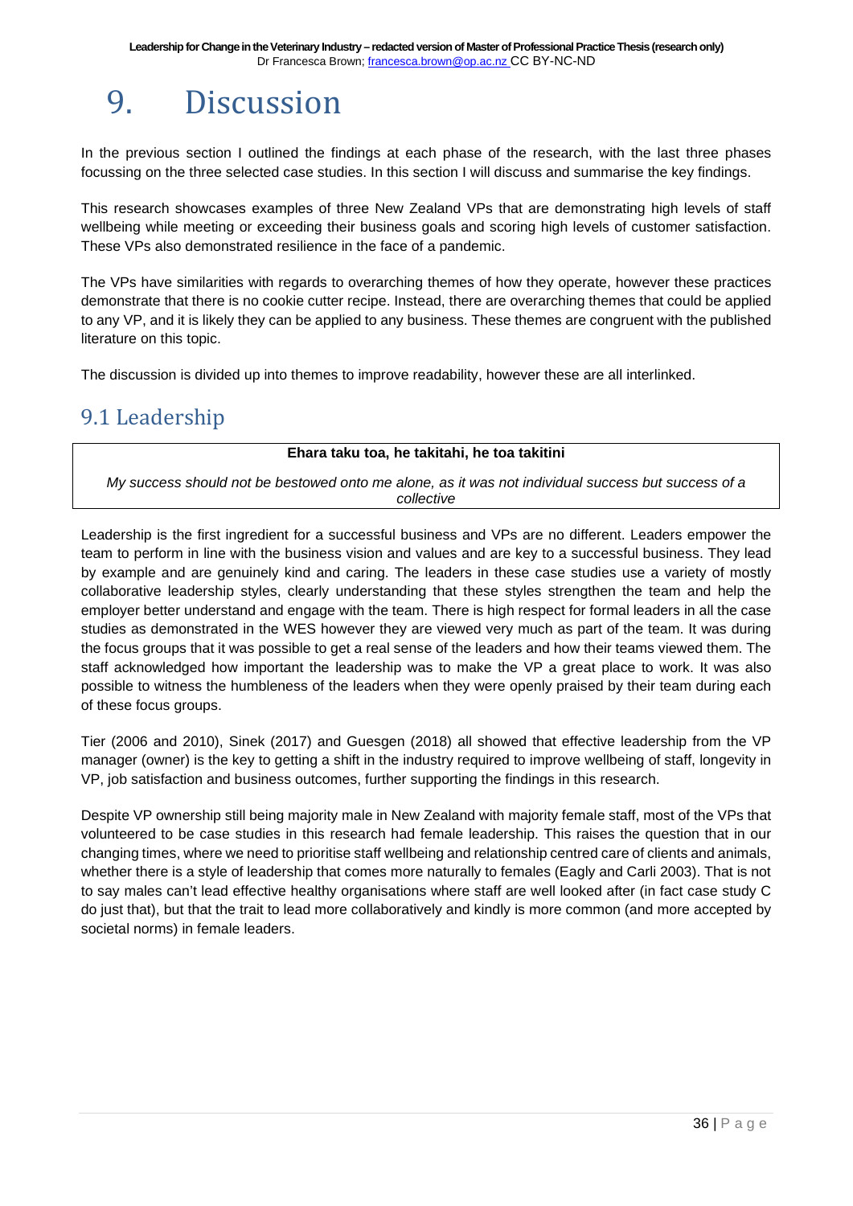# 9. Discussion

In the previous section I outlined the findings at each phase of the research, with the last three phases focussing on the three selected case studies. In this section I will discuss and summarise the key findings.

This research showcases examples of three New Zealand VPs that are demonstrating high levels of staff wellbeing while meeting or exceeding their business goals and scoring high levels of customer satisfaction. These VPs also demonstrated resilience in the face of a pandemic.

The VPs have similarities with regards to overarching themes of how they operate, however these practices demonstrate that there is no cookie cutter recipe. Instead, there are overarching themes that could be applied to any VP, and it is likely they can be applied to any business. These themes are congruent with the published literature on this topic.

The discussion is divided up into themes to improve readability, however these are all interlinked.

## 9.1 Leadership

**Ehara taku toa, he takitahi, he toa takitini**

*My success should not be bestowed onto me alone, as it was not individual success but success of a collective*

Leadership is the first ingredient for a successful business and VPs are no different. Leaders empower the team to perform in line with the business vision and values and are key to a successful business. They lead by example and are genuinely kind and caring. The leaders in these case studies use a variety of mostly collaborative leadership styles, clearly understanding that these styles strengthen the team and help the employer better understand and engage with the team. There is high respect for formal leaders in all the case studies as demonstrated in the WES however they are viewed very much as part of the team. It was during the focus groups that it was possible to get a real sense of the leaders and how their teams viewed them. The staff acknowledged how important the leadership was to make the VP a great place to work. It was also possible to witness the humbleness of the leaders when they were openly praised by their team during each of these focus groups.

Tier (2006 and 2010), Sinek (2017) and Guesgen (2018) all showed that effective leadership from the VP manager (owner) is the key to getting a shift in the industry required to improve wellbeing of staff, longevity in VP, job satisfaction and business outcomes, further supporting the findings in this research.

Despite VP ownership still being majority male in New Zealand with majority female staff, most of the VPs that volunteered to be case studies in this research had female leadership. This raises the question that in our changing times, where we need to prioritise staff wellbeing and relationship centred care of clients and animals, whether there is a style of leadership that comes more naturally to females (Eagly and Carli 2003). That is not to say males can't lead effective healthy organisations where staff are well looked after (in fact case study C do just that), but that the trait to lead more collaboratively and kindly is more common (and more accepted by societal norms) in female leaders.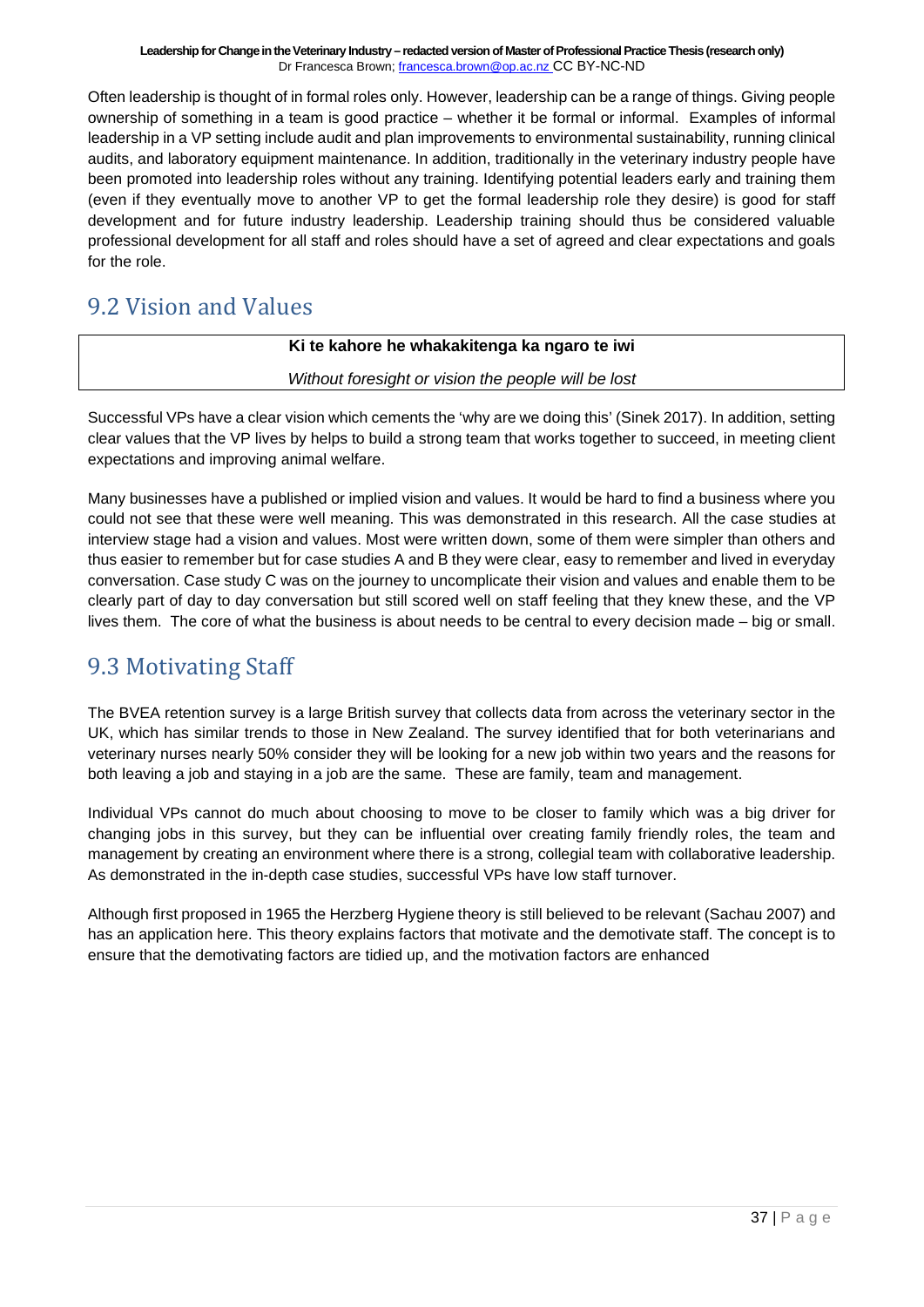Often leadership is thought of in formal roles only. However, leadership can be a range of things. Giving people ownership of something in a team is good practice – whether it be formal or informal. Examples of informal leadership in a VP setting include audit and plan improvements to environmental sustainability, running clinical audits, and laboratory equipment maintenance. In addition, traditionally in the veterinary industry people have been promoted into leadership roles without any training. Identifying potential leaders early and training them (even if they eventually move to another VP to get the formal leadership role they desire) is good for staff development and for future industry leadership. Leadership training should thus be considered valuable professional development for all staff and roles should have a set of agreed and clear expectations and goals for the role.

## 9.2 Vision and Values

| **Ki te kahore he whakakitenga ka ngaro te iwi** |
|---|
| *Without foresight or vision the people will be lost* |

Successful VPs have a clear vision which cements the 'why are we doing this' (Sinek 2017). In addition, setting clear values that the VP lives by helps to build a strong team that works together to succeed, in meeting client expectations and improving animal welfare.

Many businesses have a published or implied vision and values. It would be hard to find a business where you could not see that these were well meaning. This was demonstrated in this research. All the case studies at interview stage had a vision and values. Most were written down, some of them were simpler than others and thus easier to remember but for case studies A and B they were clear, easy to remember and lived in everyday conversation. Case study C was on the journey to uncomplicate their vision and values and enable them to be clearly part of day to day conversation but still scored well on staff feeling that they knew these, and the VP lives them. The core of what the business is about needs to be central to every decision made – big or small.

## 9.3 Motivating Staff

The BVEA retention survey is a large British survey that collects data from across the veterinary sector in the UK, which has similar trends to those in New Zealand. The survey identified that for both veterinarians and veterinary nurses nearly 50% consider they will be looking for a new job within two years and the reasons for both leaving a job and staying in a job are the same. These are family, team and management.

Individual VPs cannot do much about choosing to move to be closer to family which was a big driver for changing jobs in this survey, but they can be influential over creating family friendly roles, the team and management by creating an environment where there is a strong, collegial team with collaborative leadership. As demonstrated in the in-depth case studies, successful VPs have low staff turnover.

Although first proposed in 1965 the Herzberg Hygiene theory is still believed to be relevant (Sachau 2007) and has an application here. This theory explains factors that motivate and the demotivate staff. The concept is to ensure that the demotivating factors are tidied up, and the motivation factors are enhanced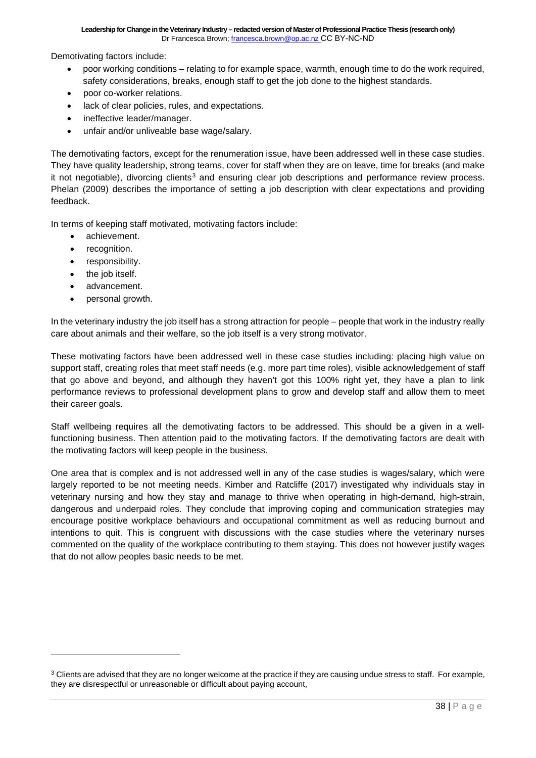Demotivating factors include:

- poor working conditions – relating to for example space, warmth, enough time to do the work required, safety considerations, breaks, enough staff to get the job done to the highest standards.
- poor co-worker relations.
- lack of clear policies, rules, and expectations.
- ineffective leader/manager.
- unfair and/or unliveable base wage/salary.

The demotivating factors, except for the renumeration issue, have been addressed well in these case studies. They have quality leadership, strong teams, cover for staff when they are on leave, time for breaks (and make it not negotiable), divorcing clients[3] and ensuring clear job descriptions and performance review process. Phelan (2009) describes the importance of setting a job description with clear expectations and providing feedback.

In terms of keeping staff motivated, motivating factors include:

- achievement.
- recognition.
- responsibility.
- the job itself.
- advancement.
- personal growth.

In the veterinary industry the job itself has a strong attraction for people – people that work in the industry really care about animals and their welfare, so the job itself is a very strong motivator.

These motivating factors have been addressed well in these case studies including: placing high value on support staff, creating roles that meet staff needs (e.g. more part time roles), visible acknowledgement of staff that go above and beyond, and although they haven't got this 100% right yet, they have a plan to link performance reviews to professional development plans to grow and develop staff and allow them to meet their career goals.

Staff wellbeing requires all the demotivating factors to be addressed. This should be a given in a well-functioning business. Then attention paid to the motivating factors. If the demotivating factors are dealt with the motivating factors will keep people in the business.

One area that is complex and is not addressed well in any of the case studies is wages/salary, which were largely reported to be not meeting needs. Kimber and Ratcliffe (2017) investigated why individuals stay in veterinary nursing and how they stay and manage to thrive when operating in high-demand, high-strain, dangerous and underpaid roles. They conclude that improving coping and communication strategies may encourage positive workplace behaviours and occupational commitment as well as reducing burnout and intentions to quit. This is congruent with discussions with the case studies where the veterinary nurses commented on the quality of the workplace contributing to them staying. This does not however justify wages that do not allow peoples basic needs to be met.

---

[3] Clients are advised that they are no longer welcome at the practice if they are causing undue stress to staff. For example, they are disrespectful or unreasonable or difficult about paying account,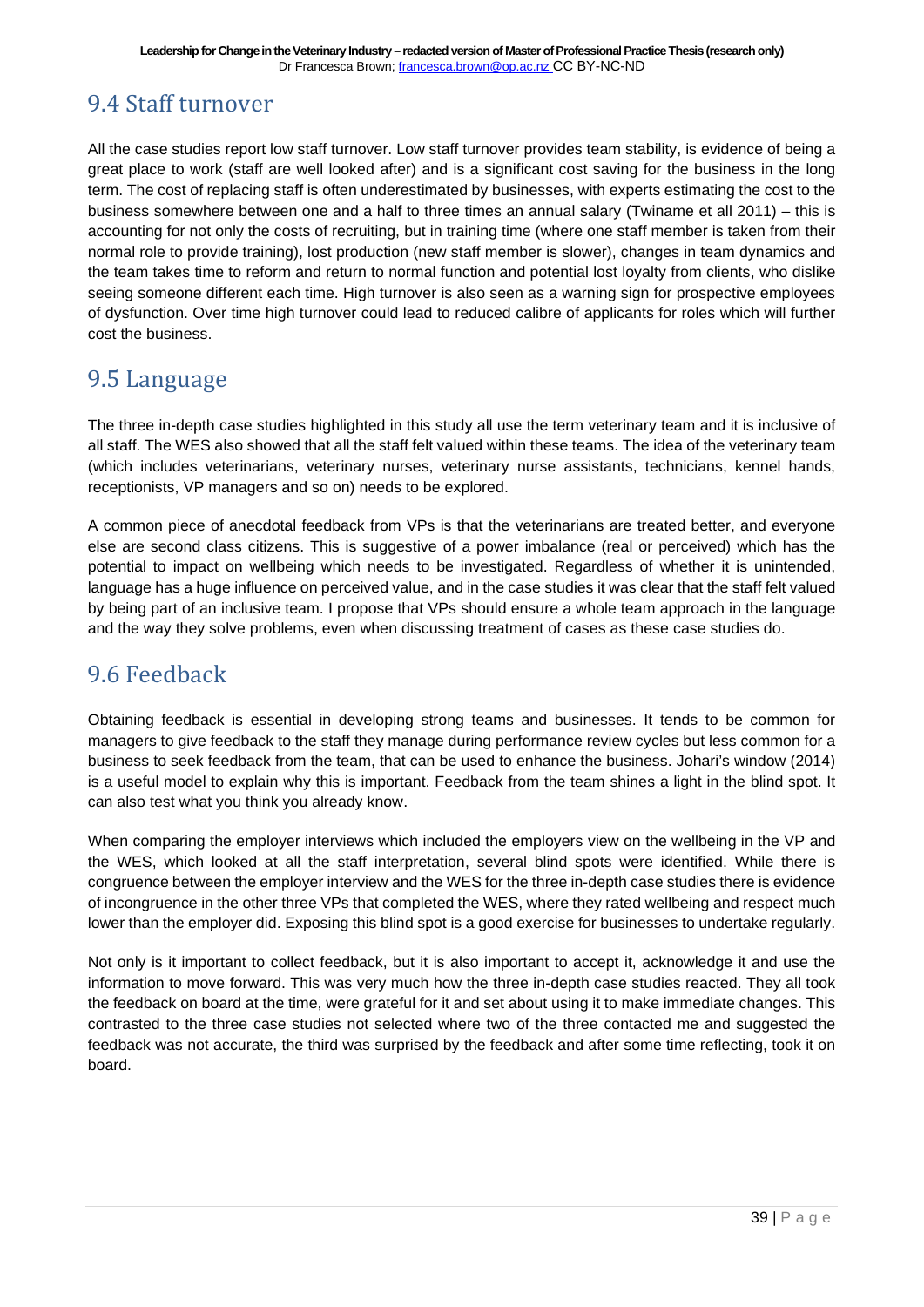## 9.4 Staff turnover

All the case studies report low staff turnover. Low staff turnover provides team stability, is evidence of being a great place to work (staff are well looked after) and is a significant cost saving for the business in the long term. The cost of replacing staff is often underestimated by businesses, with experts estimating the cost to the business somewhere between one and a half to three times an annual salary (Twiname et all 2011) – this is accounting for not only the costs of recruiting, but in training time (where one staff member is taken from their normal role to provide training), lost production (new staff member is slower), changes in team dynamics and the team takes time to reform and return to normal function and potential lost loyalty from clients, who dislike seeing someone different each time. High turnover is also seen as a warning sign for prospective employees of dysfunction. Over time high turnover could lead to reduced calibre of applicants for roles which will further cost the business.

## 9.5 Language

The three in-depth case studies highlighted in this study all use the term veterinary team and it is inclusive of all staff. The WES also showed that all the staff felt valued within these teams. The idea of the veterinary team (which includes veterinarians, veterinary nurses, veterinary nurse assistants, technicians, kennel hands, receptionists, VP managers and so on) needs to be explored.

A common piece of anecdotal feedback from VPs is that the veterinarians are treated better, and everyone else are second class citizens. This is suggestive of a power imbalance (real or perceived) which has the potential to impact on wellbeing which needs to be investigated. Regardless of whether it is unintended, language has a huge influence on perceived value, and in the case studies it was clear that the staff felt valued by being part of an inclusive team. I propose that VPs should ensure a whole team approach in the language and the way they solve problems, even when discussing treatment of cases as these case studies do.

## 9.6 Feedback

Obtaining feedback is essential in developing strong teams and businesses. It tends to be common for managers to give feedback to the staff they manage during performance review cycles but less common for a business to seek feedback from the team, that can be used to enhance the business. Johari's window (2014) is a useful model to explain why this is important. Feedback from the team shines a light in the blind spot. It can also test what you think you already know.

When comparing the employer interviews which included the employers view on the wellbeing in the VP and the WES, which looked at all the staff interpretation, several blind spots were identified. While there is congruence between the employer interview and the WES for the three in-depth case studies there is evidence of incongruence in the other three VPs that completed the WES, where they rated wellbeing and respect much lower than the employer did. Exposing this blind spot is a good exercise for businesses to undertake regularly.

Not only is it important to collect feedback, but it is also important to accept it, acknowledge it and use the information to move forward. This was very much how the three in-depth case studies reacted. They all took the feedback on board at the time, were grateful for it and set about using it to make immediate changes. This contrasted to the three case studies not selected where two of the three contacted me and suggested the feedback was not accurate, the third was surprised by the feedback and after some time reflecting, took it on board.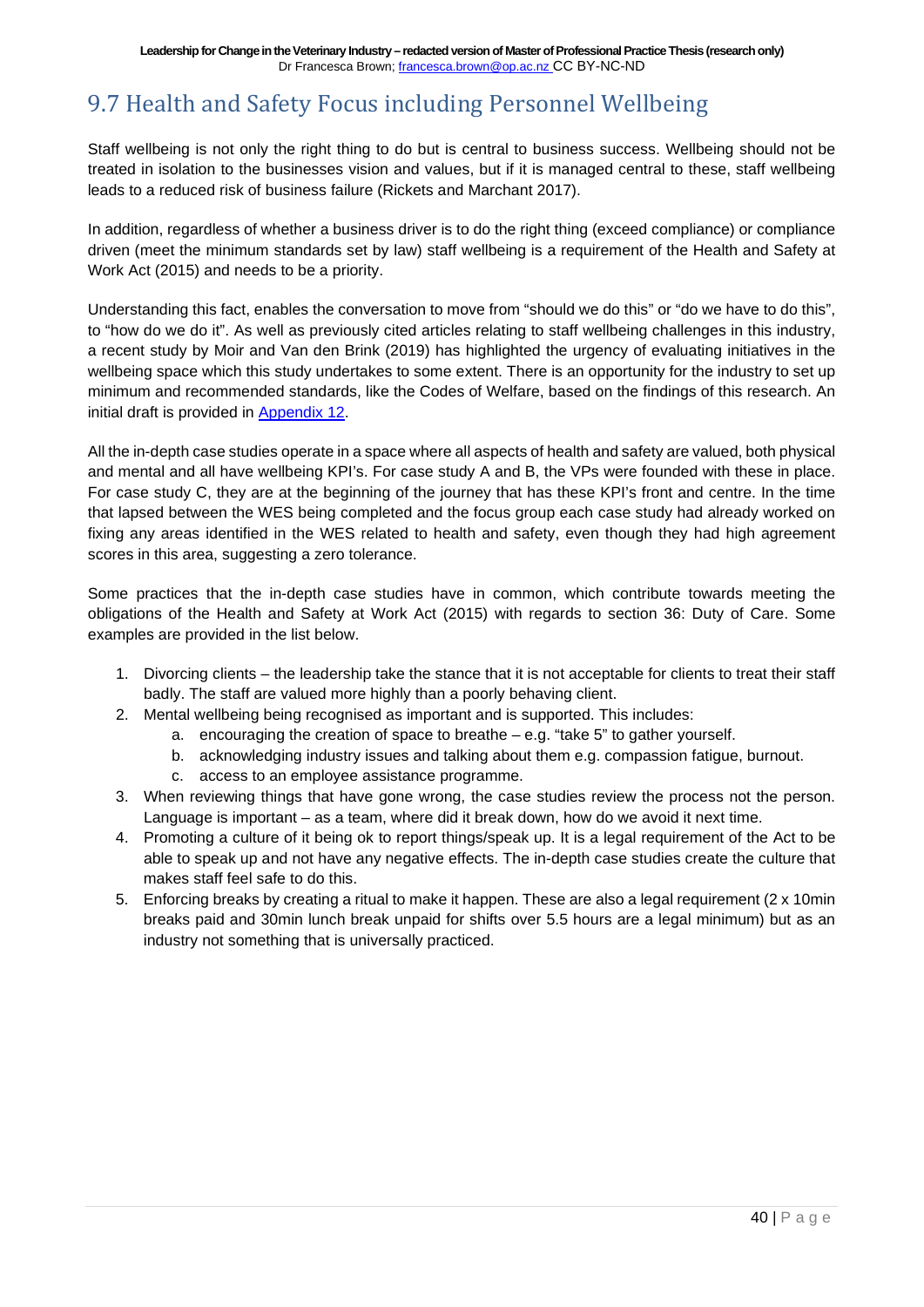## 9.7 Health and Safety Focus including Personnel Wellbeing

Staff wellbeing is not only the right thing to do but is central to business success. Wellbeing should not be treated in isolation to the businesses vision and values, but if it is managed central to these, staff wellbeing leads to a reduced risk of business failure (Rickets and Marchant 2017).

In addition, regardless of whether a business driver is to do the right thing (exceed compliance) or compliance driven (meet the minimum standards set by law) staff wellbeing is a requirement of the Health and Safety at Work Act (2015) and needs to be a priority.

Understanding this fact, enables the conversation to move from "should we do this" or "do we have to do this", to "how do we do it". As well as previously cited articles relating to staff wellbeing challenges in this industry, a recent study by Moir and Van den Brink (2019) has highlighted the urgency of evaluating initiatives in the wellbeing space which this study undertakes to some extent. There is an opportunity for the industry to set up minimum and recommended standards, like the Codes of Welfare, based on the findings of this research. An initial draft is provided in Appendix 12.

All the in-depth case studies operate in a space where all aspects of health and safety are valued, both physical and mental and all have wellbeing KPI's. For case study A and B, the VPs were founded with these in place. For case study C, they are at the beginning of the journey that has these KPI's front and centre. In the time that lapsed between the WES being completed and the focus group each case study had already worked on fixing any areas identified in the WES related to health and safety, even though they had high agreement scores in this area, suggesting a zero tolerance.

Some practices that the in-depth case studies have in common, which contribute towards meeting the obligations of the Health and Safety at Work Act (2015) with regards to section 36: Duty of Care. Some examples are provided in the list below.

1. Divorcing clients – the leadership take the stance that it is not acceptable for clients to treat their staff badly. The staff are valued more highly than a poorly behaving client.
2. Mental wellbeing being recognised as important and is supported. This includes:
   a. encouraging the creation of space to breathe – e.g. "take 5" to gather yourself.
   b. acknowledging industry issues and talking about them e.g. compassion fatigue, burnout.
   c. access to an employee assistance programme.
3. When reviewing things that have gone wrong, the case studies review the process not the person. Language is important – as a team, where did it break down, how do we avoid it next time.
4. Promoting a culture of it being ok to report things/speak up. It is a legal requirement of the Act to be able to speak up and not have any negative effects. The in-depth case studies create the culture that makes staff feel safe to do this.
5. Enforcing breaks by creating a ritual to make it happen. These are also a legal requirement (2 x 10min breaks paid and 30min lunch break unpaid for shifts over 5.5 hours are a legal minimum) but as an industry not something that is universally practiced.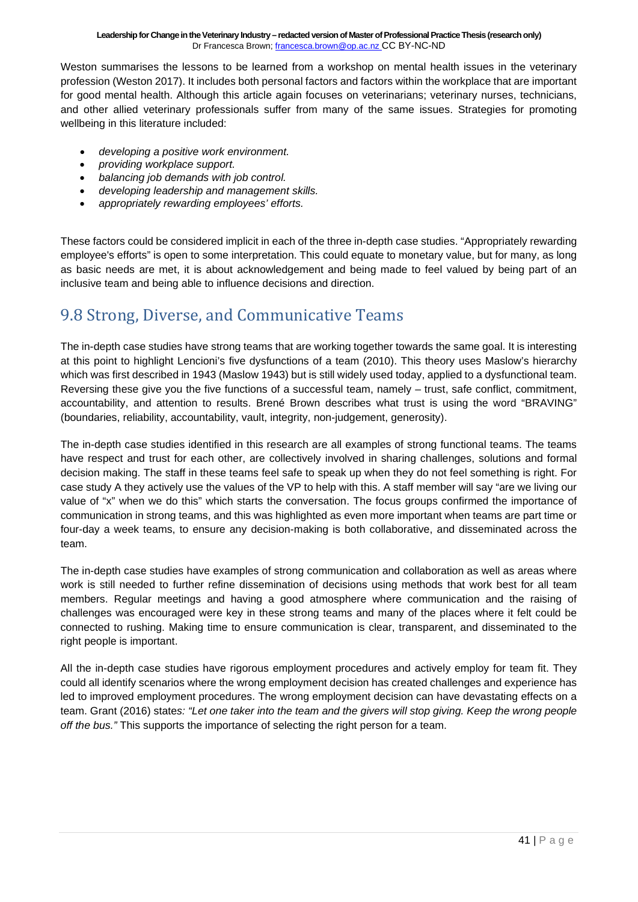Weston summarises the lessons to be learned from a workshop on mental health issues in the veterinary profession (Weston 2017). It includes both personal factors and factors within the workplace that are important for good mental health. Although this article again focuses on veterinarians; veterinary nurses, technicians, and other allied veterinary professionals suffer from many of the same issues. Strategies for promoting wellbeing in this literature included:

- *developing a positive work environment.*
- *providing workplace support.*
- *balancing job demands with job control.*
- *developing leadership and management skills.*
- *appropriately rewarding employees' efforts.*

These factors could be considered implicit in each of the three in-depth case studies. "Appropriately rewarding employee's efforts" is open to some interpretation. This could equate to monetary value, but for many, as long as basic needs are met, it is about acknowledgement and being made to feel valued by being part of an inclusive team and being able to influence decisions and direction.

## 9.8 Strong, Diverse, and Communicative Teams

The in-depth case studies have strong teams that are working together towards the same goal. It is interesting at this point to highlight Lencioni's five dysfunctions of a team (2010). This theory uses Maslow's hierarchy which was first described in 1943 (Maslow 1943) but is still widely used today, applied to a dysfunctional team. Reversing these give you the five functions of a successful team, namely – trust, safe conflict, commitment, accountability, and attention to results. Brené Brown describes what trust is using the word "BRAVING" (boundaries, reliability, accountability, vault, integrity, non-judgement, generosity).

The in-depth case studies identified in this research are all examples of strong functional teams. The teams have respect and trust for each other, are collectively involved in sharing challenges, solutions and formal decision making. The staff in these teams feel safe to speak up when they do not feel something is right. For case study A they actively use the values of the VP to help with this. A staff member will say "are we living our value of "x" when we do this" which starts the conversation. The focus groups confirmed the importance of communication in strong teams, and this was highlighted as even more important when teams are part time or four-day a week teams, to ensure any decision-making is both collaborative, and disseminated across the team.

The in-depth case studies have examples of strong communication and collaboration as well as areas where work is still needed to further refine dissemination of decisions using methods that work best for all team members. Regular meetings and having a good atmosphere where communication and the raising of challenges was encouraged were key in these strong teams and many of the places where it felt could be connected to rushing. Making time to ensure communication is clear, transparent, and disseminated to the right people is important.

All the in-depth case studies have rigorous employment procedures and actively employ for team fit. They could all identify scenarios where the wrong employment decision has created challenges and experience has led to improved employment procedures. The wrong employment decision can have devastating effects on a team. Grant (2016) states*: "Let one taker into the team and the givers will stop giving. Keep the wrong people off the bus."* This supports the importance of selecting the right person for a team.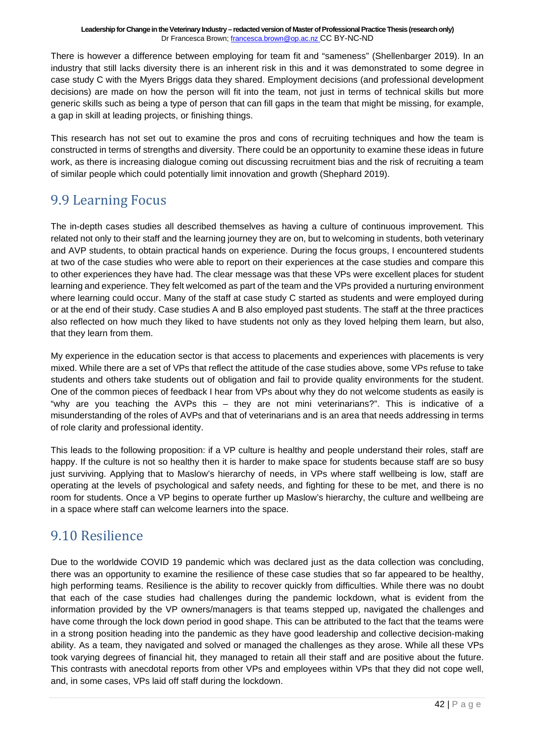There is however a difference between employing for team fit and "sameness" (Shellenbarger 2019). In an industry that still lacks diversity there is an inherent risk in this and it was demonstrated to some degree in case study C with the Myers Briggs data they shared. Employment decisions (and professional development decisions) are made on how the person will fit into the team, not just in terms of technical skills but more generic skills such as being a type of person that can fill gaps in the team that might be missing, for example, a gap in skill at leading projects, or finishing things.

This research has not set out to examine the pros and cons of recruiting techniques and how the team is constructed in terms of strengths and diversity. There could be an opportunity to examine these ideas in future work, as there is increasing dialogue coming out discussing recruitment bias and the risk of recruiting a team of similar people which could potentially limit innovation and growth (Shephard 2019).

## 9.9 Learning Focus

The in-depth cases studies all described themselves as having a culture of continuous improvement. This related not only to their staff and the learning journey they are on, but to welcoming in students, both veterinary and AVP students, to obtain practical hands on experience. During the focus groups, I encountered students at two of the case studies who were able to report on their experiences at the case studies and compare this to other experiences they have had. The clear message was that these VPs were excellent places for student learning and experience. They felt welcomed as part of the team and the VPs provided a nurturing environment where learning could occur. Many of the staff at case study C started as students and were employed during or at the end of their study. Case studies A and B also employed past students. The staff at the three practices also reflected on how much they liked to have students not only as they loved helping them learn, but also, that they learn from them.

My experience in the education sector is that access to placements and experiences with placements is very mixed. While there are a set of VPs that reflect the attitude of the case studies above, some VPs refuse to take students and others take students out of obligation and fail to provide quality environments for the student. One of the common pieces of feedback I hear from VPs about why they do not welcome students as easily is "why are you teaching the AVPs this – they are not mini veterinarians?". This is indicative of a misunderstanding of the roles of AVPs and that of veterinarians and is an area that needs addressing in terms of role clarity and professional identity.

This leads to the following proposition: if a VP culture is healthy and people understand their roles, staff are happy. If the culture is not so healthy then it is harder to make space for students because staff are so busy just surviving. Applying that to Maslow's hierarchy of needs, in VPs where staff wellbeing is low, staff are operating at the levels of psychological and safety needs, and fighting for these to be met, and there is no room for students. Once a VP begins to operate further up Maslow's hierarchy, the culture and wellbeing are in a space where staff can welcome learners into the space.

## 9.10 Resilience

Due to the worldwide COVID 19 pandemic which was declared just as the data collection was concluding, there was an opportunity to examine the resilience of these case studies that so far appeared to be healthy, high performing teams. Resilience is the ability to recover quickly from difficulties. While there was no doubt that each of the case studies had challenges during the pandemic lockdown, what is evident from the information provided by the VP owners/managers is that teams stepped up, navigated the challenges and have come through the lock down period in good shape. This can be attributed to the fact that the teams were in a strong position heading into the pandemic as they have good leadership and collective decision-making ability. As a team, they navigated and solved or managed the challenges as they arose. While all these VPs took varying degrees of financial hit, they managed to retain all their staff and are positive about the future. This contrasts with anecdotal reports from other VPs and employees within VPs that they did not cope well, and, in some cases, VPs laid off staff during the lockdown.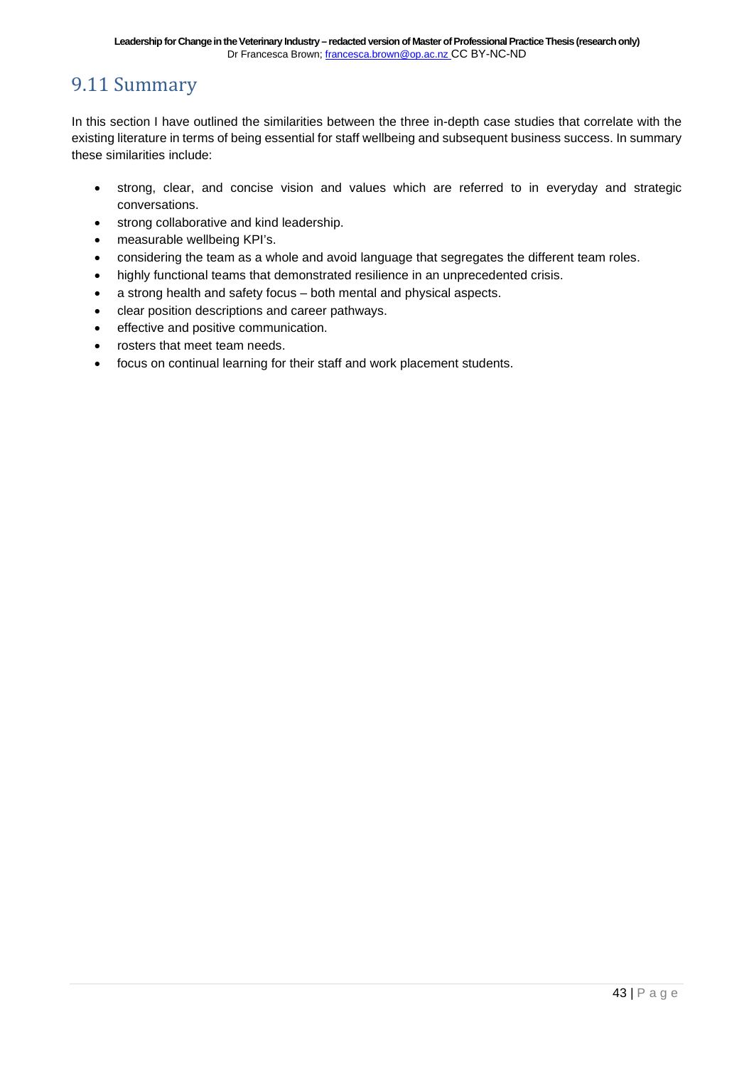## 9.11 Summary

In this section I have outlined the similarities between the three in-depth case studies that correlate with the existing literature in terms of being essential for staff wellbeing and subsequent business success. In summary these similarities include:

- strong, clear, and concise vision and values which are referred to in everyday and strategic conversations.
- strong collaborative and kind leadership.
- measurable wellbeing KPI's.
- considering the team as a whole and avoid language that segregates the different team roles.
- highly functional teams that demonstrated resilience in an unprecedented crisis.
- a strong health and safety focus – both mental and physical aspects.
- clear position descriptions and career pathways.
- effective and positive communication.
- rosters that meet team needs.
- focus on continual learning for their staff and work placement students.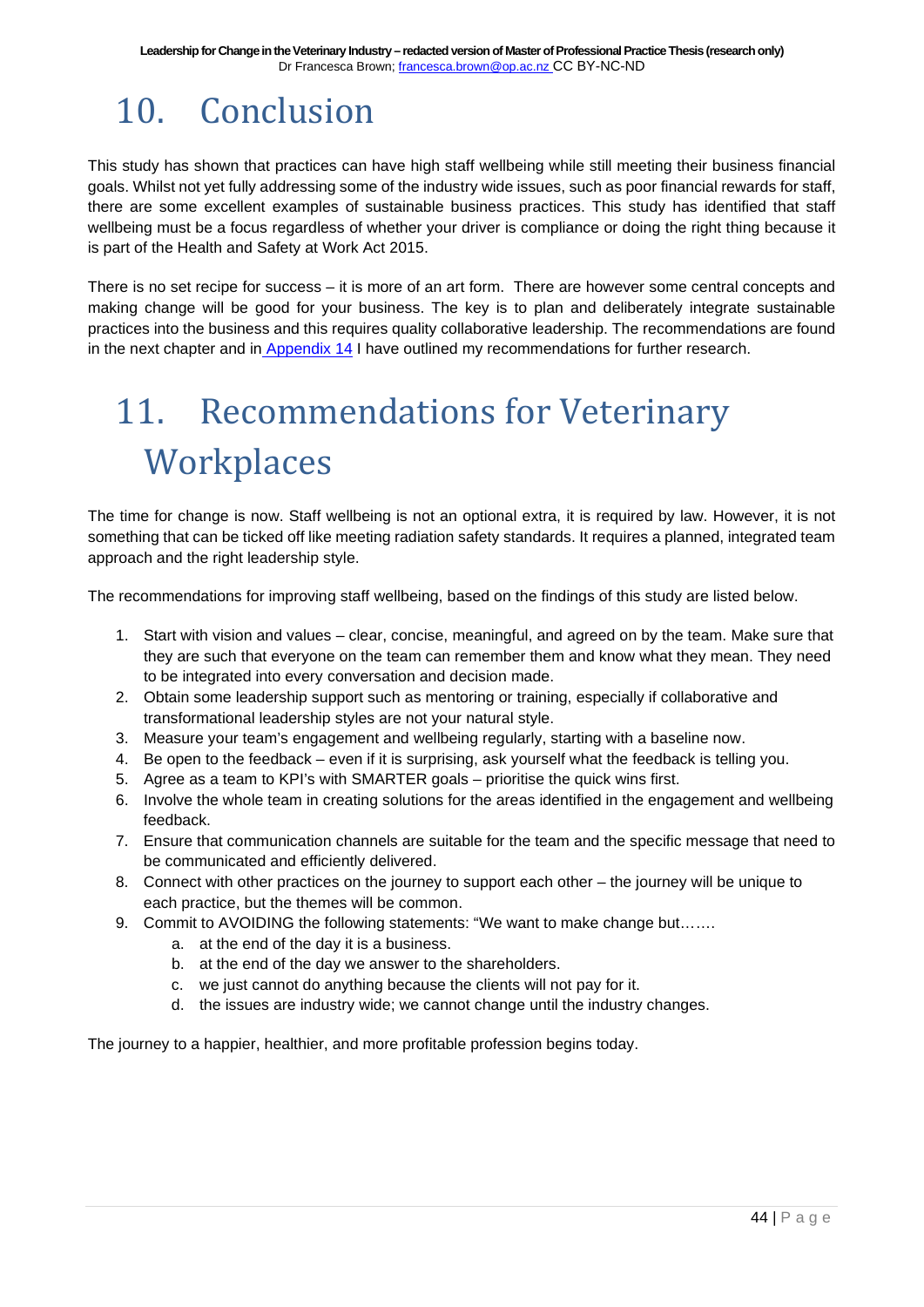# 10. Conclusion

This study has shown that practices can have high staff wellbeing while still meeting their business financial goals. Whilst not yet fully addressing some of the industry wide issues, such as poor financial rewards for staff, there are some excellent examples of sustainable business practices. This study has identified that staff wellbeing must be a focus regardless of whether your driver is compliance or doing the right thing because it is part of the Health and Safety at Work Act 2015.

There is no set recipe for success – it is more of an art form. There are however some central concepts and making change will be good for your business. The key is to plan and deliberately integrate sustainable practices into the business and this requires quality collaborative leadership. The recommendations are found in the next chapter and in Appendix 14 I have outlined my recommendations for further research.

# 11. Recommendations for Veterinary Workplaces

The time for change is now. Staff wellbeing is not an optional extra, it is required by law. However, it is not something that can be ticked off like meeting radiation safety standards. It requires a planned, integrated team approach and the right leadership style.

The recommendations for improving staff wellbeing, based on the findings of this study are listed below.

1. Start with vision and values – clear, concise, meaningful, and agreed on by the team. Make sure that they are such that everyone on the team can remember them and know what they mean. They need to be integrated into every conversation and decision made.
2. Obtain some leadership support such as mentoring or training, especially if collaborative and transformational leadership styles are not your natural style.
3. Measure your team's engagement and wellbeing regularly, starting with a baseline now.
4. Be open to the feedback – even if it is surprising, ask yourself what the feedback is telling you.
5. Agree as a team to KPI's with SMARTER goals – prioritise the quick wins first.
6. Involve the whole team in creating solutions for the areas identified in the engagement and wellbeing feedback.
7. Ensure that communication channels are suitable for the team and the specific message that need to be communicated and efficiently delivered.
8. Connect with other practices on the journey to support each other – the journey will be unique to each practice, but the themes will be common.
9. Commit to AVOIDING the following statements: "We want to make change but……
    a. at the end of the day it is a business.
    b. at the end of the day we answer to the shareholders.
    c. we just cannot do anything because the clients will not pay for it.
    d. the issues are industry wide; we cannot change until the industry changes.

The journey to a happier, healthier, and more profitable profession begins today.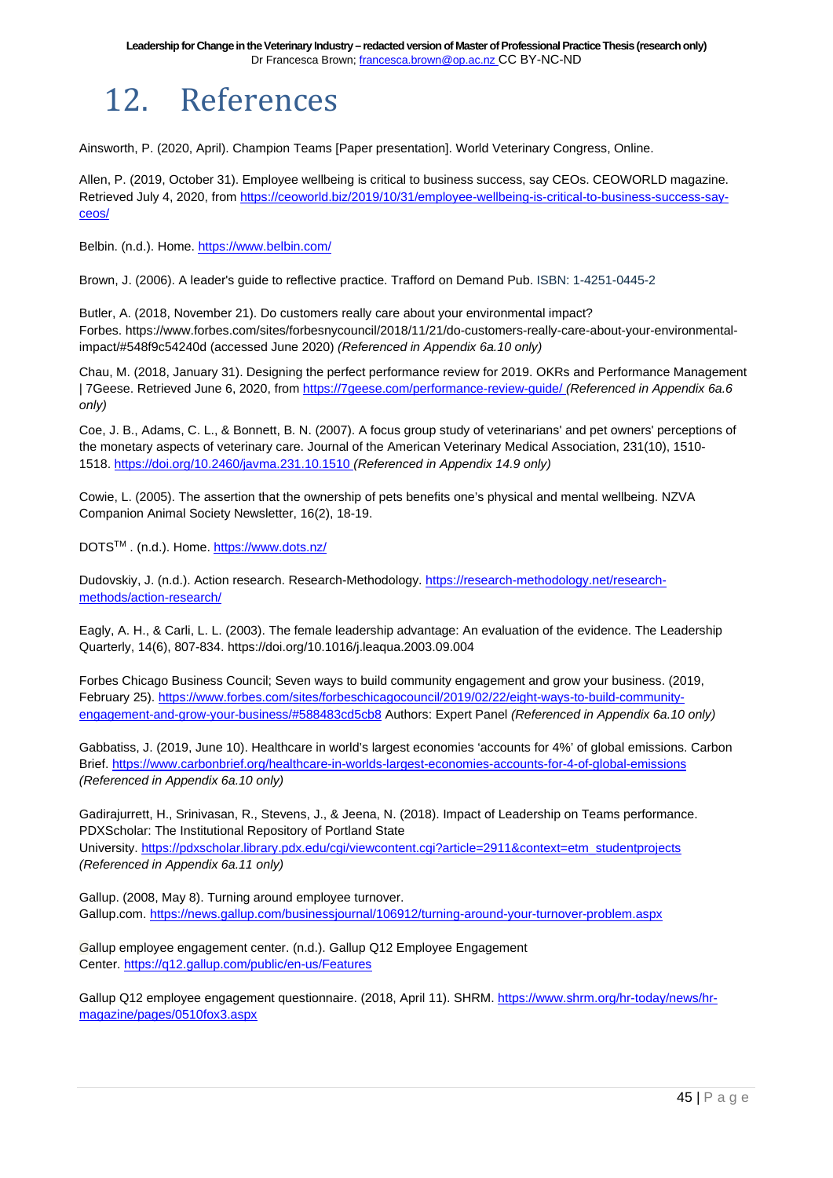# 12. References

Ainsworth, P. (2020, April). Champion Teams [Paper presentation]. World Veterinary Congress, Online.

Allen, P. (2019, October 31). Employee wellbeing is critical to business success, say CEOs. CEOWORLD magazine. Retrieved July 4, 2020, from https://ceoworld.biz/2019/10/31/employee-wellbeing-is-critical-to-business-success-say-ceos/

Belbin. (n.d.). Home. https://www.belbin.com/

Brown, J. (2006). A leader's guide to reflective practice. Trafford on Demand Pub. ISBN: 1-4251-0445-2

Butler, A. (2018, November 21). Do customers really care about your environmental impact? Forbes. https://www.forbes.com/sites/forbesnycouncil/2018/11/21/do-customers-really-care-about-your-environmental-impact/#548f9c54240d (accessed June 2020) *(Referenced in Appendix 6a.10 only)*

Chau, M. (2018, January 31). Designing the perfect performance review for 2019. OKRs and Performance Management | 7Geese. Retrieved June 6, 2020, from https://7geese.com/performance-review-guide/ *(Referenced in Appendix 6a.6 only)*

Coe, J. B., Adams, C. L., & Bonnett, B. N. (2007). A focus group study of veterinarians' and pet owners' perceptions of the monetary aspects of veterinary care. Journal of the American Veterinary Medical Association, 231(10), 1510-1518. https://doi.org/10.2460/javma.231.10.1510 *(Referenced in Appendix 14.9 only)*

Cowie, L. (2005). The assertion that the ownership of pets benefits one's physical and mental wellbeing. NZVA Companion Animal Society Newsletter, 16(2), 18-19.

DOTS™ . (n.d.). Home. https://www.dots.nz/

Dudovskiy, J. (n.d.). Action research. Research-Methodology. https://research-methodology.net/research-methods/action-research/

Eagly, A. H., & Carli, L. L. (2003). The female leadership advantage: An evaluation of the evidence. The Leadership Quarterly, 14(6), 807-834. https://doi.org/10.1016/j.leaqua.2003.09.004

Forbes Chicago Business Council; Seven ways to build community engagement and grow your business. (2019, February 25). https://www.forbes.com/sites/forbeschicagocouncil/2019/02/22/eight-ways-to-build-community-engagement-and-grow-your-business/#588483cd5cb8 Authors: Expert Panel *(Referenced in Appendix 6a.10 only)*

Gabbatiss, J. (2019, June 10). Healthcare in world's largest economies 'accounts for 4%' of global emissions. Carbon Brief. https://www.carbonbrief.org/healthcare-in-worlds-largest-economies-accounts-for-4-of-global-emissions *(Referenced in Appendix 6a.10 only)*

Gadirajurrett, H., Srinivasan, R., Stevens, J., & Jeena, N. (2018). Impact of Leadership on Teams performance. PDXScholar: The Institutional Repository of Portland State University. https://pdxscholar.library.pdx.edu/cgi/viewcontent.cgi?article=2911&context=etm_studentprojects *(Referenced in Appendix 6a.11 only)*

Gallup. (2008, May 8). Turning around employee turnover. Gallup.com. https://news.gallup.com/businessjournal/106912/turning-around-your-turnover-problem.aspx

Gallup employee engagement center. (n.d.). Gallup Q12 Employee Engagement Center. https://q12.gallup.com/public/en-us/Features

Gallup Q12 employee engagement questionnaire. (2018, April 11). SHRM. https://www.shrm.org/hr-today/news/hr-magazine/pages/0510fox3.aspx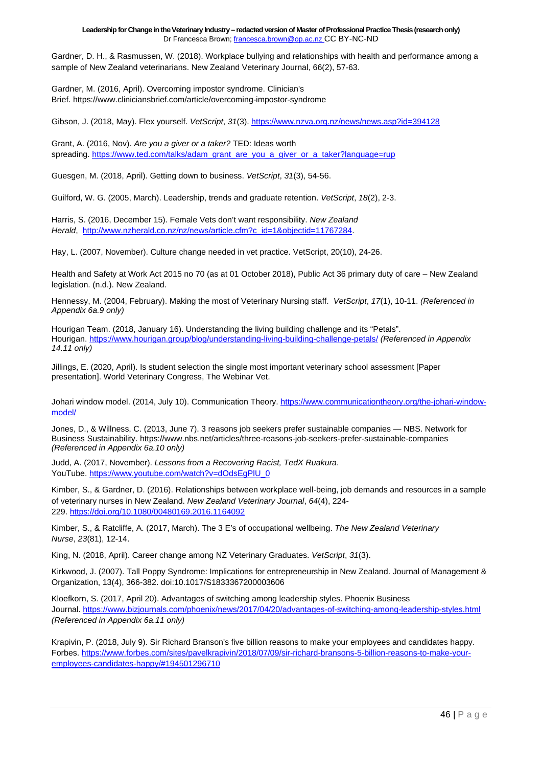Gardner, D. H., & Rasmussen, W. (2018). Workplace bullying and relationships with health and performance among a sample of New Zealand veterinarians. New Zealand Veterinary Journal, 66(2), 57-63.

Gardner, M. (2016, April). Overcoming impostor syndrome. Clinician's Brief. https://www.cliniciansbrief.com/article/overcoming-impostor-syndrome

Gibson, J. (2018, May). Flex yourself. *VetScript*, *31*(3). https://www.nzva.org.nz/news/news.asp?id=394128

Grant, A. (2016, Nov). *Are you a giver or a taker?* TED: Ideas worth spreading. https://www.ted.com/talks/adam_grant_are_you_a_giver_or_a_taker?language=rup

Guesgen, M. (2018, April). Getting down to business. *VetScript*, *31*(3), 54-56.

Guilford, W. G. (2005, March). Leadership, trends and graduate retention. *VetScript*, *18*(2), 2-3.

Harris, S. (2016, December 15). Female Vets don't want responsibility. *New Zealand Herald*, http://www.nzherald.co.nz/nz/news/article.cfm?c_id=1&objectid=11767284.

Hay, L. (2007, November). Culture change needed in vet practice. VetScript, 20(10), 24-26.

Health and Safety at Work Act 2015 no 70 (as at 01 October 2018), Public Act 36 primary duty of care – New Zealand legislation. (n.d.). New Zealand.

Hennessy, M. (2004, February). Making the most of Veterinary Nursing staff. *VetScript*, *17*(1), 10-11. *(Referenced in Appendix 6a.9 only)*

Hourigan Team. (2018, January 16). Understanding the living building challenge and its "Petals". Hourigan. https://www.hourigan.group/blog/understanding-living-building-challenge-petals/ *(Referenced in Appendix 14.11 only)*

Jillings, E. (2020, April). Is student selection the single most important veterinary school assessment [Paper presentation]. World Veterinary Congress, The Webinar Vet.

Johari window model. (2014, July 10). Communication Theory. https://www.communicationtheory.org/the-johari-window-model/

Jones, D., & Willness, C. (2013, June 7). 3 reasons job seekers prefer sustainable companies — NBS. Network for Business Sustainability. https://www.nbs.net/articles/three-reasons-job-seekers-prefer-sustainable-companies *(Referenced in Appendix 6a.10 only)*

Judd, A. (2017, November). *Lessons from a Recovering Racist, TedX Ruakura*. YouTube. https://www.youtube.com/watch?v=dOdsEgPlU_0

Kimber, S., & Gardner, D. (2016). Relationships between workplace well-being, job demands and resources in a sample of veterinary nurses in New Zealand. *New Zealand Veterinary Journal*, *64*(4), 224-229. https://doi.org/10.1080/00480169.2016.1164092

Kimber, S., & Ratcliffe, A. (2017, March). The 3 E's of occupational wellbeing. *The New Zealand Veterinary Nurse*, *23*(81), 12-14.

King, N. (2018, April). Career change among NZ Veterinary Graduates. *VetScript*, *31*(3).

Kirkwood, J. (2007). Tall Poppy Syndrome: Implications for entrepreneurship in New Zealand. Journal of Management & Organization, 13(4), 366-382. doi:10.1017/S1833367200003606

Kloefkorn, S. (2017, April 20). Advantages of switching among leadership styles. Phoenix Business Journal. https://www.bizjournals.com/phoenix/news/2017/04/20/advantages-of-switching-among-leadership-styles.html *(Referenced in Appendix 6a.11 only)*

Krapivin, P. (2018, July 9). Sir Richard Branson's five billion reasons to make your employees and candidates happy. Forbes. https://www.forbes.com/sites/pavelkrapivin/2018/07/09/sir-richard-bransons-5-billion-reasons-to-make-your-employees-candidates-happy/#194501296710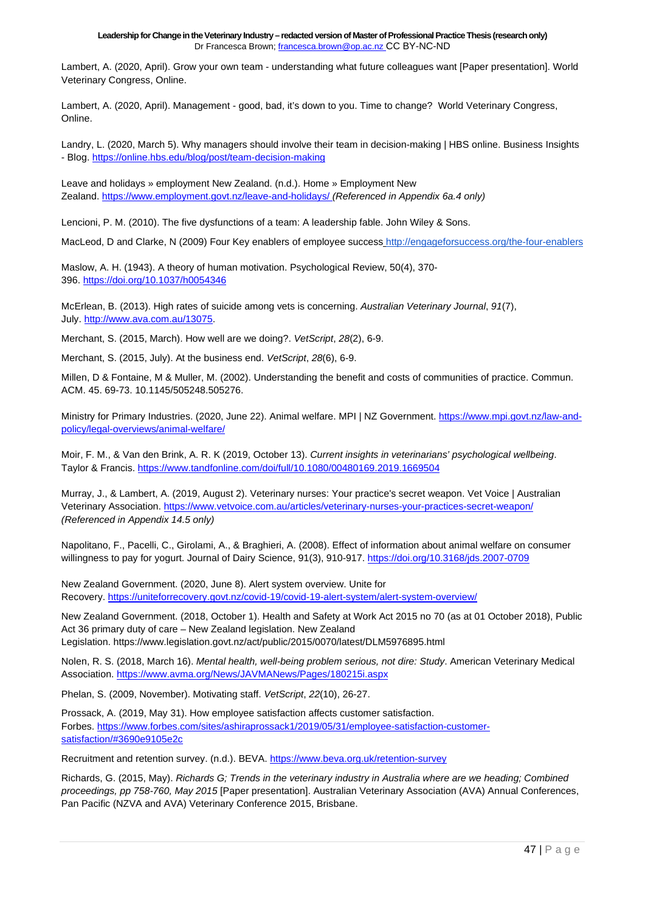Lambert, A. (2020, April). Grow your own team - understanding what future colleagues want [Paper presentation]. World Veterinary Congress, Online.

Lambert, A. (2020, April). Management - good, bad, it's down to you. Time to change? World Veterinary Congress, Online.

Landry, L. (2020, March 5). Why managers should involve their team in decision-making | HBS online. Business Insights - Blog. https://online.hbs.edu/blog/post/team-decision-making

Leave and holidays » employment New Zealand. (n.d.). Home » Employment New Zealand. https://www.employment.govt.nz/leave-and-holidays/ *(Referenced in Appendix 6a.4 only)*

Lencioni, P. M. (2010). The five dysfunctions of a team: A leadership fable. John Wiley & Sons.

MacLeod, D and Clarke, N (2009) Four Key enablers of employee success http://engageforsuccess.org/the-four-enablers

Maslow, A. H. (1943). A theory of human motivation. Psychological Review, 50(4), 370-396. https://doi.org/10.1037/h0054346

McErlean, B. (2013). High rates of suicide among vets is concerning. *Australian Veterinary Journal*, *91*(7), July. http://www.ava.com.au/13075.

Merchant, S. (2015, March). How well are we doing?. *VetScript*, *28*(2), 6-9.

Merchant, S. (2015, July). At the business end. *VetScript*, *28*(6), 6-9.

Millen, D & Fontaine, M & Muller, M. (2002). Understanding the benefit and costs of communities of practice. Commun. ACM. 45. 69-73. 10.1145/505248.505276.

Ministry for Primary Industries. (2020, June 22). Animal welfare. MPI | NZ Government. https://www.mpi.govt.nz/law-and-policy/legal-overviews/animal-welfare/

Moir, F. M., & Van den Brink, A. R. K (2019, October 13). *Current insights in veterinarians' psychological wellbeing*. Taylor & Francis. https://www.tandfonline.com/doi/full/10.1080/00480169.2019.1669504

Murray, J., & Lambert, A. (2019, August 2). Veterinary nurses: Your practice's secret weapon. Vet Voice | Australian Veterinary Association. https://www.vetvoice.com.au/articles/veterinary-nurses-your-practices-secret-weapon/ *(Referenced in Appendix 14.5 only)*

Napolitano, F., Pacelli, C., Girolami, A., & Braghieri, A. (2008). Effect of information about animal welfare on consumer willingness to pay for yogurt. Journal of Dairy Science, 91(3), 910-917. https://doi.org/10.3168/jds.2007-0709

New Zealand Government. (2020, June 8). Alert system overview. Unite for Recovery. https://uniteforrecovery.govt.nz/covid-19/covid-19-alert-system/alert-system-overview/

New Zealand Government. (2018, October 1). Health and Safety at Work Act 2015 no 70 (as at 01 October 2018), Public Act 36 primary duty of care – New Zealand legislation. New Zealand Legislation. https://www.legislation.govt.nz/act/public/2015/0070/latest/DLM5976895.html

Nolen, R. S. (2018, March 16). *Mental health, well-being problem serious, not dire: Study*. American Veterinary Medical Association. https://www.avma.org/News/JAVMANews/Pages/180215i.aspx

Phelan, S. (2009, November). Motivating staff. *VetScript*, *22*(10), 26-27.

Prossack, A. (2019, May 31). How employee satisfaction affects customer satisfaction. Forbes. https://www.forbes.com/sites/ashiraprossack1/2019/05/31/employee-satisfaction-customer-satisfaction/#3690e9105e2c

Recruitment and retention survey. (n.d.). BEVA. https://www.beva.org.uk/retention-survey

Richards, G. (2015, May). *Richards G; Trends in the veterinary industry in Australia where are we heading; Combined proceedings, pp 758-760, May 2015* [Paper presentation]. Australian Veterinary Association (AVA) Annual Conferences, Pan Pacific (NZVA and AVA) Veterinary Conference 2015, Brisbane.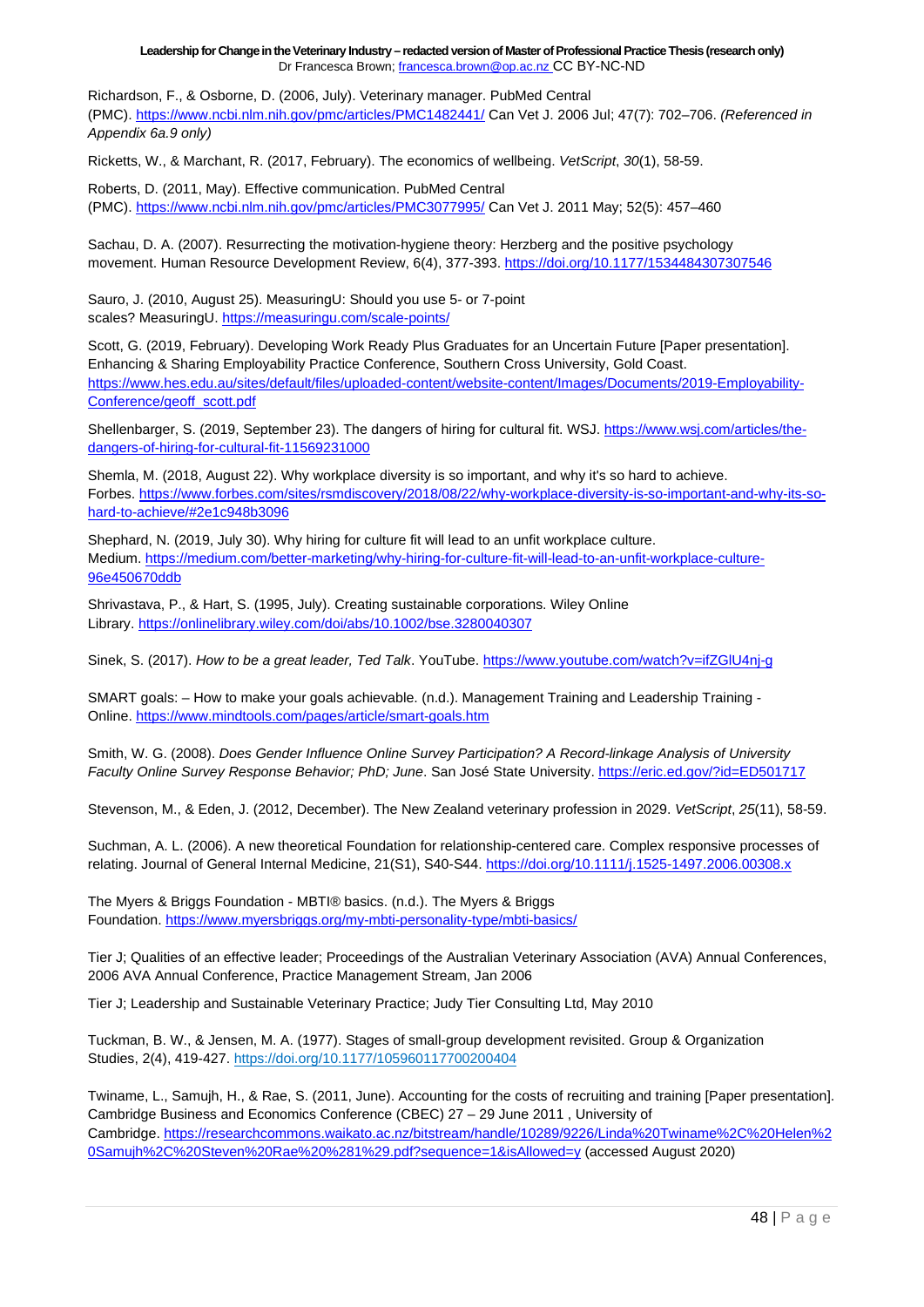Richardson, F., & Osborne, D. (2006, July). Veterinary manager. PubMed Central (PMC). https://www.ncbi.nlm.nih.gov/pmc/articles/PMC1482441/ Can Vet J. 2006 Jul; 47(7): 702–706. *(Referenced in Appendix 6a.9 only)*

Ricketts, W., & Marchant, R. (2017, February). The economics of wellbeing. *VetScript*, *30*(1), 58-59.

Roberts, D. (2011, May). Effective communication. PubMed Central (PMC). https://www.ncbi.nlm.nih.gov/pmc/articles/PMC3077995/ Can Vet J. 2011 May; 52(5): 457–460

Sachau, D. A. (2007). Resurrecting the motivation-hygiene theory: Herzberg and the positive psychology movement. Human Resource Development Review, 6(4), 377-393. https://doi.org/10.1177/1534484307307546

Sauro, J. (2010, August 25). MeasuringU: Should you use 5- or 7-point scales? MeasuringU. https://measuringu.com/scale-points/

Scott, G. (2019, February). Developing Work Ready Plus Graduates for an Uncertain Future [Paper presentation]. Enhancing & Sharing Employability Practice Conference, Southern Cross University, Gold Coast. https://www.hes.edu.au/sites/default/files/uploaded-content/website-content/Images/Documents/2019-Employability-Conference/geoff_scott.pdf

Shellenbarger, S. (2019, September 23). The dangers of hiring for cultural fit. WSJ. https://www.wsj.com/articles/the-dangers-of-hiring-for-cultural-fit-11569231000

Shemla, M. (2018, August 22). Why workplace diversity is so important, and why it's so hard to achieve. Forbes. https://www.forbes.com/sites/rsmdiscovery/2018/08/22/why-workplace-diversity-is-so-important-and-why-its-so-hard-to-achieve/#2e1c948b3096

Shephard, N. (2019, July 30). Why hiring for culture fit will lead to an unfit workplace culture. Medium. https://medium.com/better-marketing/why-hiring-for-culture-fit-will-lead-to-an-unfit-workplace-culture-96e450670ddb

Shrivastava, P., & Hart, S. (1995, July). Creating sustainable corporations. Wiley Online Library. https://onlinelibrary.wiley.com/doi/abs/10.1002/bse.3280040307

Sinek, S. (2017). *How to be a great leader, Ted Talk*. YouTube. https://www.youtube.com/watch?v=ifZGlU4nj-g

SMART goals: – How to make your goals achievable. (n.d.). Management Training and Leadership Training - Online. https://www.mindtools.com/pages/article/smart-goals.htm

Smith, W. G. (2008). *Does Gender Influence Online Survey Participation? A Record-linkage Analysis of University Faculty Online Survey Response Behavior; PhD; June*. San José State University. https://eric.ed.gov/?id=ED501717

Stevenson, M., & Eden, J. (2012, December). The New Zealand veterinary profession in 2029. *VetScript*, *25*(11), 58-59.

Suchman, A. L. (2006). A new theoretical Foundation for relationship-centered care. Complex responsive processes of relating. Journal of General Internal Medicine, 21(S1), S40-S44. https://doi.org/10.1111/j.1525-1497.2006.00308.x

The Myers & Briggs Foundation - MBTI® basics. (n.d.). The Myers & Briggs Foundation. https://www.myersbriggs.org/my-mbti-personality-type/mbti-basics/

Tier J; Qualities of an effective leader; Proceedings of the Australian Veterinary Association (AVA) Annual Conferences, 2006 AVA Annual Conference, Practice Management Stream, Jan 2006

Tier J; Leadership and Sustainable Veterinary Practice; Judy Tier Consulting Ltd, May 2010

Tuckman, B. W., & Jensen, M. A. (1977). Stages of small-group development revisited. Group & Organization Studies, 2(4), 419-427. https://doi.org/10.1177/105960117700200404

Twiname, L., Samujh, H., & Rae, S. (2011, June). Accounting for the costs of recruiting and training [Paper presentation]. Cambridge Business and Economics Conference (CBEC) 27 – 29 June 2011 , University of Cambridge. https://researchcommons.waikato.ac.nz/bitstream/handle/10289/9226/Linda%20Twiname%2C%20Helen%20Samujh%2C%20Steven%20Rae%20%281%29.pdf?sequence=1&isAllowed=y (accessed August 2020)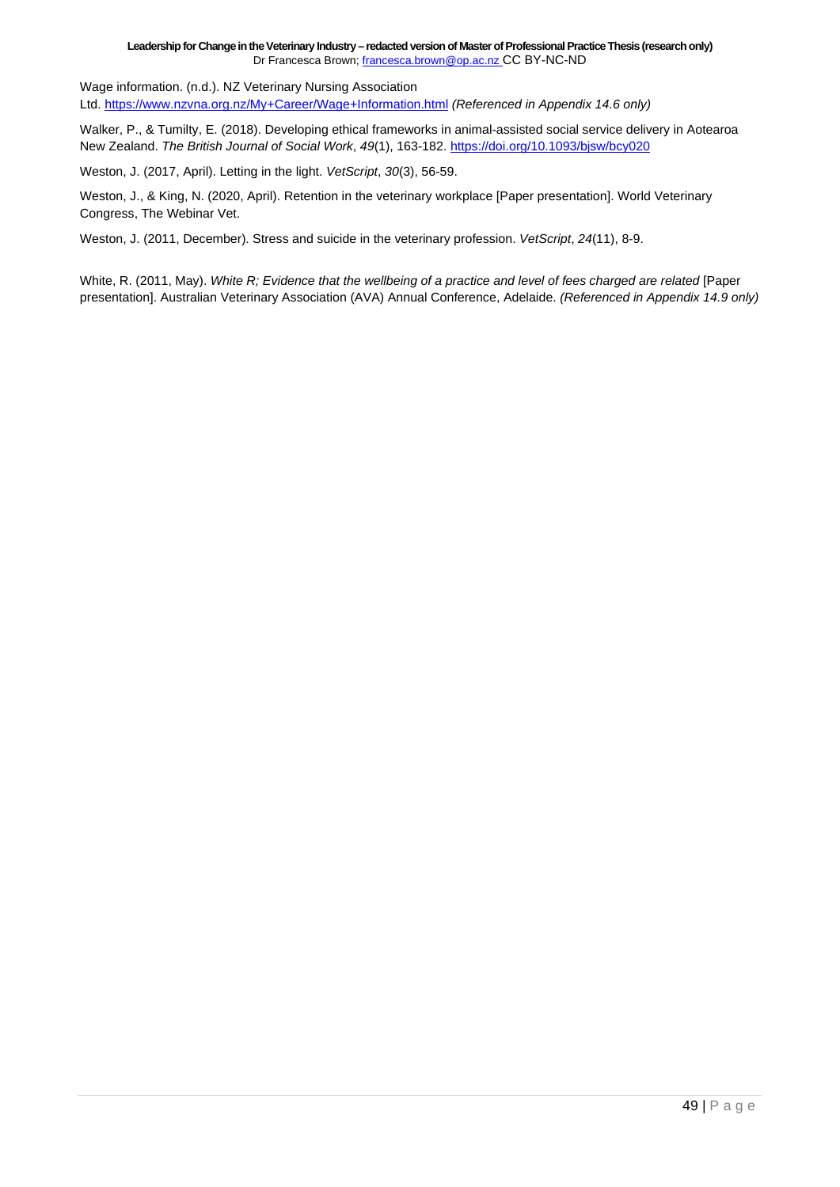Wage information. (n.d.). NZ Veterinary Nursing Association Ltd. https://www.nzvna.org.nz/My+Career/Wage+Information.html *(Referenced in Appendix 14.6 only)*

Walker, P., & Tumilty, E. (2018). Developing ethical frameworks in animal-assisted social service delivery in Aotearoa New Zealand. *The British Journal of Social Work*, *49*(1), 163-182. https://doi.org/10.1093/bjsw/bcy020

Weston, J. (2017, April). Letting in the light. *VetScript*, *30*(3), 56-59.

Weston, J., & King, N. (2020, April). Retention in the veterinary workplace [Paper presentation]. World Veterinary Congress, The Webinar Vet.

Weston, J. (2011, December). Stress and suicide in the veterinary profession. *VetScript*, *24*(11), 8-9.

White, R. (2011, May). *White R; Evidence that the wellbeing of a practice and level of fees charged are related* [Paper presentation]. Australian Veterinary Association (AVA) Annual Conference, Adelaide. *(Referenced in Appendix 14.9 only)*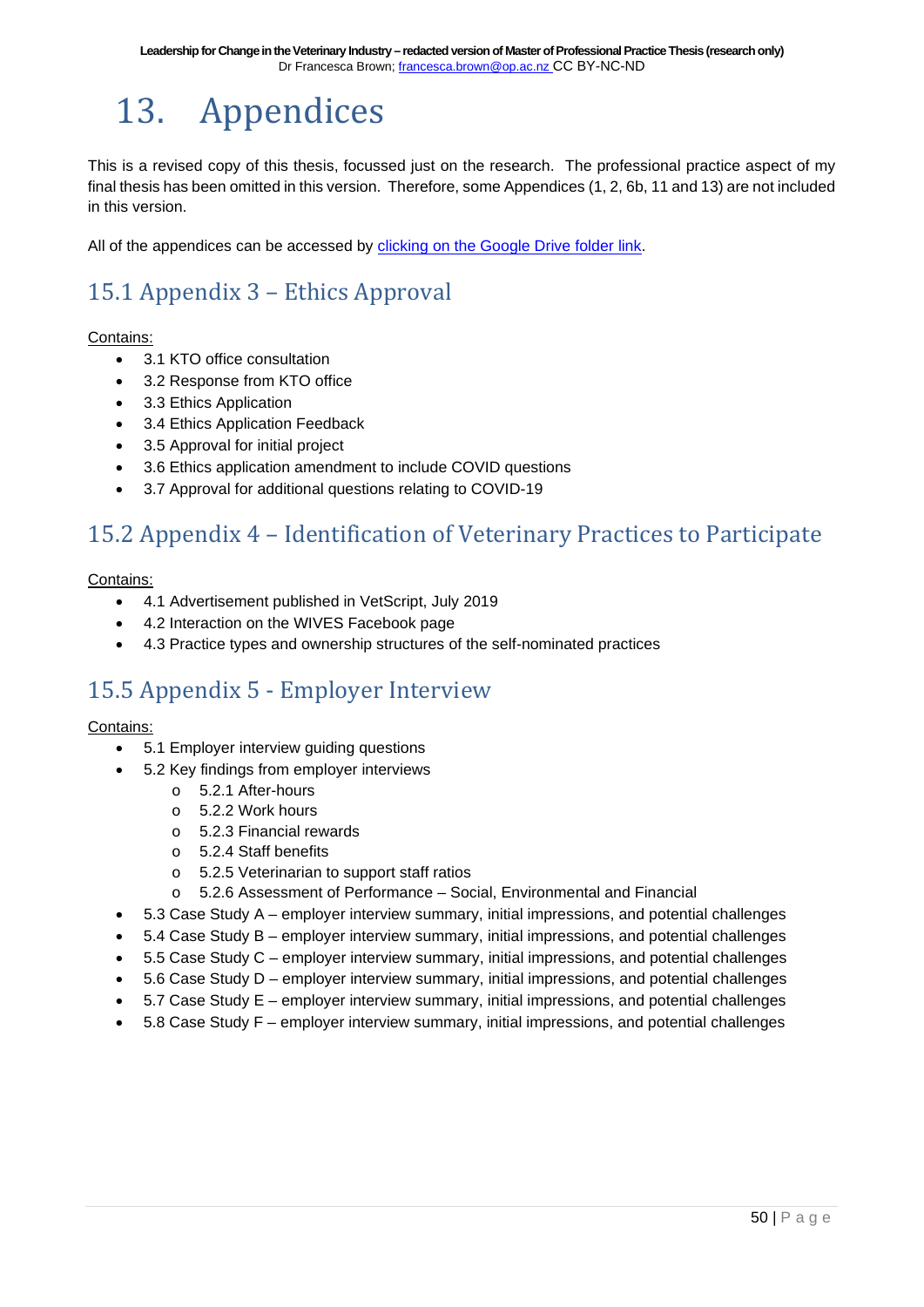# 13. Appendices

This is a revised copy of this thesis, focussed just on the research. The professional practice aspect of my final thesis has been omitted in this version. Therefore, some Appendices (1, 2, 6b, 11 and 13) are not included in this version.

All of the appendices can be accessed by clicking on the Google Drive folder link.

## 15.1 Appendix 3 – Ethics Approval

Contains:

- 3.1 KTO office consultation
- 3.2 Response from KTO office
- 3.3 Ethics Application
- 3.4 Ethics Application Feedback
- 3.5 Approval for initial project
- 3.6 Ethics application amendment to include COVID questions
- 3.7 Approval for additional questions relating to COVID-19

## 15.2 Appendix 4 – Identification of Veterinary Practices to Participate

Contains:

- 4.1 Advertisement published in VetScript, July 2019
- 4.2 Interaction on the WIVES Facebook page
- 4.3 Practice types and ownership structures of the self-nominated practices

## 15.5 Appendix 5 - Employer Interview

Contains:

- 5.1 Employer interview guiding questions
- 5.2 Key findings from employer interviews
  - 5.2.1 After-hours
  - 5.2.2 Work hours
  - 5.2.3 Financial rewards
  - 5.2.4 Staff benefits
  - 5.2.5 Veterinarian to support staff ratios
  - 5.2.6 Assessment of Performance – Social, Environmental and Financial
- 5.3 Case Study A – employer interview summary, initial impressions, and potential challenges
- 5.4 Case Study B – employer interview summary, initial impressions, and potential challenges
- 5.5 Case Study C – employer interview summary, initial impressions, and potential challenges
- 5.6 Case Study D – employer interview summary, initial impressions, and potential challenges
- 5.7 Case Study E – employer interview summary, initial impressions, and potential challenges
- 5.8 Case Study F – employer interview summary, initial impressions, and potential challenges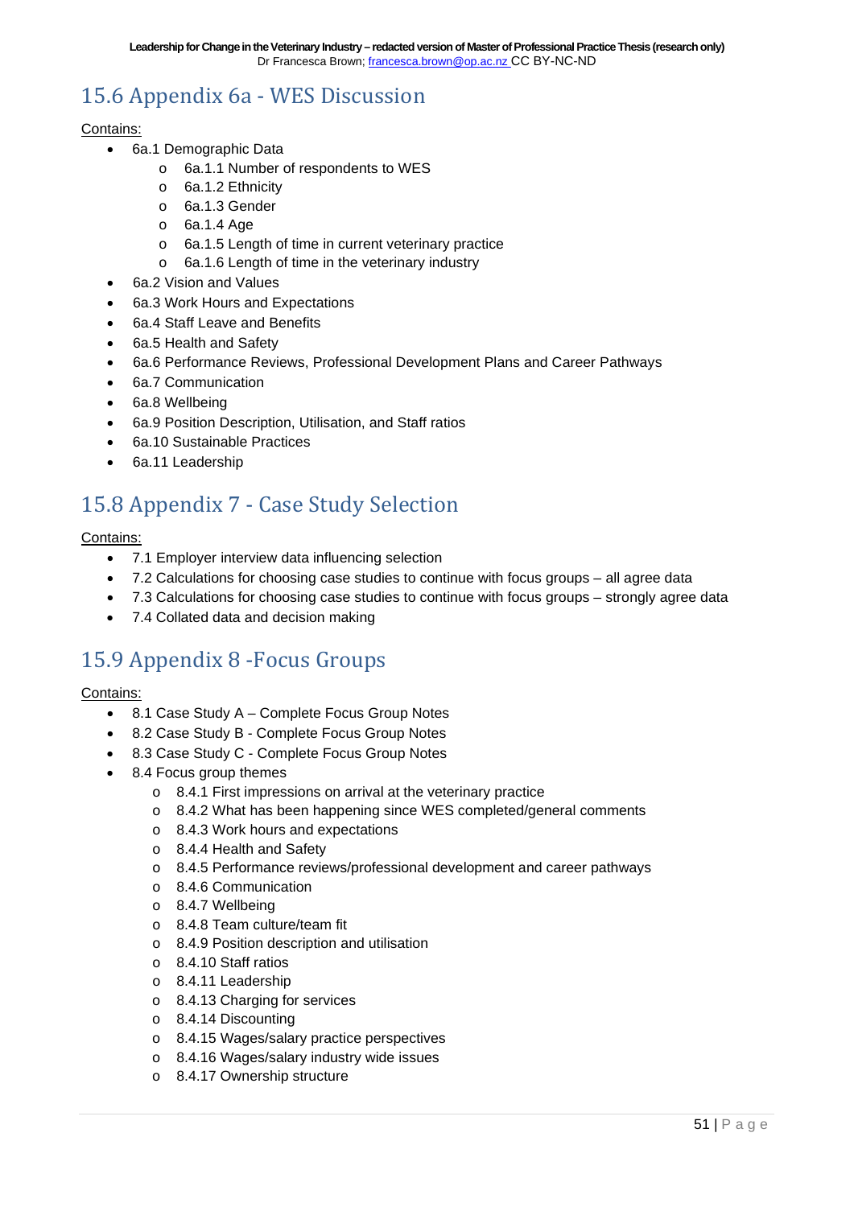## 15.6 Appendix 6a - WES Discussion

Contains:

- 6a.1 Demographic Data
  - 6a.1.1 Number of respondents to WES
  - 6a.1.2 Ethnicity
  - 6a.1.3 Gender
  - 6a.1.4 Age
  - 6a.1.5 Length of time in current veterinary practice
  - 6a.1.6 Length of time in the veterinary industry
- 6a.2 Vision and Values
- 6a.3 Work Hours and Expectations
- 6a.4 Staff Leave and Benefits
- 6a.5 Health and Safety
- 6a.6 Performance Reviews, Professional Development Plans and Career Pathways
- 6a.7 Communication
- 6a.8 Wellbeing
- 6a.9 Position Description, Utilisation, and Staff ratios
- 6a.10 Sustainable Practices
- 6a.11 Leadership

## 15.8 Appendix 7 - Case Study Selection

Contains:

- 7.1 Employer interview data influencing selection
- 7.2 Calculations for choosing case studies to continue with focus groups – all agree data
- 7.3 Calculations for choosing case studies to continue with focus groups – strongly agree data
- 7.4 Collated data and decision making

## 15.9 Appendix 8 -Focus Groups

Contains:

- 8.1 Case Study A – Complete Focus Group Notes
- 8.2 Case Study B - Complete Focus Group Notes
- 8.3 Case Study C - Complete Focus Group Notes
- 8.4 Focus group themes
  - 8.4.1 First impressions on arrival at the veterinary practice
  - 8.4.2 What has been happening since WES completed/general comments
  - 8.4.3 Work hours and expectations
  - 8.4.4 Health and Safety
  - 8.4.5 Performance reviews/professional development and career pathways
  - 8.4.6 Communication
  - 8.4.7 Wellbeing
  - 8.4.8 Team culture/team fit
  - 8.4.9 Position description and utilisation
  - 8.4.10 Staff ratios
  - 8.4.11 Leadership
  - 8.4.13 Charging for services
  - 8.4.14 Discounting
  - 8.4.15 Wages/salary practice perspectives
  - 8.4.16 Wages/salary industry wide issues
  - 8.4.17 Ownership structure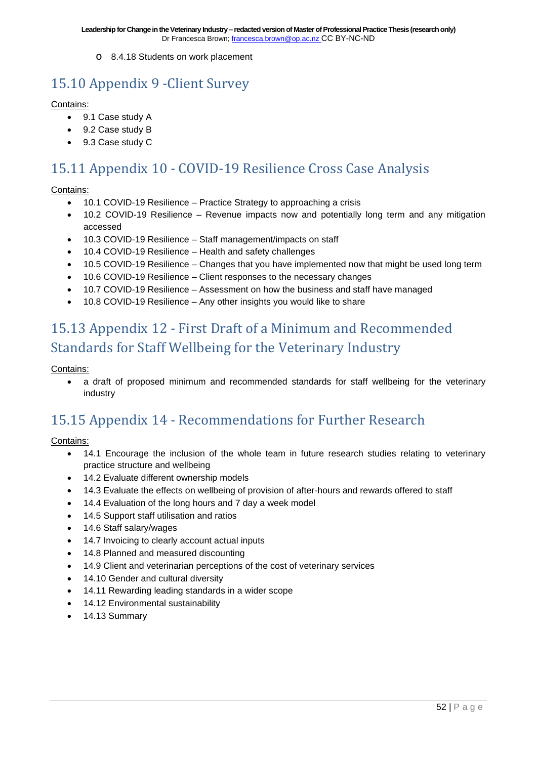- 8.4.18 Students on work placement

## 15.10 Appendix 9 -Client Survey

Contains:

- 9.1 Case study A
- 9.2 Case study B
- 9.3 Case study C

## 15.11 Appendix 10 - COVID-19 Resilience Cross Case Analysis

Contains:

- 10.1 COVID-19 Resilience – Practice Strategy to approaching a crisis
- 10.2 COVID-19 Resilience – Revenue impacts now and potentially long term and any mitigation accessed
- 10.3 COVID-19 Resilience – Staff management/impacts on staff
- 10.4 COVID-19 Resilience – Health and safety challenges
- 10.5 COVID-19 Resilience – Changes that you have implemented now that might be used long term
- 10.6 COVID-19 Resilience – Client responses to the necessary changes
- 10.7 COVID-19 Resilience – Assessment on how the business and staff have managed
- 10.8 COVID-19 Resilience – Any other insights you would like to share

## 15.13 Appendix 12 - First Draft of a Minimum and Recommended Standards for Staff Wellbeing for the Veterinary Industry

Contains:

- a draft of proposed minimum and recommended standards for staff wellbeing for the veterinary industry

## 15.15 Appendix 14 - Recommendations for Further Research

Contains:

- 14.1 Encourage the inclusion of the whole team in future research studies relating to veterinary practice structure and wellbeing
- 14.2 Evaluate different ownership models
- 14.3 Evaluate the effects on wellbeing of provision of after-hours and rewards offered to staff
- 14.4 Evaluation of the long hours and 7 day a week model
- 14.5 Support staff utilisation and ratios
- 14.6 Staff salary/wages
- 14.7 Invoicing to clearly account actual inputs
- 14.8 Planned and measured discounting
- 14.9 Client and veterinarian perceptions of the cost of veterinary services
- 14.10 Gender and cultural diversity
- 14.11 Rewarding leading standards in a wider scope
- 14.12 Environmental sustainability
- 14.13 Summary